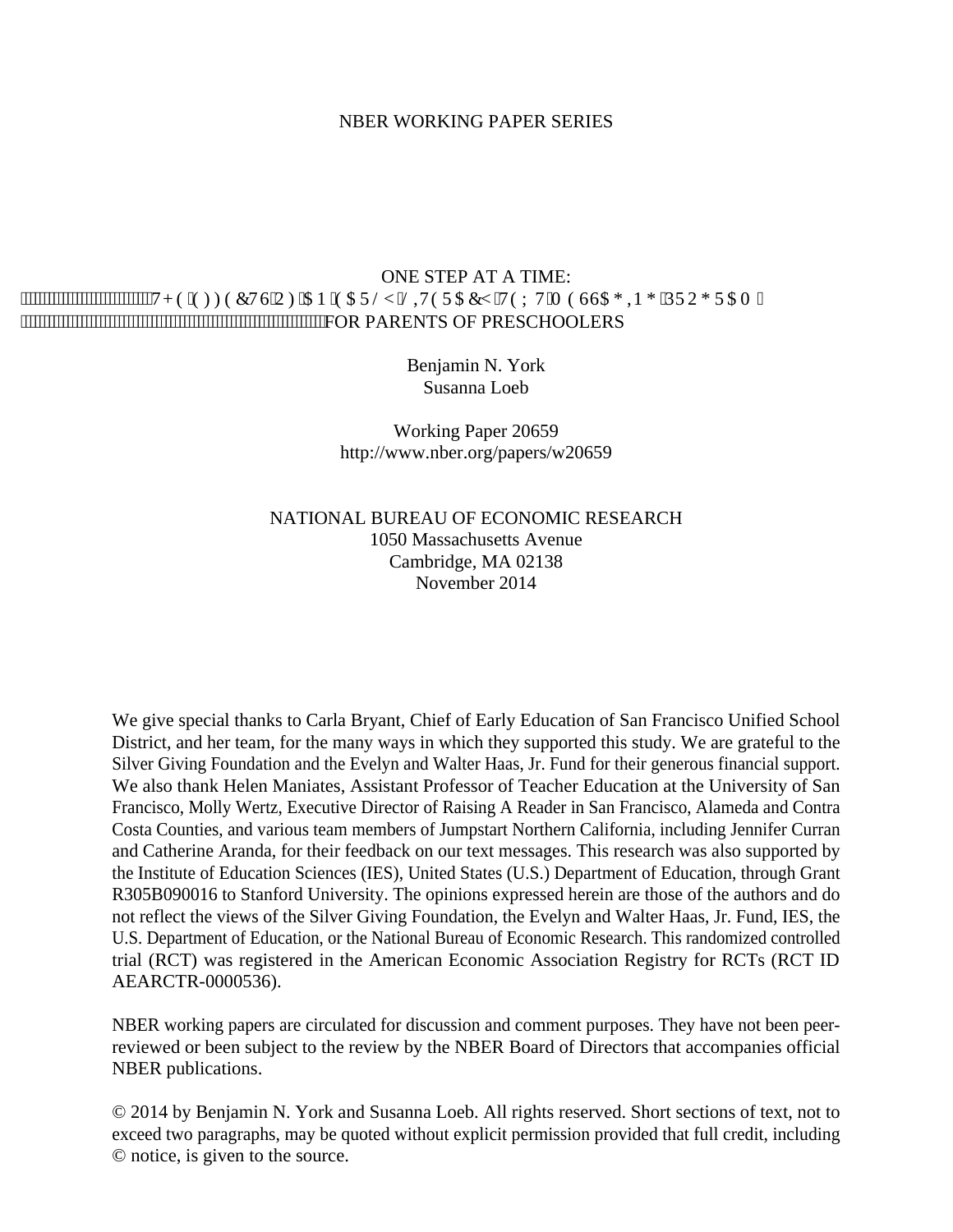NBER WORKING PAPER SERIES

# ONE STEP AT A TIME:
# THE EFFECTS OF AN EARLY LITERACY TEXT MESSAGING PROGRAM
# FOR PARENTS OF PRESCHOOLERS

Benjamin N. York
Susanna Loeb

Working Paper 20659
http://www.nber.org/papers/w20659

NATIONAL BUREAU OF ECONOMIC RESEARCH
1050 Massachusetts Avenue
Cambridge, MA 02138
November 2014

We give special thanks to Carla Bryant, Chief of Early Education of San Francisco Unified School District, and her team, for the many ways in which they supported this study. We are grateful to the Silver Giving Foundation and the Evelyn and Walter Haas, Jr. Fund for their generous financial support. We also thank Helen Maniates, Assistant Professor of Teacher Education at the University of San Francisco, Molly Wertz, Executive Director of Raising A Reader in San Francisco, Alameda and Contra Costa Counties, and various team members of Jumpstart Northern California, including Jennifer Curran and Catherine Aranda, for their feedback on our text messages. This research was also supported by the Institute of Education Sciences (IES), United States (U.S.) Department of Education, through Grant R305B090016 to Stanford University. The opinions expressed herein are those of the authors and do not reflect the views of the Silver Giving Foundation, the Evelyn and Walter Haas, Jr. Fund, IES, the U.S. Department of Education, or the National Bureau of Economic Research. This randomized controlled trial (RCT) was registered in the American Economic Association Registry for RCTs (RCT ID AEARCTR-0000536).

NBER working papers are circulated for discussion and comment purposes. They have not been peer-reviewed or been subject to the review by the NBER Board of Directors that accompanies official NBER publications.

© 2014 by Benjamin N. York and Susanna Loeb. All rights reserved. Short sections of text, not to exceed two paragraphs, may be quoted without explicit permission provided that full credit, including © notice, is given to the source.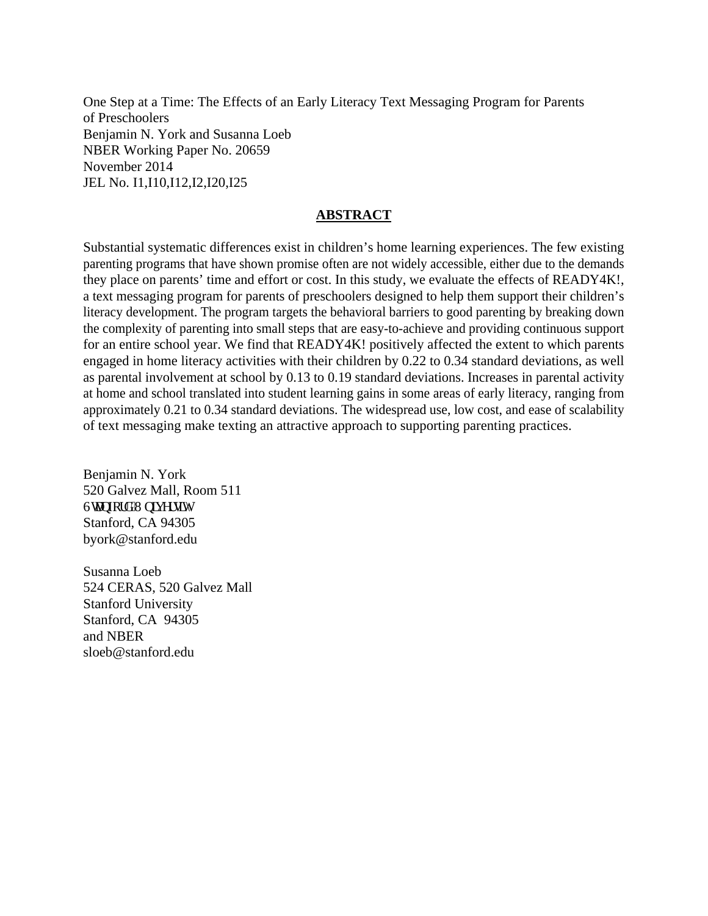One Step at a Time: The Effects of an Early Literacy Text Messaging Program for Parents of Preschoolers
Benjamin N. York and Susanna Loeb
NBER Working Paper No. 20659
November 2014
JEL No. I1,I10,I12,I2,I20,I25

## ABSTRACT

Substantial systematic differences exist in children's home learning experiences. The few existing parenting programs that have shown promise often are not widely accessible, either due to the demands they place on parents' time and effort or cost. In this study, we evaluate the effects of READY4K!, a text messaging program for parents of preschoolers designed to help them support their children's literacy development. The program targets the behavioral barriers to good parenting by breaking down the complexity of parenting into small steps that are easy-to-achieve and providing continuous support for an entire school year. We find that READY4K! positively affected the extent to which parents engaged in home literacy activities with their children by 0.22 to 0.34 standard deviations, as well as parental involvement at school by 0.13 to 0.19 standard deviations. Increases in parental activity at home and school translated into student learning gains in some areas of early literacy, ranging from approximately 0.21 to 0.34 standard deviations. The widespread use, low cost, and ease of scalability of text messaging make texting an attractive approach to supporting parenting practices.

Benjamin N. York
520 Galvez Mall, Room 511
Stanford University
Stanford, CA 94305
byork@stanford.edu

Susanna Loeb
524 CERAS, 520 Galvez Mall
Stanford University
Stanford, CA 94305
and NBER
sloeb@stanford.edu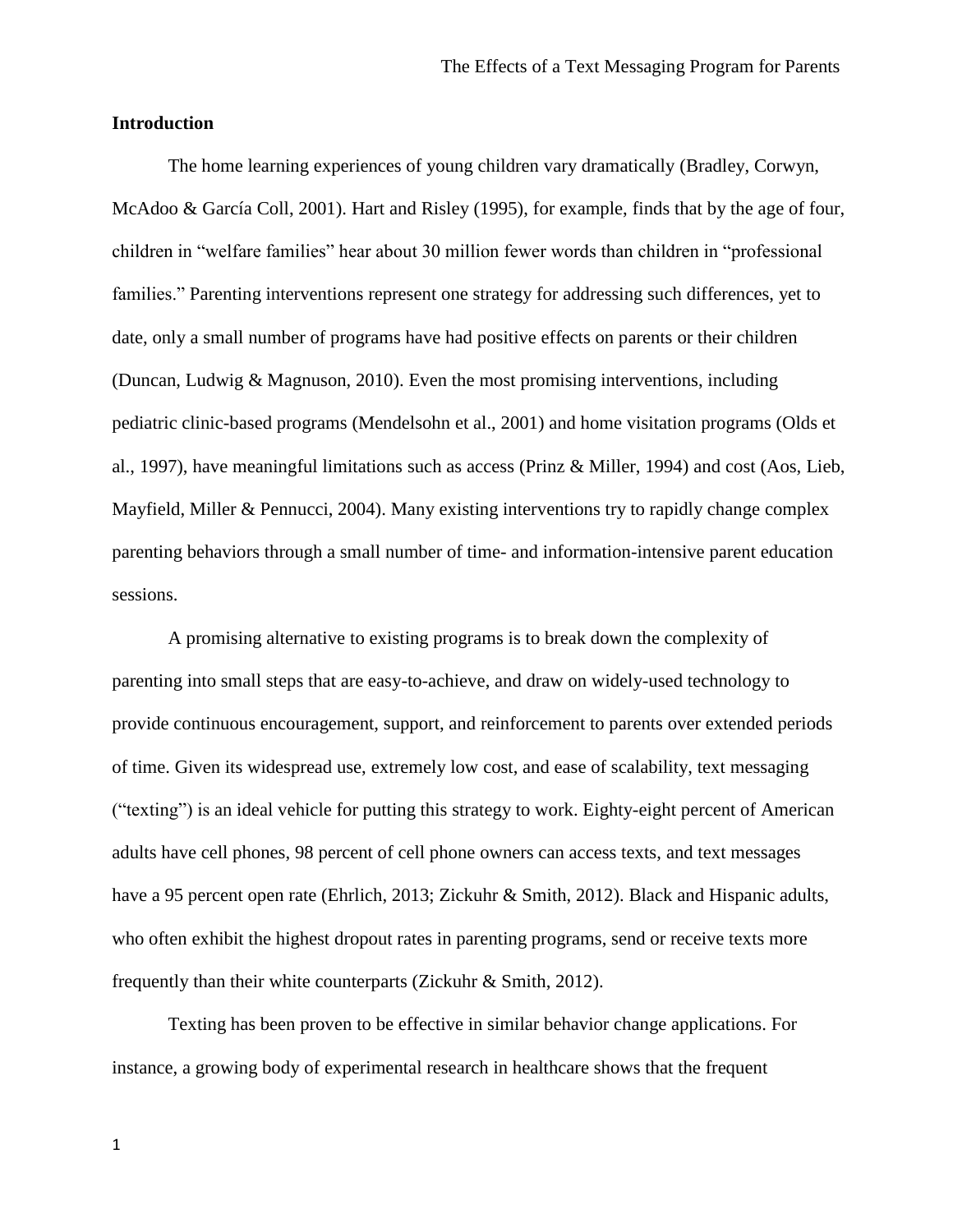## Introduction

The home learning experiences of young children vary dramatically (Bradley, Corwyn, McAdoo & García Coll, 2001). Hart and Risley (1995), for example, finds that by the age of four, children in "welfare families" hear about 30 million fewer words than children in "professional families." Parenting interventions represent one strategy for addressing such differences, yet to date, only a small number of programs have had positive effects on parents or their children (Duncan, Ludwig & Magnuson, 2010). Even the most promising interventions, including pediatric clinic-based programs (Mendelsohn et al., 2001) and home visitation programs (Olds et al., 1997), have meaningful limitations such as access (Prinz & Miller, 1994) and cost (Aos, Lieb, Mayfield, Miller & Pennucci, 2004). Many existing interventions try to rapidly change complex parenting behaviors through a small number of time- and information-intensive parent education sessions.

A promising alternative to existing programs is to break down the complexity of parenting into small steps that are easy-to-achieve, and draw on widely-used technology to provide continuous encouragement, support, and reinforcement to parents over extended periods of time. Given its widespread use, extremely low cost, and ease of scalability, text messaging ("texting") is an ideal vehicle for putting this strategy to work. Eighty-eight percent of American adults have cell phones, 98 percent of cell phone owners can access texts, and text messages have a 95 percent open rate (Ehrlich, 2013; Zickuhr & Smith, 2012). Black and Hispanic adults, who often exhibit the highest dropout rates in parenting programs, send or receive texts more frequently than their white counterparts (Zickuhr & Smith, 2012).

Texting has been proven to be effective in similar behavior change applications. For instance, a growing body of experimental research in healthcare shows that the frequent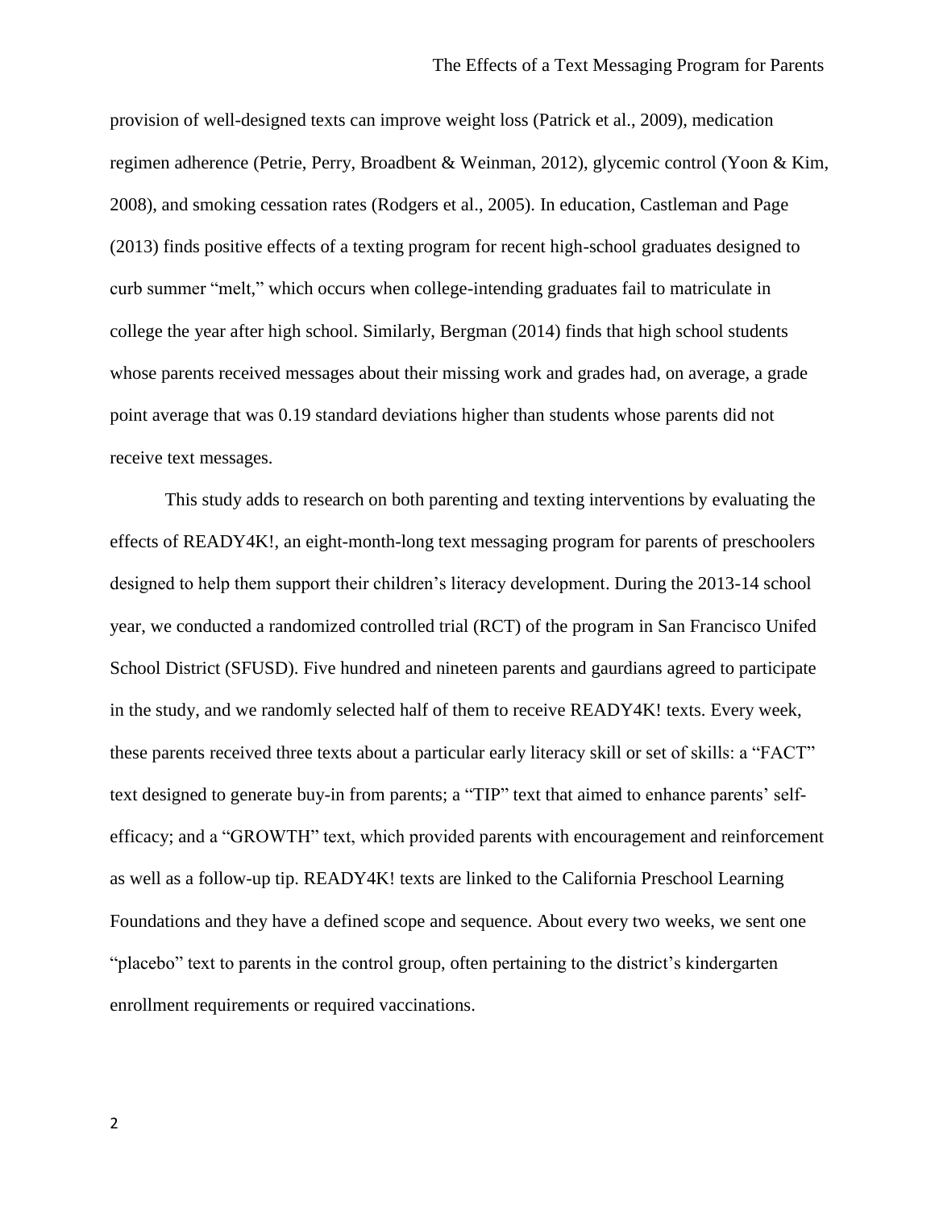provision of well-designed texts can improve weight loss (Patrick et al., 2009), medication regimen adherence (Petrie, Perry, Broadbent & Weinman, 2012), glycemic control (Yoon & Kim, 2008), and smoking cessation rates (Rodgers et al., 2005). In education, Castleman and Page (2013) finds positive effects of a texting program for recent high-school graduates designed to curb summer "melt," which occurs when college-intending graduates fail to matriculate in college the year after high school. Similarly, Bergman (2014) finds that high school students whose parents received messages about their missing work and grades had, on average, a grade point average that was 0.19 standard deviations higher than students whose parents did not receive text messages.

This study adds to research on both parenting and texting interventions by evaluating the effects of READY4K!, an eight-month-long text messaging program for parents of preschoolers designed to help them support their children's literacy development. During the 2013-14 school year, we conducted a randomized controlled trial (RCT) of the program in San Francisco Unifed School District (SFUSD). Five hundred and nineteen parents and gaurdians agreed to participate in the study, and we randomly selected half of them to receive READY4K! texts. Every week, these parents received three texts about a particular early literacy skill or set of skills: a "FACT" text designed to generate buy-in from parents; a "TIP" text that aimed to enhance parents' self-efficacy; and a "GROWTH" text, which provided parents with encouragement and reinforcement as well as a follow-up tip. READY4K! texts are linked to the California Preschool Learning Foundations and they have a defined scope and sequence. About every two weeks, we sent one "placebo" text to parents in the control group, often pertaining to the district's kindergarten enrollment requirements or required vaccinations.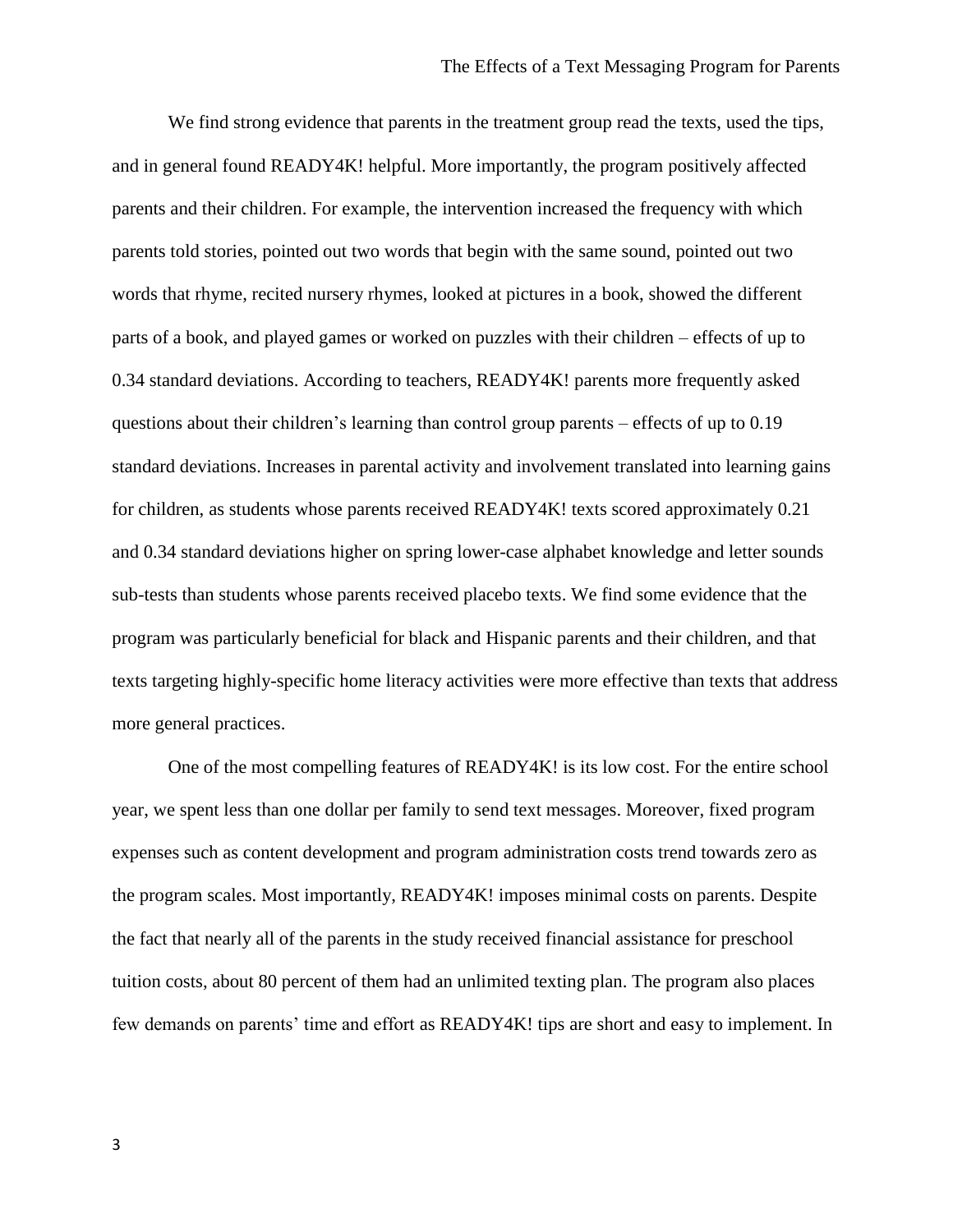We find strong evidence that parents in the treatment group read the texts, used the tips, and in general found READY4K! helpful. More importantly, the program positively affected parents and their children. For example, the intervention increased the frequency with which parents told stories, pointed out two words that begin with the same sound, pointed out two words that rhyme, recited nursery rhymes, looked at pictures in a book, showed the different parts of a book, and played games or worked on puzzles with their children – effects of up to 0.34 standard deviations. According to teachers, READY4K! parents more frequently asked questions about their children's learning than control group parents – effects of up to 0.19 standard deviations. Increases in parental activity and involvement translated into learning gains for children, as students whose parents received READY4K! texts scored approximately 0.21 and 0.34 standard deviations higher on spring lower-case alphabet knowledge and letter sounds sub-tests than students whose parents received placebo texts. We find some evidence that the program was particularly beneficial for black and Hispanic parents and their children, and that texts targeting highly-specific home literacy activities were more effective than texts that address more general practices.

One of the most compelling features of READY4K! is its low cost. For the entire school year, we spent less than one dollar per family to send text messages. Moreover, fixed program expenses such as content development and program administration costs trend towards zero as the program scales. Most importantly, READY4K! imposes minimal costs on parents. Despite the fact that nearly all of the parents in the study received financial assistance for preschool tuition costs, about 80 percent of them had an unlimited texting plan. The program also places few demands on parents' time and effort as READY4K! tips are short and easy to implement. In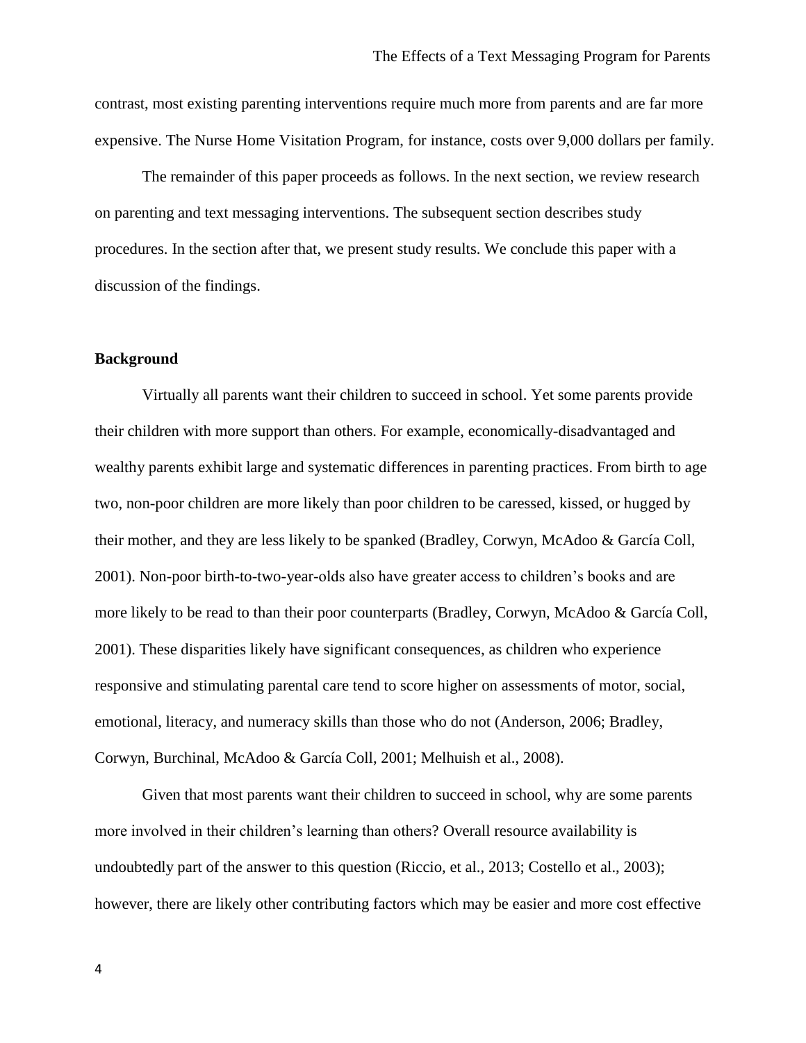contrast, most existing parenting interventions require much more from parents and are far more expensive. The Nurse Home Visitation Program, for instance, costs over 9,000 dollars per family.

The remainder of this paper proceeds as follows. In the next section, we review research on parenting and text messaging interventions. The subsequent section describes study procedures. In the section after that, we present study results. We conclude this paper with a discussion of the findings.

## Background

Virtually all parents want their children to succeed in school. Yet some parents provide their children with more support than others. For example, economically-disadvantaged and wealthy parents exhibit large and systematic differences in parenting practices. From birth to age two, non-poor children are more likely than poor children to be caressed, kissed, or hugged by their mother, and they are less likely to be spanked (Bradley, Corwyn, McAdoo & García Coll, 2001). Non-poor birth-to-two-year-olds also have greater access to children's books and are more likely to be read to than their poor counterparts (Bradley, Corwyn, McAdoo & García Coll, 2001). These disparities likely have significant consequences, as children who experience responsive and stimulating parental care tend to score higher on assessments of motor, social, emotional, literacy, and numeracy skills than those who do not (Anderson, 2006; Bradley, Corwyn, Burchinal, McAdoo & García Coll, 2001; Melhuish et al., 2008).

Given that most parents want their children to succeed in school, why are some parents more involved in their children's learning than others? Overall resource availability is undoubtedly part of the answer to this question (Riccio, et al., 2013; Costello et al., 2003); however, there are likely other contributing factors which may be easier and more cost effective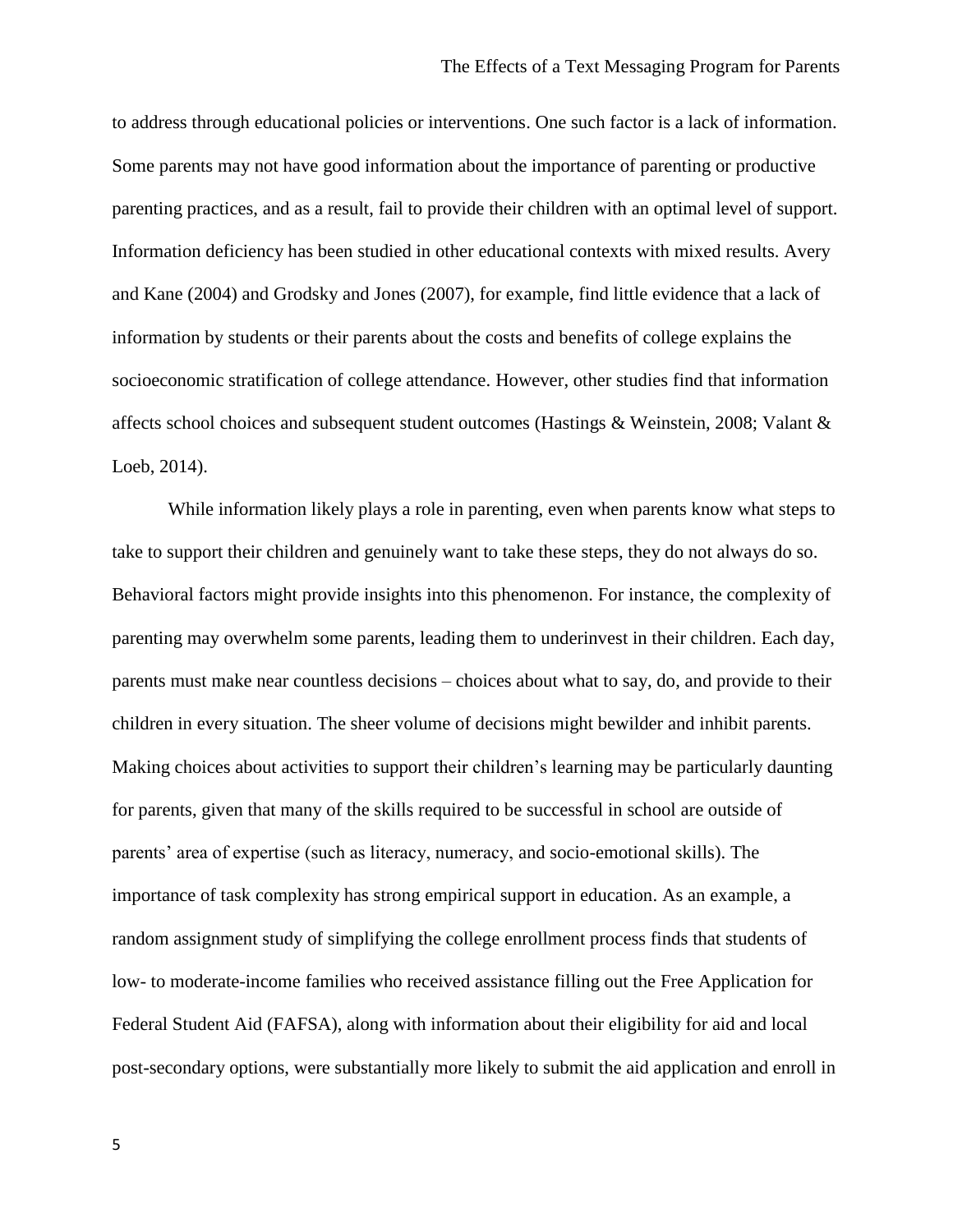to address through educational policies or interventions. One such factor is a lack of information. Some parents may not have good information about the importance of parenting or productive parenting practices, and as a result, fail to provide their children with an optimal level of support. Information deficiency has been studied in other educational contexts with mixed results. Avery and Kane (2004) and Grodsky and Jones (2007), for example, find little evidence that a lack of information by students or their parents about the costs and benefits of college explains the socioeconomic stratification of college attendance. However, other studies find that information affects school choices and subsequent student outcomes (Hastings & Weinstein, 2008; Valant & Loeb, 2014).

While information likely plays a role in parenting, even when parents know what steps to take to support their children and genuinely want to take these steps, they do not always do so. Behavioral factors might provide insights into this phenomenon. For instance, the complexity of parenting may overwhelm some parents, leading them to underinvest in their children. Each day, parents must make near countless decisions – choices about what to say, do, and provide to their children in every situation. The sheer volume of decisions might bewilder and inhibit parents. Making choices about activities to support their children's learning may be particularly daunting for parents, given that many of the skills required to be successful in school are outside of parents' area of expertise (such as literacy, numeracy, and socio-emotional skills). The importance of task complexity has strong empirical support in education. As an example, a random assignment study of simplifying the college enrollment process finds that students of low- to moderate-income families who received assistance filling out the Free Application for Federal Student Aid (FAFSA), along with information about their eligibility for aid and local post-secondary options, were substantially more likely to submit the aid application and enroll in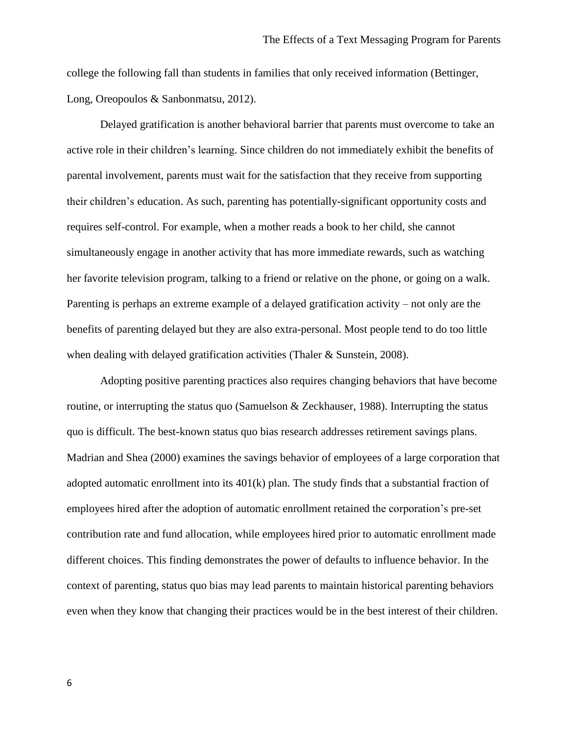college the following fall than students in families that only received information (Bettinger, Long, Oreopoulos & Sanbonmatsu, 2012).

Delayed gratification is another behavioral barrier that parents must overcome to take an active role in their children's learning. Since children do not immediately exhibit the benefits of parental involvement, parents must wait for the satisfaction that they receive from supporting their children's education. As such, parenting has potentially-significant opportunity costs and requires self-control. For example, when a mother reads a book to her child, she cannot simultaneously engage in another activity that has more immediate rewards, such as watching her favorite television program, talking to a friend or relative on the phone, or going on a walk. Parenting is perhaps an extreme example of a delayed gratification activity – not only are the benefits of parenting delayed but they are also extra-personal. Most people tend to do too little when dealing with delayed gratification activities (Thaler & Sunstein, 2008).

Adopting positive parenting practices also requires changing behaviors that have become routine, or interrupting the status quo (Samuelson & Zeckhauser, 1988). Interrupting the status quo is difficult. The best-known status quo bias research addresses retirement savings plans. Madrian and Shea (2000) examines the savings behavior of employees of a large corporation that adopted automatic enrollment into its 401(k) plan. The study finds that a substantial fraction of employees hired after the adoption of automatic enrollment retained the corporation's pre-set contribution rate and fund allocation, while employees hired prior to automatic enrollment made different choices. This finding demonstrates the power of defaults to influence behavior. In the context of parenting, status quo bias may lead parents to maintain historical parenting behaviors even when they know that changing their practices would be in the best interest of their children.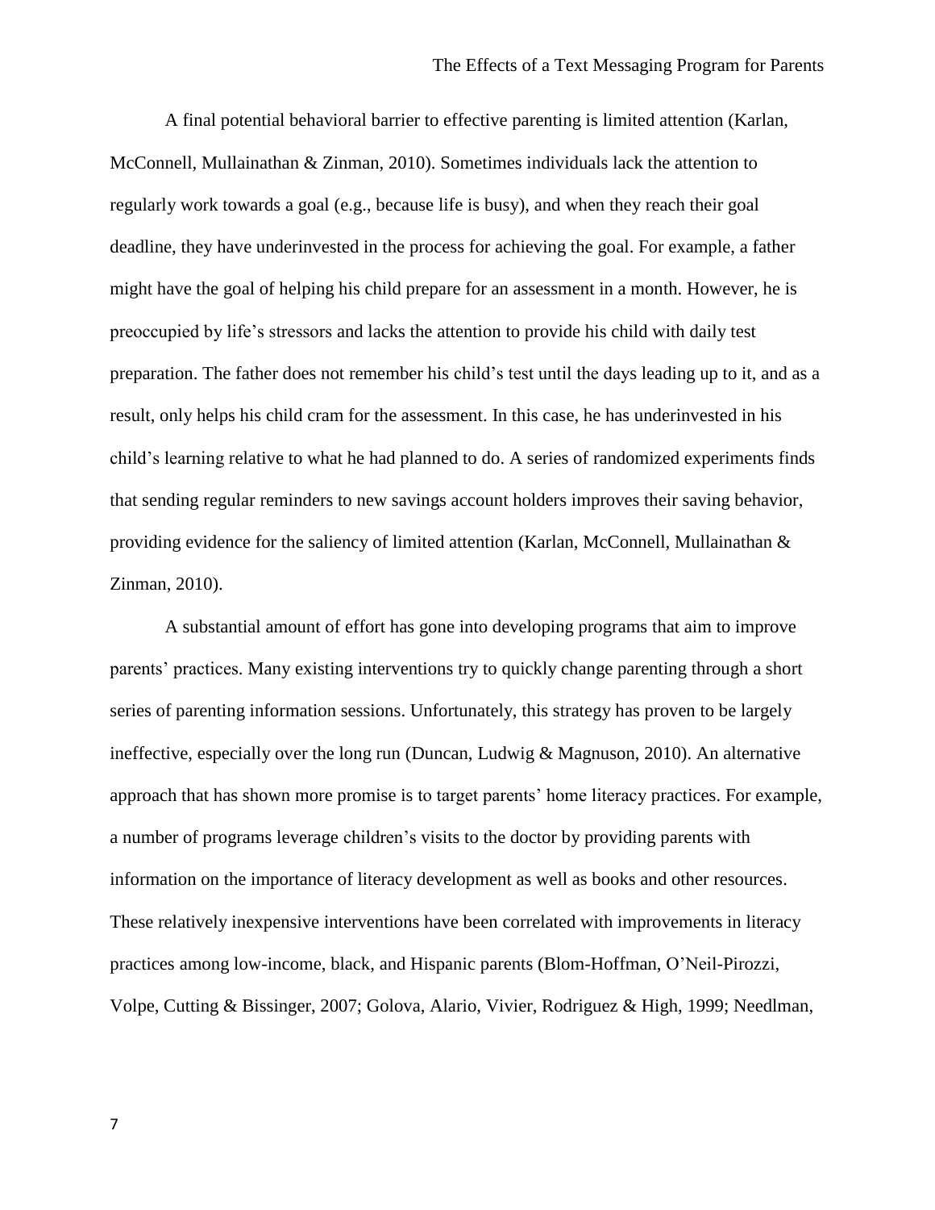A final potential behavioral barrier to effective parenting is limited attention (Karlan, McConnell, Mullainathan & Zinman, 2010). Sometimes individuals lack the attention to regularly work towards a goal (e.g., because life is busy), and when they reach their goal deadline, they have underinvested in the process for achieving the goal. For example, a father might have the goal of helping his child prepare for an assessment in a month. However, he is preoccupied by life's stressors and lacks the attention to provide his child with daily test preparation. The father does not remember his child's test until the days leading up to it, and as a result, only helps his child cram for the assessment. In this case, he has underinvested in his child's learning relative to what he had planned to do. A series of randomized experiments finds that sending regular reminders to new savings account holders improves their saving behavior, providing evidence for the saliency of limited attention (Karlan, McConnell, Mullainathan & Zinman, 2010).

A substantial amount of effort has gone into developing programs that aim to improve parents' practices. Many existing interventions try to quickly change parenting through a short series of parenting information sessions. Unfortunately, this strategy has proven to be largely ineffective, especially over the long run (Duncan, Ludwig & Magnuson, 2010). An alternative approach that has shown more promise is to target parents' home literacy practices. For example, a number of programs leverage children's visits to the doctor by providing parents with information on the importance of literacy development as well as books and other resources. These relatively inexpensive interventions have been correlated with improvements in literacy practices among low-income, black, and Hispanic parents (Blom-Hoffman, O'Neil-Pirozzi, Volpe, Cutting & Bissinger, 2007; Golova, Alario, Vivier, Rodriguez & High, 1999; Needlman,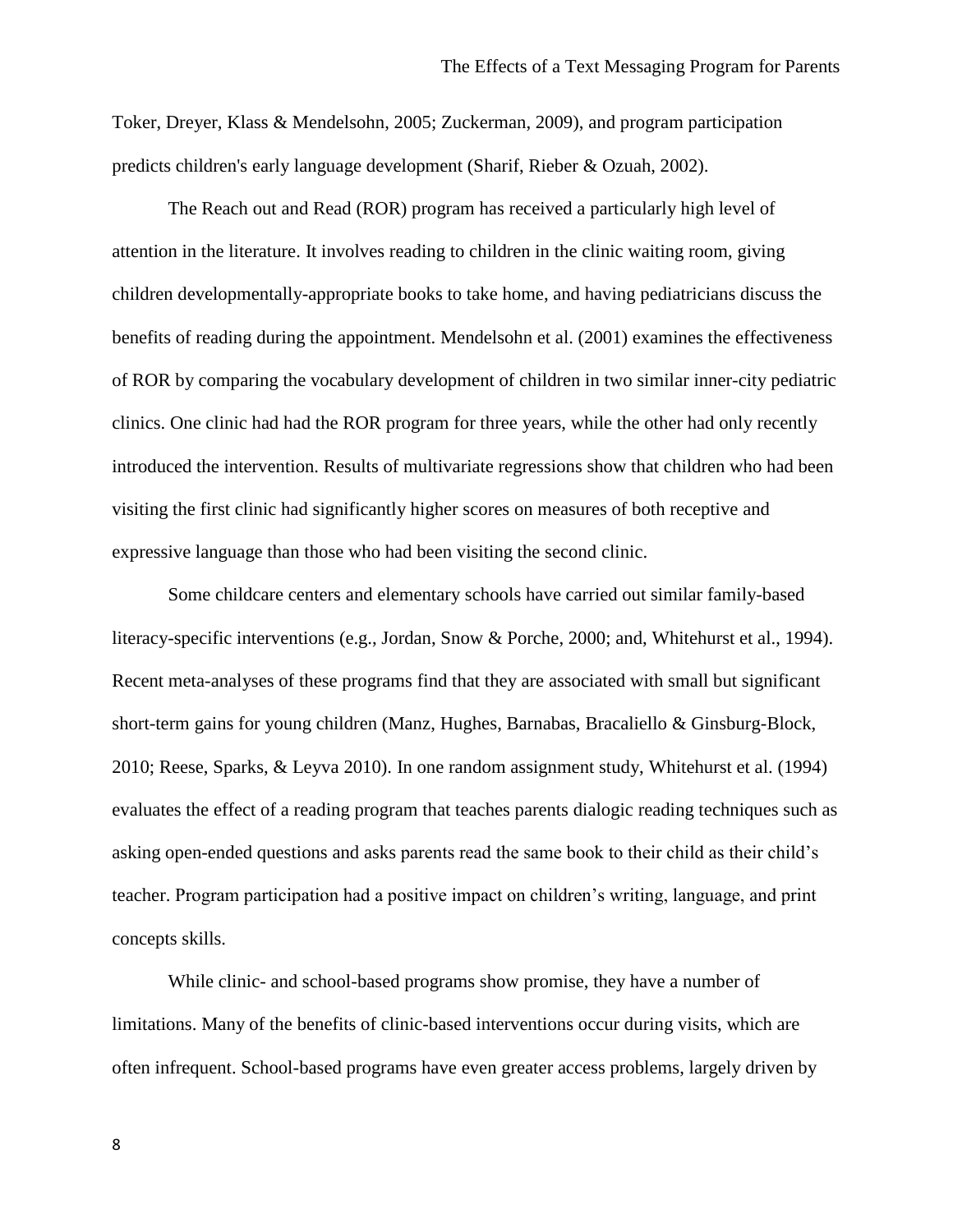Toker, Dreyer, Klass & Mendelsohn, 2005; Zuckerman, 2009), and program participation predicts children's early language development (Sharif, Rieber & Ozuah, 2002).

The Reach out and Read (ROR) program has received a particularly high level of attention in the literature. It involves reading to children in the clinic waiting room, giving children developmentally-appropriate books to take home, and having pediatricians discuss the benefits of reading during the appointment. Mendelsohn et al. (2001) examines the effectiveness of ROR by comparing the vocabulary development of children in two similar inner-city pediatric clinics. One clinic had had the ROR program for three years, while the other had only recently introduced the intervention. Results of multivariate regressions show that children who had been visiting the first clinic had significantly higher scores on measures of both receptive and expressive language than those who had been visiting the second clinic.

Some childcare centers and elementary schools have carried out similar family-based literacy-specific interventions (e.g., Jordan, Snow & Porche, 2000; and, Whitehurst et al., 1994). Recent meta-analyses of these programs find that they are associated with small but significant short-term gains for young children (Manz, Hughes, Barnabas, Bracaliello & Ginsburg-Block, 2010; Reese, Sparks, & Leyva 2010). In one random assignment study, Whitehurst et al. (1994) evaluates the effect of a reading program that teaches parents dialogic reading techniques such as asking open-ended questions and asks parents read the same book to their child as their child's teacher. Program participation had a positive impact on children's writing, language, and print concepts skills.

While clinic- and school-based programs show promise, they have a number of limitations. Many of the benefits of clinic-based interventions occur during visits, which are often infrequent. School-based programs have even greater access problems, largely driven by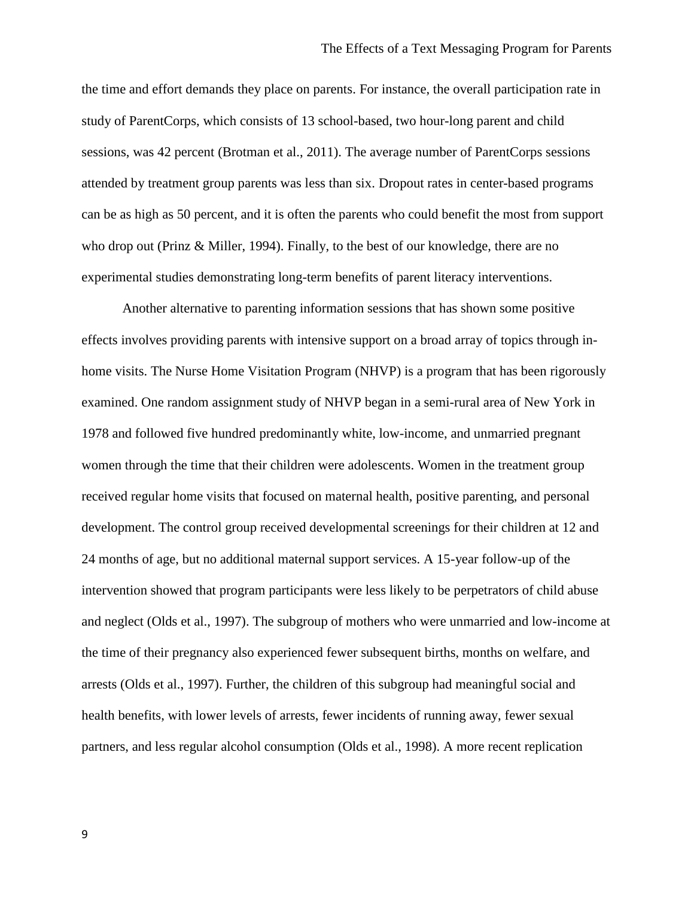the time and effort demands they place on parents. For instance, the overall participation rate in study of ParentCorps, which consists of 13 school-based, two hour-long parent and child sessions, was 42 percent (Brotman et al., 2011). The average number of ParentCorps sessions attended by treatment group parents was less than six. Dropout rates in center-based programs can be as high as 50 percent, and it is often the parents who could benefit the most from support who drop out (Prinz & Miller, 1994). Finally, to the best of our knowledge, there are no experimental studies demonstrating long-term benefits of parent literacy interventions.

Another alternative to parenting information sessions that has shown some positive effects involves providing parents with intensive support on a broad array of topics through in-home visits. The Nurse Home Visitation Program (NHVP) is a program that has been rigorously examined. One random assignment study of NHVP began in a semi-rural area of New York in 1978 and followed five hundred predominantly white, low-income, and unmarried pregnant women through the time that their children were adolescents. Women in the treatment group received regular home visits that focused on maternal health, positive parenting, and personal development. The control group received developmental screenings for their children at 12 and 24 months of age, but no additional maternal support services. A 15-year follow-up of the intervention showed that program participants were less likely to be perpetrators of child abuse and neglect (Olds et al., 1997). The subgroup of mothers who were unmarried and low-income at the time of their pregnancy also experienced fewer subsequent births, months on welfare, and arrests (Olds et al., 1997). Further, the children of this subgroup had meaningful social and health benefits, with lower levels of arrests, fewer incidents of running away, fewer sexual partners, and less regular alcohol consumption (Olds et al., 1998). A more recent replication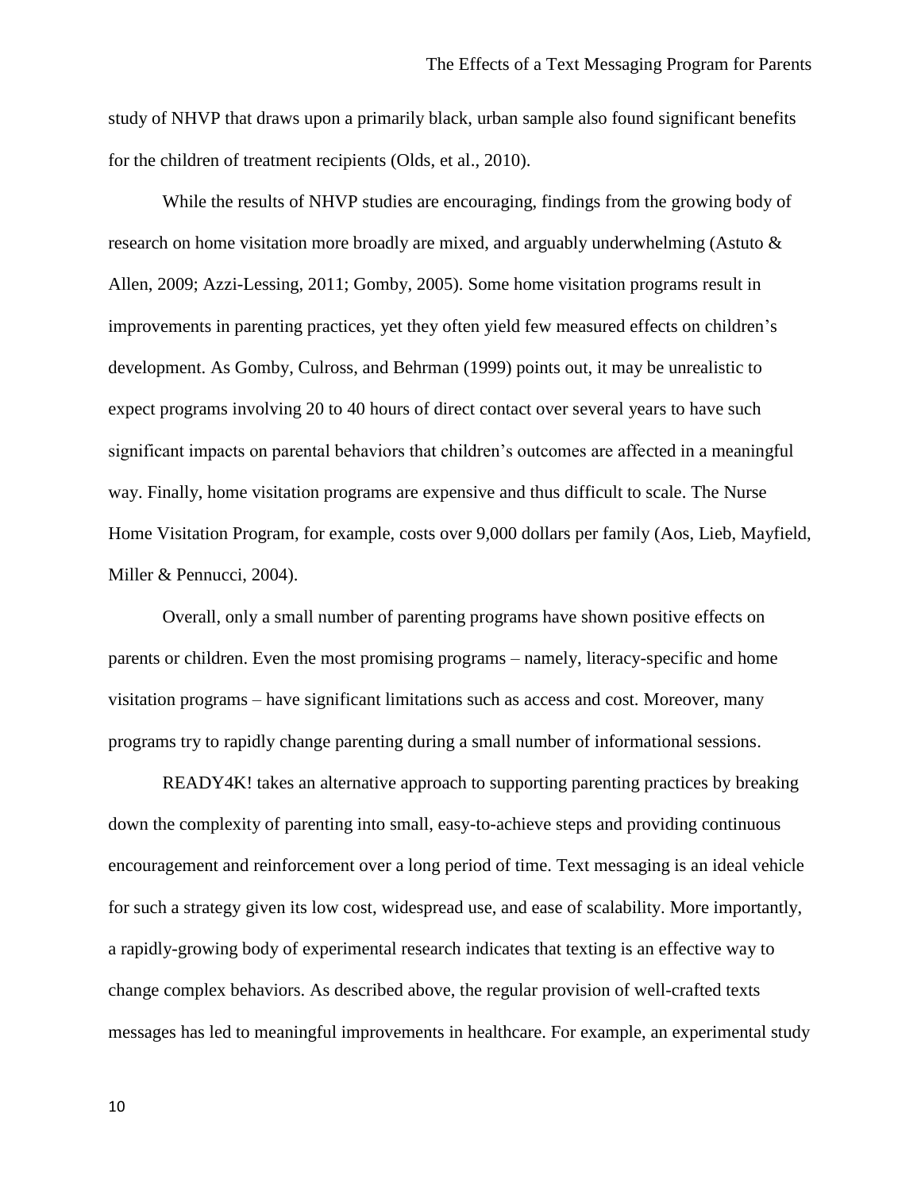study of NHVP that draws upon a primarily black, urban sample also found significant benefits for the children of treatment recipients (Olds, et al., 2010).

While the results of NHVP studies are encouraging, findings from the growing body of research on home visitation more broadly are mixed, and arguably underwhelming (Astuto & Allen, 2009; Azzi-Lessing, 2011; Gomby, 2005). Some home visitation programs result in improvements in parenting practices, yet they often yield few measured effects on children's development. As Gomby, Culross, and Behrman (1999) points out, it may be unrealistic to expect programs involving 20 to 40 hours of direct contact over several years to have such significant impacts on parental behaviors that children's outcomes are affected in a meaningful way. Finally, home visitation programs are expensive and thus difficult to scale. The Nurse Home Visitation Program, for example, costs over 9,000 dollars per family (Aos, Lieb, Mayfield, Miller & Pennucci, 2004).

Overall, only a small number of parenting programs have shown positive effects on parents or children. Even the most promising programs – namely, literacy-specific and home visitation programs – have significant limitations such as access and cost. Moreover, many programs try to rapidly change parenting during a small number of informational sessions.

READY4K! takes an alternative approach to supporting parenting practices by breaking down the complexity of parenting into small, easy-to-achieve steps and providing continuous encouragement and reinforcement over a long period of time. Text messaging is an ideal vehicle for such a strategy given its low cost, widespread use, and ease of scalability. More importantly, a rapidly-growing body of experimental research indicates that texting is an effective way to change complex behaviors. As described above, the regular provision of well-crafted texts messages has led to meaningful improvements in healthcare. For example, an experimental study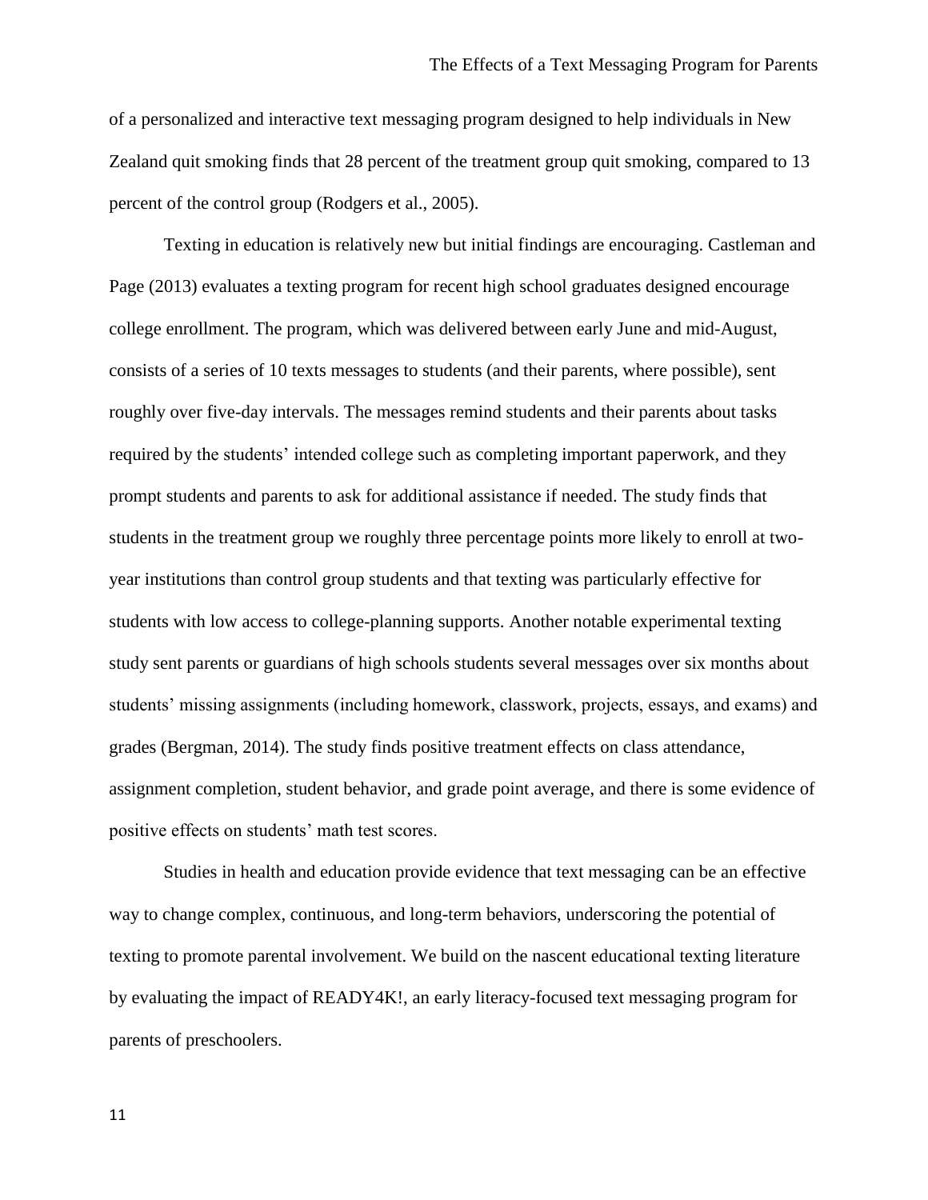of a personalized and interactive text messaging program designed to help individuals in New Zealand quit smoking finds that 28 percent of the treatment group quit smoking, compared to 13 percent of the control group (Rodgers et al., 2005).

Texting in education is relatively new but initial findings are encouraging. Castleman and Page (2013) evaluates a texting program for recent high school graduates designed encourage college enrollment. The program, which was delivered between early June and mid-August, consists of a series of 10 texts messages to students (and their parents, where possible), sent roughly over five-day intervals. The messages remind students and their parents about tasks required by the students' intended college such as completing important paperwork, and they prompt students and parents to ask for additional assistance if needed. The study finds that students in the treatment group we roughly three percentage points more likely to enroll at two-year institutions than control group students and that texting was particularly effective for students with low access to college-planning supports. Another notable experimental texting study sent parents or guardians of high schools students several messages over six months about students' missing assignments (including homework, classwork, projects, essays, and exams) and grades (Bergman, 2014). The study finds positive treatment effects on class attendance, assignment completion, student behavior, and grade point average, and there is some evidence of positive effects on students' math test scores.

Studies in health and education provide evidence that text messaging can be an effective way to change complex, continuous, and long-term behaviors, underscoring the potential of texting to promote parental involvement. We build on the nascent educational texting literature by evaluating the impact of READY4K!, an early literacy-focused text messaging program for parents of preschoolers.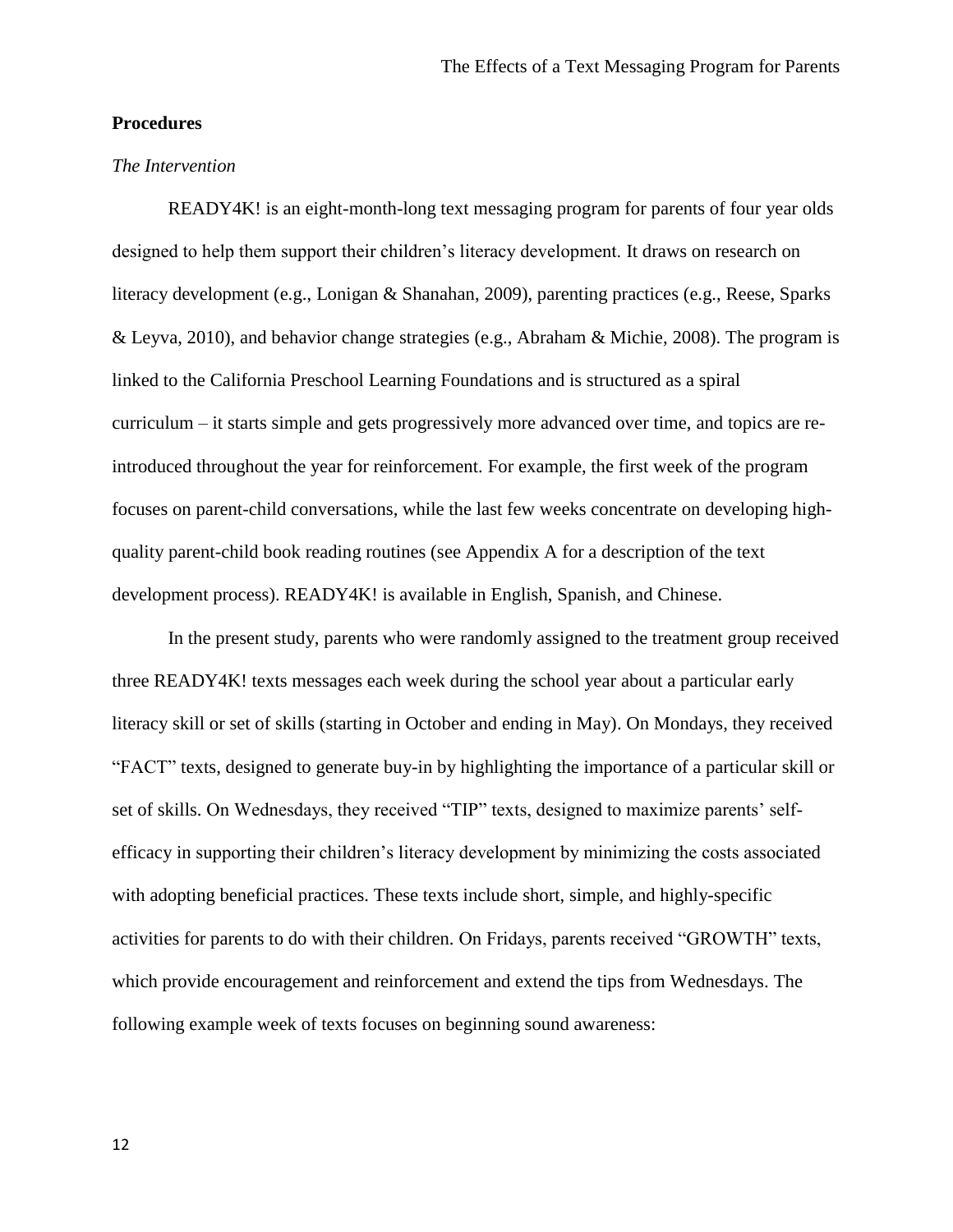**Procedures**

*The Intervention*

READY4K! is an eight-month-long text messaging program for parents of four year olds designed to help them support their children's literacy development. It draws on research on literacy development (e.g., Lonigan & Shanahan, 2009), parenting practices (e.g., Reese, Sparks & Leyva, 2010), and behavior change strategies (e.g., Abraham & Michie, 2008). The program is linked to the California Preschool Learning Foundations and is structured as a spiral curriculum – it starts simple and gets progressively more advanced over time, and topics are re-introduced throughout the year for reinforcement. For example, the first week of the program focuses on parent-child conversations, while the last few weeks concentrate on developing high-quality parent-child book reading routines (see Appendix A for a description of the text development process). READY4K! is available in English, Spanish, and Chinese.

In the present study, parents who were randomly assigned to the treatment group received three READY4K! texts messages each week during the school year about a particular early literacy skill or set of skills (starting in October and ending in May). On Mondays, they received "FACT" texts, designed to generate buy-in by highlighting the importance of a particular skill or set of skills. On Wednesdays, they received "TIP" texts, designed to maximize parents' self-efficacy in supporting their children's literacy development by minimizing the costs associated with adopting beneficial practices. These texts include short, simple, and highly-specific activities for parents to do with their children. On Fridays, parents received "GROWTH" texts, which provide encouragement and reinforcement and extend the tips from Wednesdays. The following example week of texts focuses on beginning sound awareness: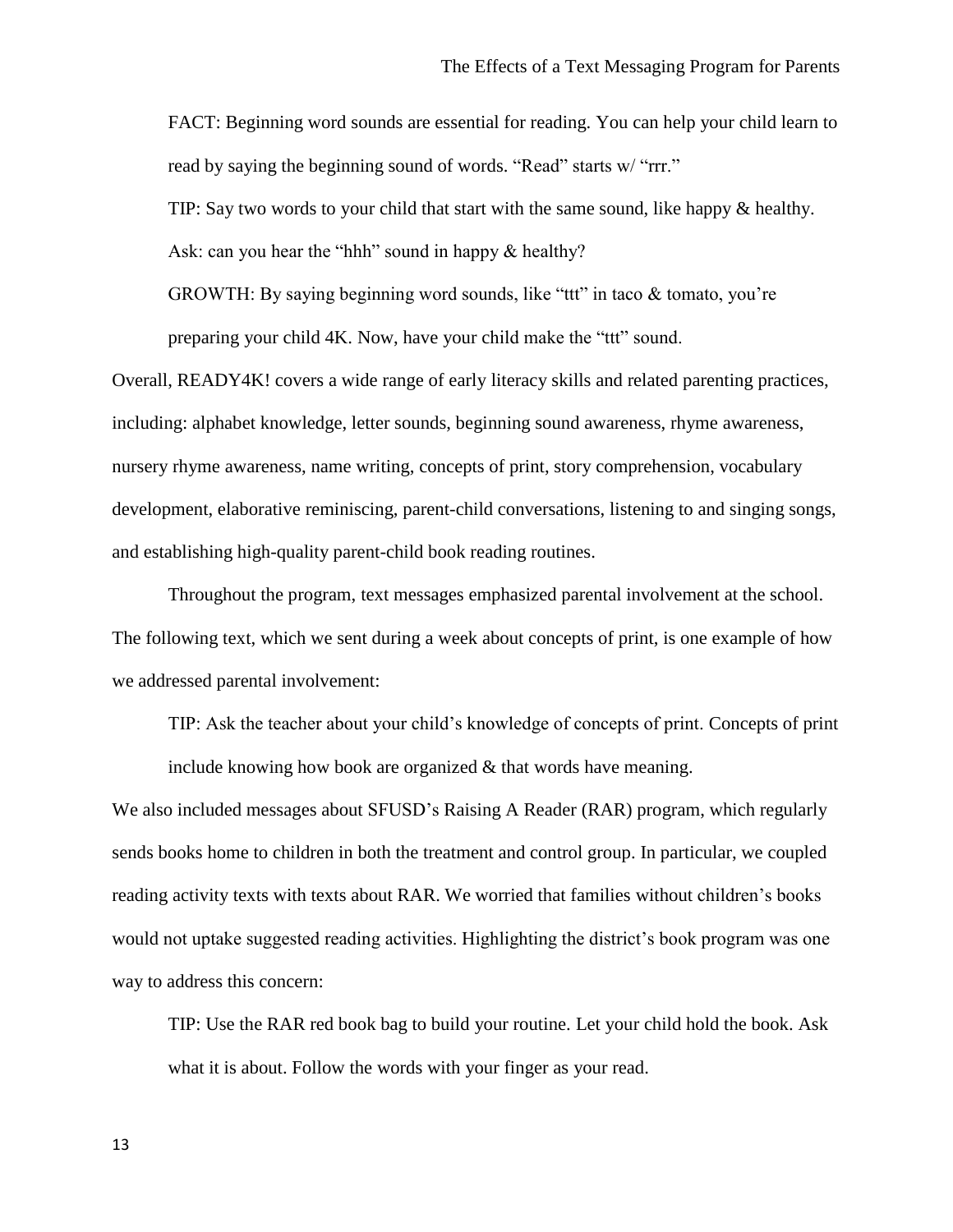> FACT: Beginning word sounds are essential for reading. You can help your child learn to read by saying the beginning sound of words. "Read" starts w/ "rrr."
>
> TIP: Say two words to your child that start with the same sound, like happy & healthy. Ask: can you hear the "hhh" sound in happy & healthy?
>
> GROWTH: By saying beginning word sounds, like "ttt" in taco & tomato, you're preparing your child 4K. Now, have your child make the "ttt" sound.

Overall, READY4K! covers a wide range of early literacy skills and related parenting practices, including: alphabet knowledge, letter sounds, beginning sound awareness, rhyme awareness, nursery rhyme awareness, name writing, concepts of print, story comprehension, vocabulary development, elaborative reminiscing, parent-child conversations, listening to and singing songs, and establishing high-quality parent-child book reading routines.

Throughout the program, text messages emphasized parental involvement at the school. The following text, which we sent during a week about concepts of print, is one example of how we addressed parental involvement:

> TIP: Ask the teacher about your child's knowledge of concepts of print. Concepts of print include knowing how book are organized & that words have meaning.

We also included messages about SFUSD's Raising A Reader (RAR) program, which regularly sends books home to children in both the treatment and control group. In particular, we coupled reading activity texts with texts about RAR. We worried that families without children's books would not uptake suggested reading activities. Highlighting the district's book program was one way to address this concern:

> TIP: Use the RAR red book bag to build your routine. Let your child hold the book. Ask what it is about. Follow the words with your finger as your read.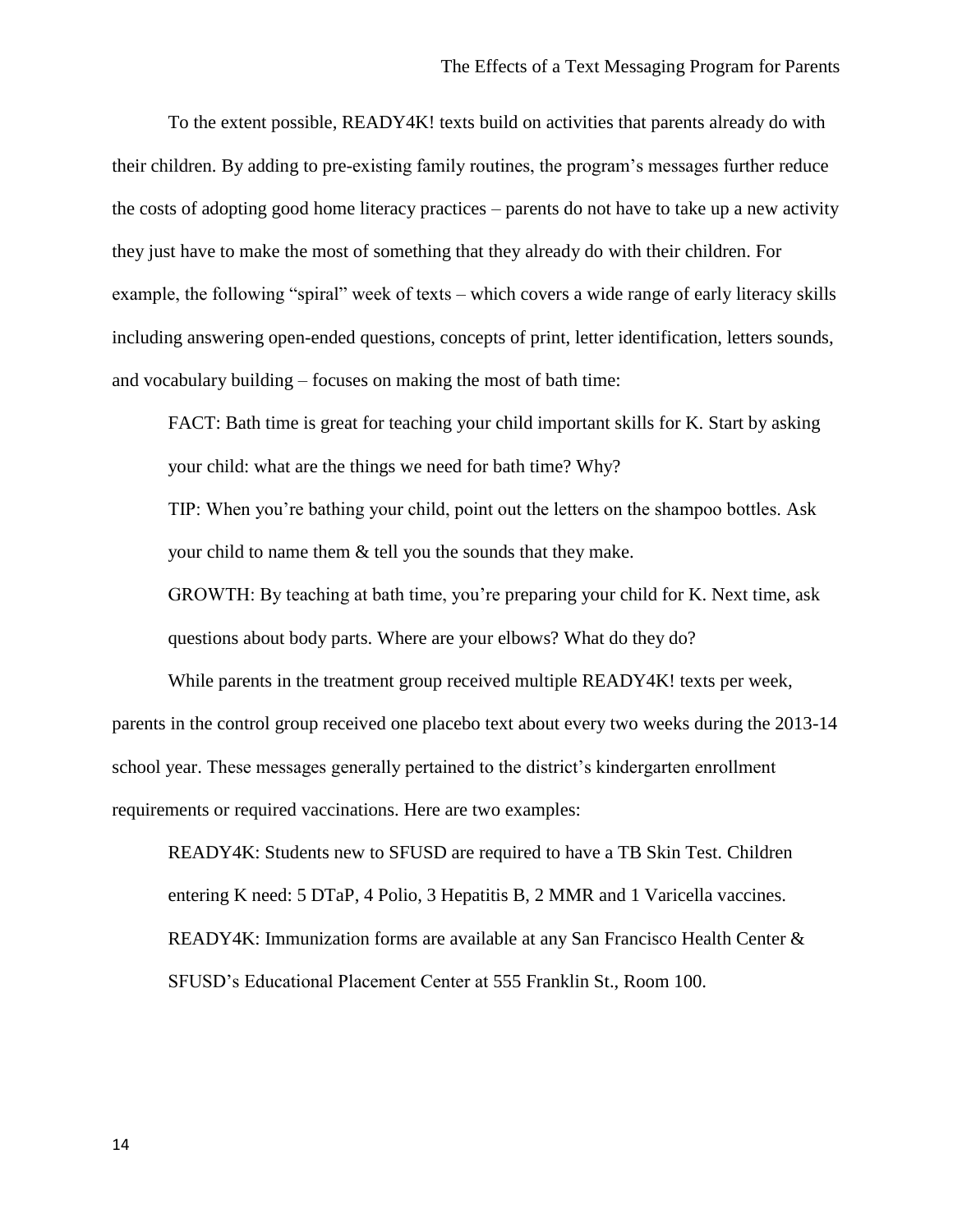To the extent possible, READY4K! texts build on activities that parents already do with their children. By adding to pre-existing family routines, the program's messages further reduce the costs of adopting good home literacy practices – parents do not have to take up a new activity they just have to make the most of something that they already do with their children. For example, the following "spiral" week of texts – which covers a wide range of early literacy skills including answering open-ended questions, concepts of print, letter identification, letters sounds, and vocabulary building – focuses on making the most of bath time:

> FACT: Bath time is great for teaching your child important skills for K. Start by asking your child: what are the things we need for bath time? Why?
>
> TIP: When you're bathing your child, point out the letters on the shampoo bottles. Ask your child to name them & tell you the sounds that they make.
>
> GROWTH: By teaching at bath time, you're preparing your child for K. Next time, ask questions about body parts. Where are your elbows? What do they do?

While parents in the treatment group received multiple READY4K! texts per week, parents in the control group received one placebo text about every two weeks during the 2013-14 school year. These messages generally pertained to the district's kindergarten enrollment requirements or required vaccinations. Here are two examples:

> READY4K: Students new to SFUSD are required to have a TB Skin Test. Children entering K need: 5 DTaP, 4 Polio, 3 Hepatitis B, 2 MMR and 1 Varicella vaccines.
>
> READY4K: Immunization forms are available at any San Francisco Health Center & SFUSD's Educational Placement Center at 555 Franklin St., Room 100.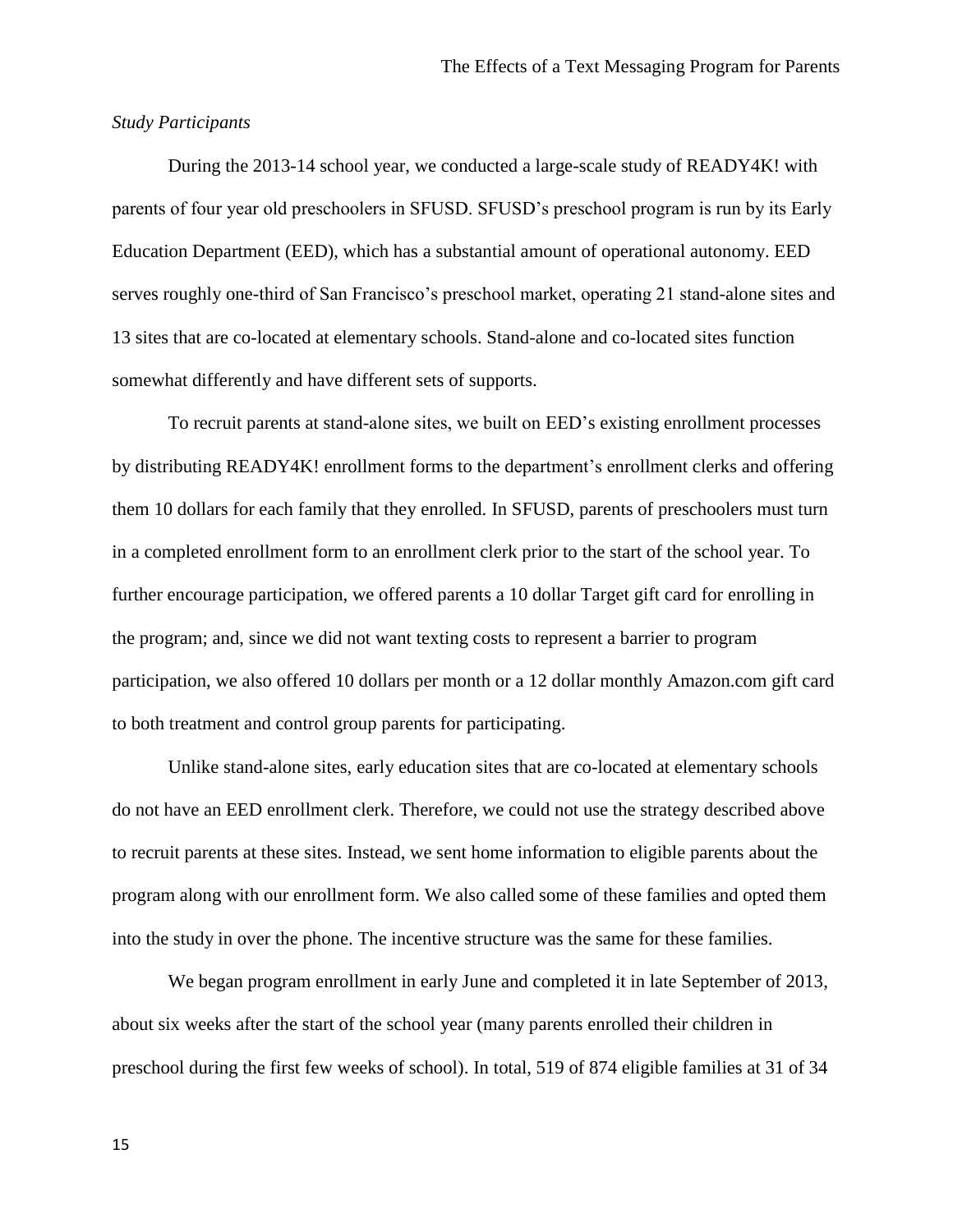*Study Participants*

During the 2013-14 school year, we conducted a large-scale study of READY4K! with parents of four year old preschoolers in SFUSD. SFUSD's preschool program is run by its Early Education Department (EED), which has a substantial amount of operational autonomy. EED serves roughly one-third of San Francisco's preschool market, operating 21 stand-alone sites and 13 sites that are co-located at elementary schools. Stand-alone and co-located sites function somewhat differently and have different sets of supports.

To recruit parents at stand-alone sites, we built on EED's existing enrollment processes by distributing READY4K! enrollment forms to the department's enrollment clerks and offering them 10 dollars for each family that they enrolled. In SFUSD, parents of preschoolers must turn in a completed enrollment form to an enrollment clerk prior to the start of the school year. To further encourage participation, we offered parents a 10 dollar Target gift card for enrolling in the program; and, since we did not want texting costs to represent a barrier to program participation, we also offered 10 dollars per month or a 12 dollar monthly Amazon.com gift card to both treatment and control group parents for participating.

Unlike stand-alone sites, early education sites that are co-located at elementary schools do not have an EED enrollment clerk. Therefore, we could not use the strategy described above to recruit parents at these sites. Instead, we sent home information to eligible parents about the program along with our enrollment form. We also called some of these families and opted them into the study in over the phone. The incentive structure was the same for these families.

We began program enrollment in early June and completed it in late September of 2013, about six weeks after the start of the school year (many parents enrolled their children in preschool during the first few weeks of school). In total, 519 of 874 eligible families at 31 of 34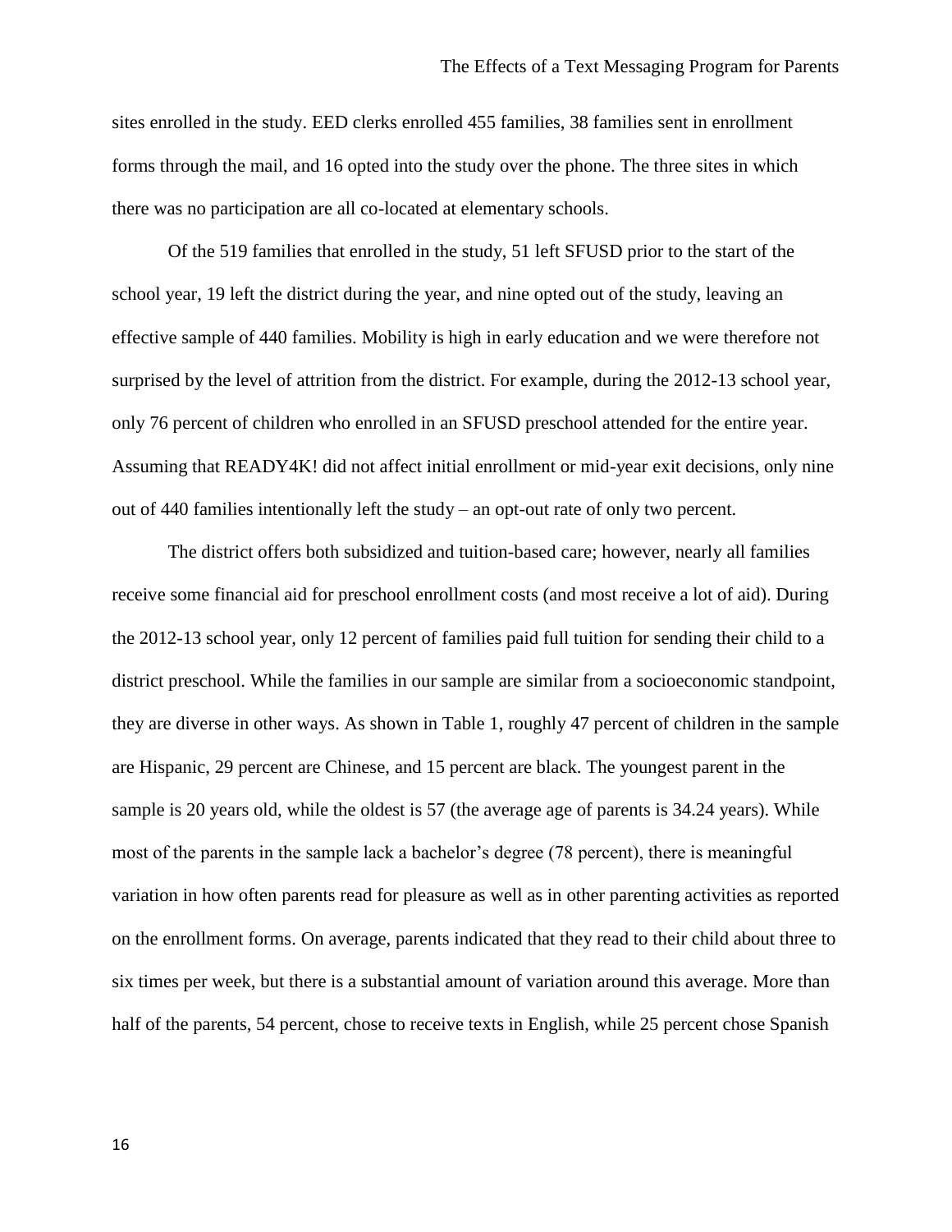sites enrolled in the study. EED clerks enrolled 455 families, 38 families sent in enrollment forms through the mail, and 16 opted into the study over the phone. The three sites in which there was no participation are all co-located at elementary schools.

Of the 519 families that enrolled in the study, 51 left SFUSD prior to the start of the school year, 19 left the district during the year, and nine opted out of the study, leaving an effective sample of 440 families. Mobility is high in early education and we were therefore not surprised by the level of attrition from the district. For example, during the 2012-13 school year, only 76 percent of children who enrolled in an SFUSD preschool attended for the entire year. Assuming that READY4K! did not affect initial enrollment or mid-year exit decisions, only nine out of 440 families intentionally left the study – an opt-out rate of only two percent.

The district offers both subsidized and tuition-based care; however, nearly all families receive some financial aid for preschool enrollment costs (and most receive a lot of aid). During the 2012-13 school year, only 12 percent of families paid full tuition for sending their child to a district preschool. While the families in our sample are similar from a socioeconomic standpoint, they are diverse in other ways. As shown in Table 1, roughly 47 percent of children in the sample are Hispanic, 29 percent are Chinese, and 15 percent are black. The youngest parent in the sample is 20 years old, while the oldest is 57 (the average age of parents is 34.24 years). While most of the parents in the sample lack a bachelor's degree (78 percent), there is meaningful variation in how often parents read for pleasure as well as in other parenting activities as reported on the enrollment forms. On average, parents indicated that they read to their child about three to six times per week, but there is a substantial amount of variation around this average. More than half of the parents, 54 percent, chose to receive texts in English, while 25 percent chose Spanish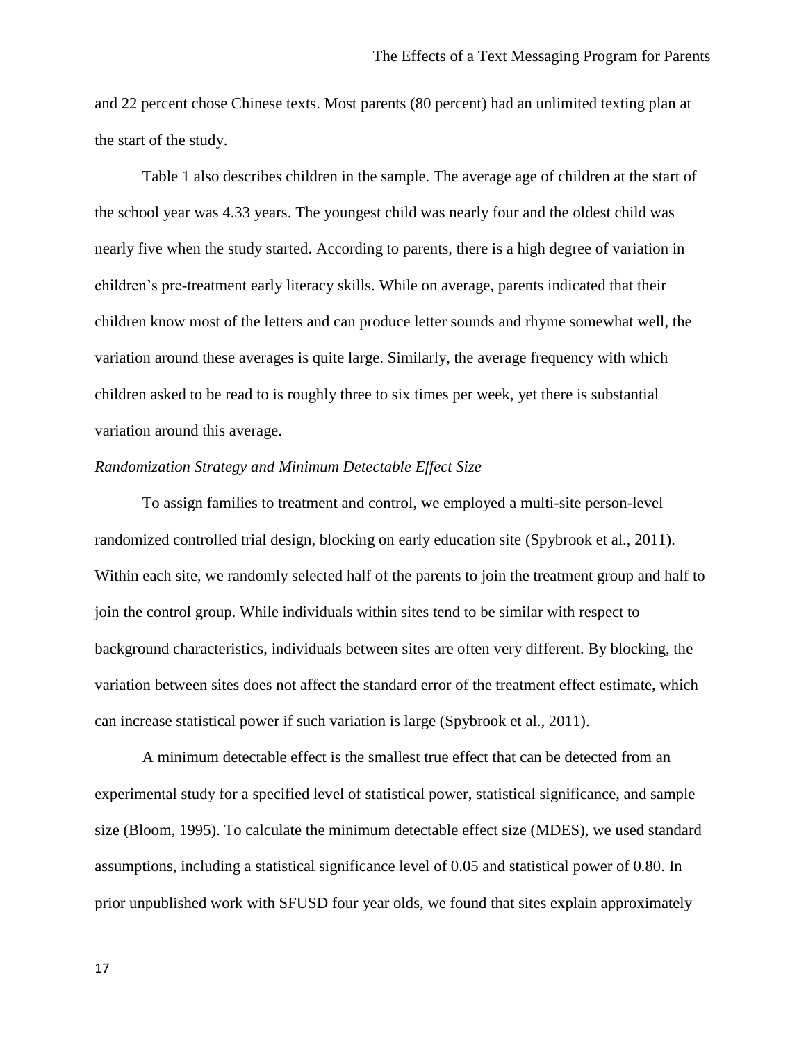and 22 percent chose Chinese texts. Most parents (80 percent) had an unlimited texting plan at the start of the study.

Table 1 also describes children in the sample. The average age of children at the start of the school year was 4.33 years. The youngest child was nearly four and the oldest child was nearly five when the study started. According to parents, there is a high degree of variation in children's pre-treatment early literacy skills. While on average, parents indicated that their children know most of the letters and can produce letter sounds and rhyme somewhat well, the variation around these averages is quite large. Similarly, the average frequency with which children asked to be read to is roughly three to six times per week, yet there is substantial variation around this average.

*Randomization Strategy and Minimum Detectable Effect Size*

To assign families to treatment and control, we employed a multi-site person-level randomized controlled trial design, blocking on early education site (Spybrook et al., 2011). Within each site, we randomly selected half of the parents to join the treatment group and half to join the control group. While individuals within sites tend to be similar with respect to background characteristics, individuals between sites are often very different. By blocking, the variation between sites does not affect the standard error of the treatment effect estimate, which can increase statistical power if such variation is large (Spybrook et al., 2011).

A minimum detectable effect is the smallest true effect that can be detected from an experimental study for a specified level of statistical power, statistical significance, and sample size (Bloom, 1995). To calculate the minimum detectable effect size (MDES), we used standard assumptions, including a statistical significance level of 0.05 and statistical power of 0.80. In prior unpublished work with SFUSD four year olds, we found that sites explain approximately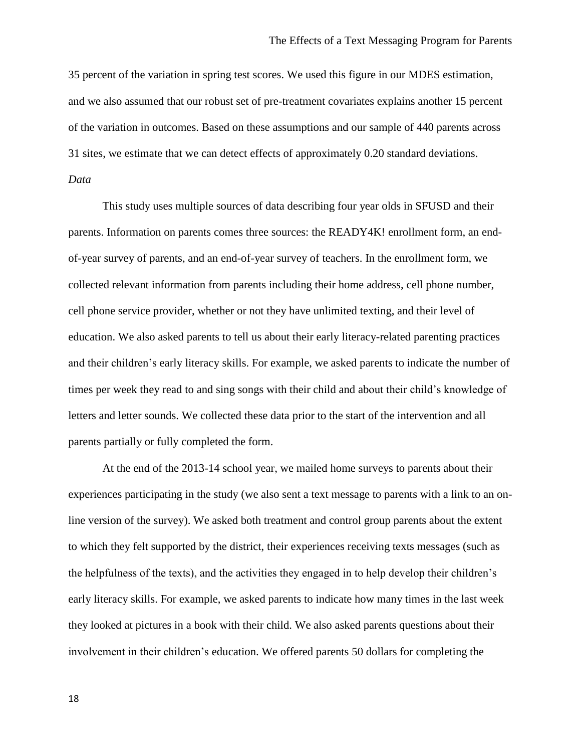35 percent of the variation in spring test scores. We used this figure in our MDES estimation, and we also assumed that our robust set of pre-treatment covariates explains another 15 percent of the variation in outcomes. Based on these assumptions and our sample of 440 parents across 31 sites, we estimate that we can detect effects of approximately 0.20 standard deviations.

*Data*

This study uses multiple sources of data describing four year olds in SFUSD and their parents. Information on parents comes three sources: the READY4K! enrollment form, an end-of-year survey of parents, and an end-of-year survey of teachers. In the enrollment form, we collected relevant information from parents including their home address, cell phone number, cell phone service provider, whether or not they have unlimited texting, and their level of education. We also asked parents to tell us about their early literacy-related parenting practices and their children's early literacy skills. For example, we asked parents to indicate the number of times per week they read to and sing songs with their child and about their child's knowledge of letters and letter sounds. We collected these data prior to the start of the intervention and all parents partially or fully completed the form.

At the end of the 2013-14 school year, we mailed home surveys to parents about their experiences participating in the study (we also sent a text message to parents with a link to an on-line version of the survey). We asked both treatment and control group parents about the extent to which they felt supported by the district, their experiences receiving texts messages (such as the helpfulness of the texts), and the activities they engaged in to help develop their children's early literacy skills. For example, we asked parents to indicate how many times in the last week they looked at pictures in a book with their child. We also asked parents questions about their involvement in their children's education. We offered parents 50 dollars for completing the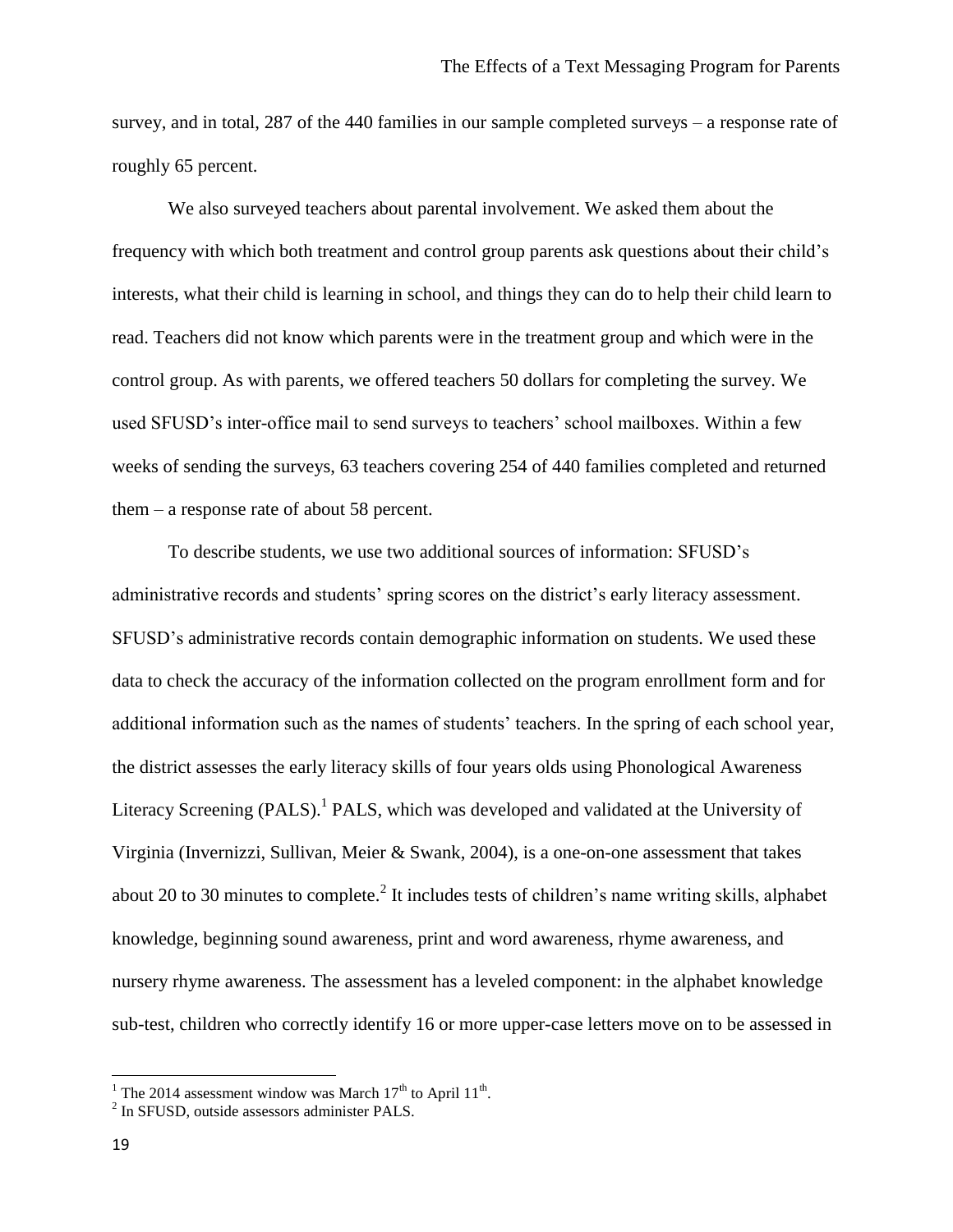survey, and in total, 287 of the 440 families in our sample completed surveys – a response rate of roughly 65 percent.

We also surveyed teachers about parental involvement. We asked them about the frequency with which both treatment and control group parents ask questions about their child's interests, what their child is learning in school, and things they can do to help their child learn to read. Teachers did not know which parents were in the treatment group and which were in the control group. As with parents, we offered teachers 50 dollars for completing the survey. We used SFUSD's inter-office mail to send surveys to teachers' school mailboxes. Within a few weeks of sending the surveys, 63 teachers covering 254 of 440 families completed and returned them – a response rate of about 58 percent.

To describe students, we use two additional sources of information: SFUSD's administrative records and students' spring scores on the district's early literacy assessment. SFUSD's administrative records contain demographic information on students. We used these data to check the accuracy of the information collected on the program enrollment form and for additional information such as the names of students' teachers. In the spring of each school year, the district assesses the early literacy skills of four years olds using Phonological Awareness Literacy Screening (PALS).[1] PALS, which was developed and validated at the University of Virginia (Invernizzi, Sullivan, Meier & Swank, 2004), is a one-on-one assessment that takes about 20 to 30 minutes to complete.[2] It includes tests of children's name writing skills, alphabet knowledge, beginning sound awareness, print and word awareness, rhyme awareness, and nursery rhyme awareness. The assessment has a leveled component: in the alphabet knowledge sub-test, children who correctly identify 16 or more upper-case letters move on to be assessed in

---

[1] The 2014 assessment window was March 17th to April 11th.

[2] In SFUSD, outside assessors administer PALS.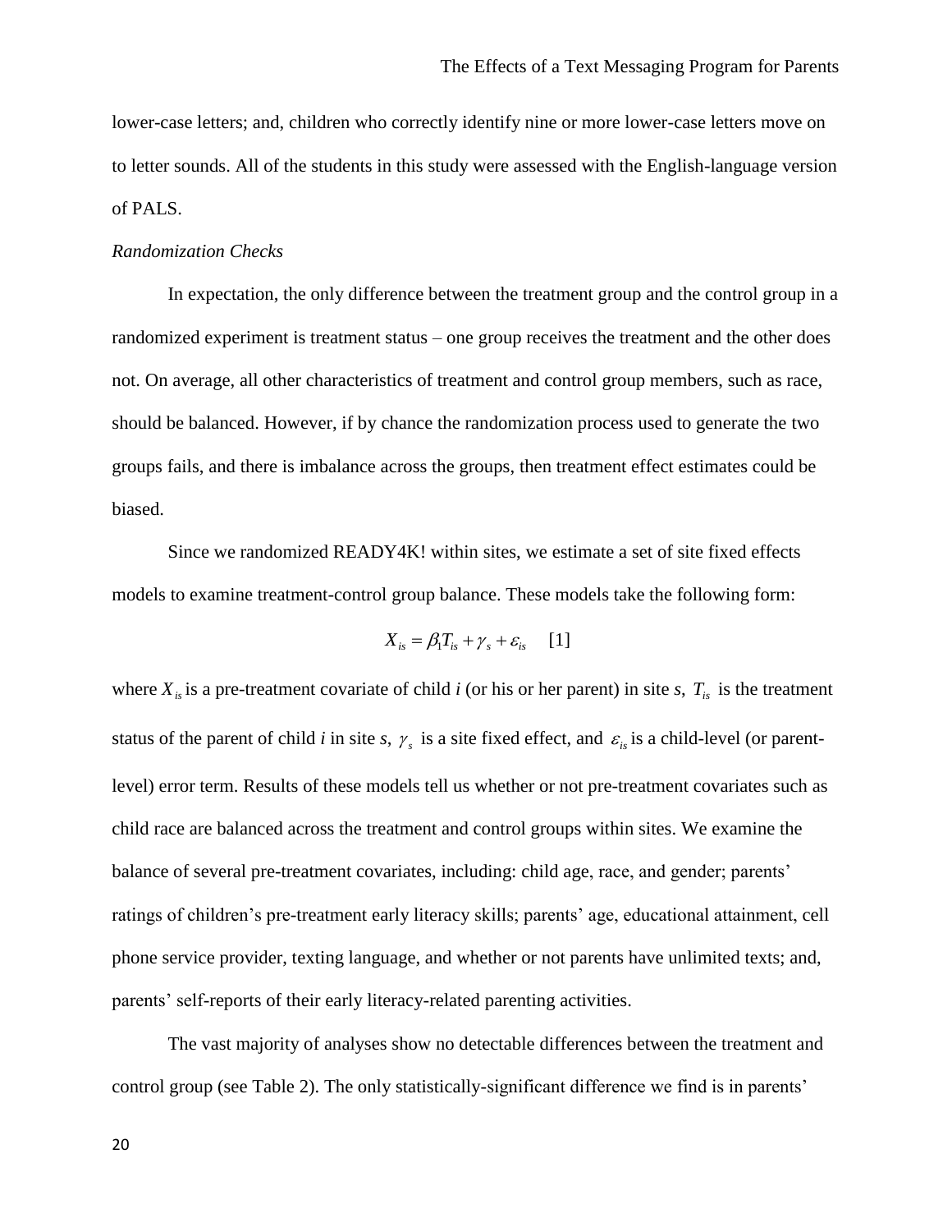lower-case letters; and, children who correctly identify nine or more lower-case letters move on to letter sounds. All of the students in this study were assessed with the English-language version of PALS.

*Randomization Checks*

In expectation, the only difference between the treatment group and the control group in a randomized experiment is treatment status – one group receives the treatment and the other does not. On average, all other characteristics of treatment and control group members, such as race, should be balanced. However, if by chance the randomization process used to generate the two groups fails, and there is imbalance across the groups, then treatment effect estimates could be biased.

Since we randomized READY4K! within sites, we estimate a set of site fixed effects models to examine treatment-control group balance. These models take the following form:

$$X_{is} = \beta_1 T_{is} + \gamma_s + \varepsilon_{is} \quad [1]$$

where $X_{is}$ is a pre-treatment covariate of child *i* (or his or her parent) in site *s*, $T_{is}$ is the treatment status of the parent of child *i* in site *s*, $\gamma_s$ is a site fixed effect, and $\varepsilon_{is}$ is a child-level (or parent-level) error term. Results of these models tell us whether or not pre-treatment covariates such as child race are balanced across the treatment and control groups within sites. We examine the balance of several pre-treatment covariates, including: child age, race, and gender; parents' ratings of children's pre-treatment early literacy skills; parents' age, educational attainment, cell phone service provider, texting language, and whether or not parents have unlimited texts; and, parents' self-reports of their early literacy-related parenting activities.

The vast majority of analyses show no detectable differences between the treatment and control group (see Table 2). The only statistically-significant difference we find is in parents'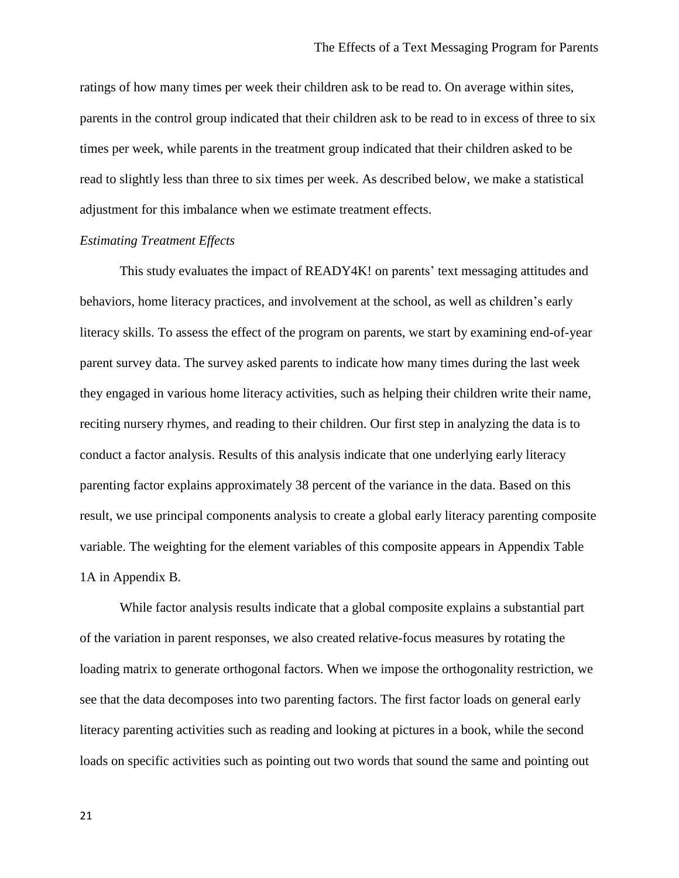ratings of how many times per week their children ask to be read to. On average within sites, parents in the control group indicated that their children ask to be read to in excess of three to six times per week, while parents in the treatment group indicated that their children asked to be read to slightly less than three to six times per week. As described below, we make a statistical adjustment for this imbalance when we estimate treatment effects.

*Estimating Treatment Effects*

This study evaluates the impact of READY4K! on parents' text messaging attitudes and behaviors, home literacy practices, and involvement at the school, as well as children's early literacy skills. To assess the effect of the program on parents, we start by examining end-of-year parent survey data. The survey asked parents to indicate how many times during the last week they engaged in various home literacy activities, such as helping their children write their name, reciting nursery rhymes, and reading to their children. Our first step in analyzing the data is to conduct a factor analysis. Results of this analysis indicate that one underlying early literacy parenting factor explains approximately 38 percent of the variance in the data. Based on this result, we use principal components analysis to create a global early literacy parenting composite variable. The weighting for the element variables of this composite appears in Appendix Table 1A in Appendix B.

While factor analysis results indicate that a global composite explains a substantial part of the variation in parent responses, we also created relative-focus measures by rotating the loading matrix to generate orthogonal factors. When we impose the orthogonality restriction, we see that the data decomposes into two parenting factors. The first factor loads on general early literacy parenting activities such as reading and looking at pictures in a book, while the second loads on specific activities such as pointing out two words that sound the same and pointing out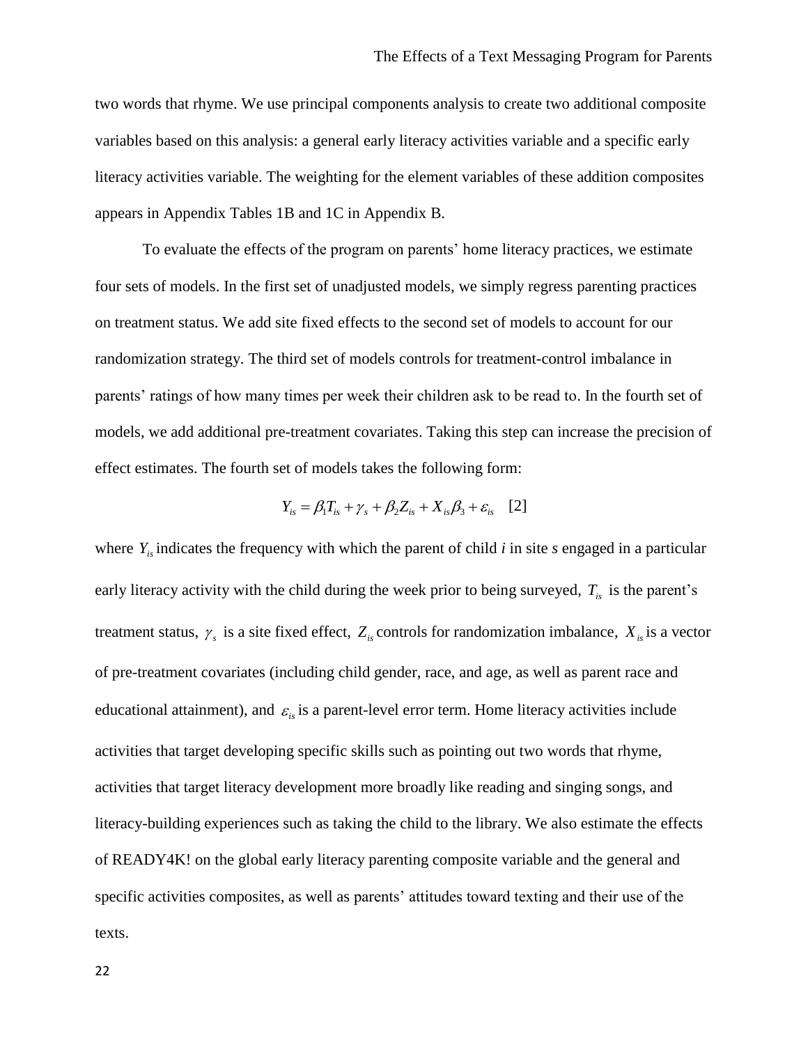two words that rhyme. We use principal components analysis to create two additional composite variables based on this analysis: a general early literacy activities variable and a specific early literacy activities variable. The weighting for the element variables of these addition composites appears in Appendix Tables 1B and 1C in Appendix B.

To evaluate the effects of the program on parents' home literacy practices, we estimate four sets of models. In the first set of unadjusted models, we simply regress parenting practices on treatment status. We add site fixed effects to the second set of models to account for our randomization strategy. The third set of models controls for treatment-control imbalance in parents' ratings of how many times per week their children ask to be read to. In the fourth set of models, we add additional pre-treatment covariates. Taking this step can increase the precision of effect estimates. The fourth set of models takes the following form:

$$Y_{is} = \beta_1 T_{is} + \gamma_s + \beta_2 Z_{is} + X_{is}\beta_3 + \varepsilon_{is} \quad [2]$$

where $Y_{is}$ indicates the frequency with which the parent of child *i* in site *s* engaged in a particular early literacy activity with the child during the week prior to being surveyed, $T_{is}$ is the parent's treatment status, $\gamma_s$ is a site fixed effect, $Z_{is}$ controls for randomization imbalance, $X_{is}$ is a vector of pre-treatment covariates (including child gender, race, and age, as well as parent race and educational attainment), and $\varepsilon_{is}$ is a parent-level error term. Home literacy activities include activities that target developing specific skills such as pointing out two words that rhyme, activities that target literacy development more broadly like reading and singing songs, and literacy-building experiences such as taking the child to the library. We also estimate the effects of READY4K! on the global early literacy parenting composite variable and the general and specific activities composites, as well as parents' attitudes toward texting and their use of the texts.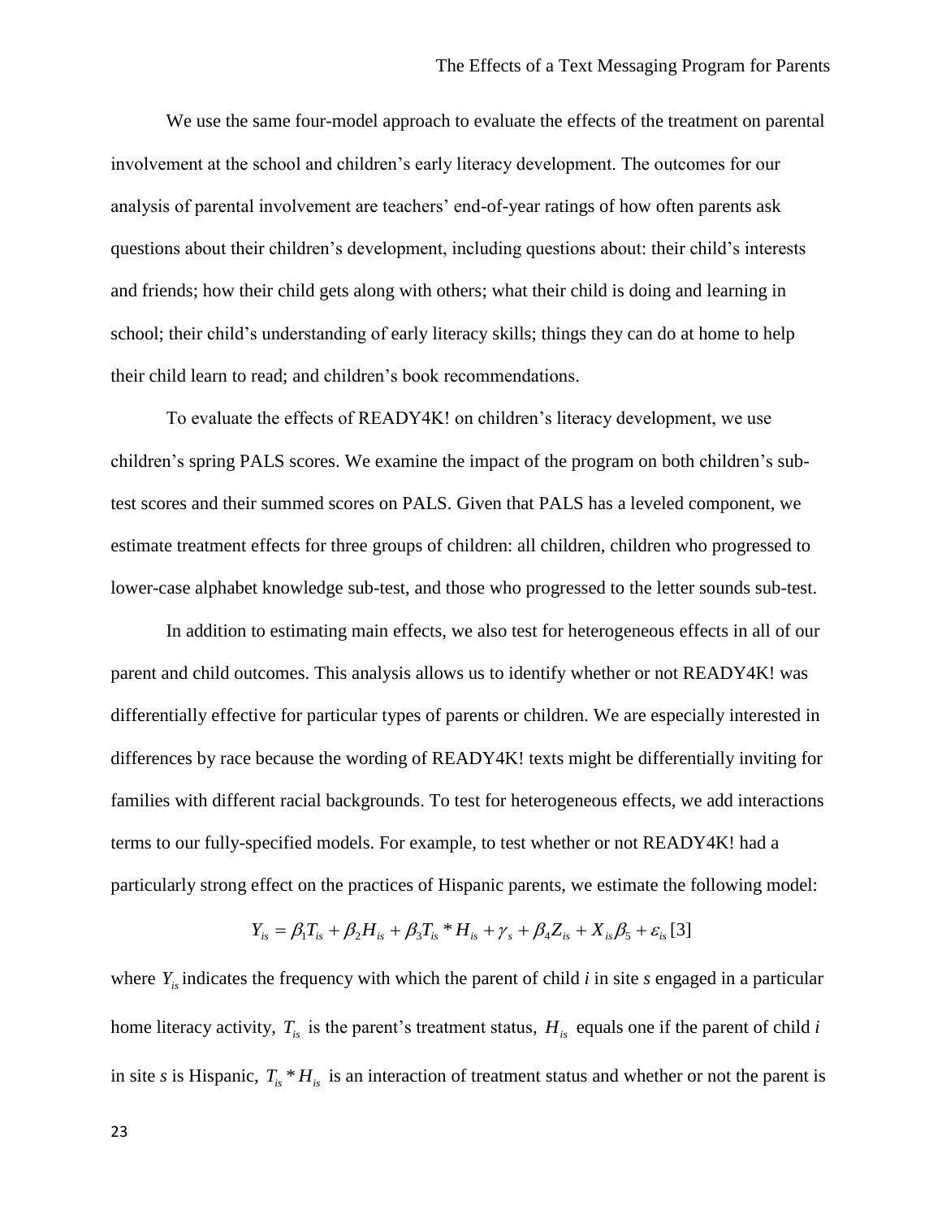We use the same four-model approach to evaluate the effects of the treatment on parental involvement at the school and children's early literacy development. The outcomes for our analysis of parental involvement are teachers' end-of-year ratings of how often parents ask questions about their children's development, including questions about: their child's interests and friends; how their child gets along with others; what their child is doing and learning in school; their child's understanding of early literacy skills; things they can do at home to help their child learn to read; and children's book recommendations.

To evaluate the effects of READY4K! on children's literacy development, we use children's spring PALS scores. We examine the impact of the program on both children's sub-test scores and their summed scores on PALS. Given that PALS has a leveled component, we estimate treatment effects for three groups of children: all children, children who progressed to lower-case alphabet knowledge sub-test, and those who progressed to the letter sounds sub-test.

In addition to estimating main effects, we also test for heterogeneous effects in all of our parent and child outcomes. This analysis allows us to identify whether or not READY4K! was differentially effective for particular types of parents or children. We are especially interested in differences by race because the wording of READY4K! texts might be differentially inviting for families with different racial backgrounds. To test for heterogeneous effects, we add interactions terms to our fully-specified models. For example, to test whether or not READY4K! had a particularly strong effect on the practices of Hispanic parents, we estimate the following model:

$$Y_{is} = \beta_1 T_{is} + \beta_2 H_{is} + \beta_3 T_{is} * H_{is} + \gamma_s + \beta_4 Z_{is} + X_{is}\beta_5 + \varepsilon_{is} \, [3]$$

where $Y_{is}$ indicates the frequency with which the parent of child *i* in site *s* engaged in a particular home literacy activity, $T_{is}$ is the parent's treatment status, $H_{is}$ equals one if the parent of child *i* in site *s* is Hispanic, $T_{is} * H_{is}$ is an interaction of treatment status and whether or not the parent is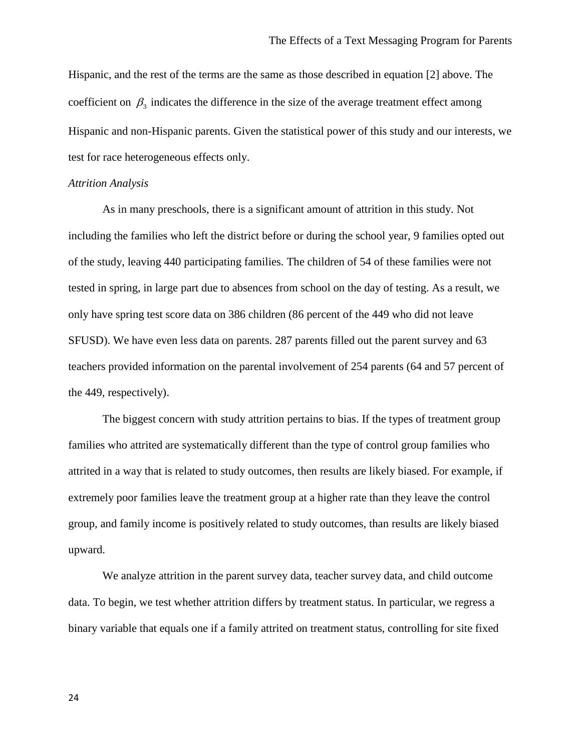Hispanic, and the rest of the terms are the same as those described in equation [2] above. The coefficient on $\beta_3$ indicates the difference in the size of the average treatment effect among Hispanic and non-Hispanic parents. Given the statistical power of this study and our interests, we test for race heterogeneous effects only.

*Attrition Analysis*

As in many preschools, there is a significant amount of attrition in this study. Not including the families who left the district before or during the school year, 9 families opted out of the study, leaving 440 participating families. The children of 54 of these families were not tested in spring, in large part due to absences from school on the day of testing. As a result, we only have spring test score data on 386 children (86 percent of the 449 who did not leave SFUSD). We have even less data on parents. 287 parents filled out the parent survey and 63 teachers provided information on the parental involvement of 254 parents (64 and 57 percent of the 449, respectively).

The biggest concern with study attrition pertains to bias. If the types of treatment group families who attrited are systematically different than the type of control group families who attrited in a way that is related to study outcomes, then results are likely biased. For example, if extremely poor families leave the treatment group at a higher rate than they leave the control group, and family income is positively related to study outcomes, than results are likely biased upward.

We analyze attrition in the parent survey data, teacher survey data, and child outcome data. To begin, we test whether attrition differs by treatment status. In particular, we regress a binary variable that equals one if a family attrited on treatment status, controlling for site fixed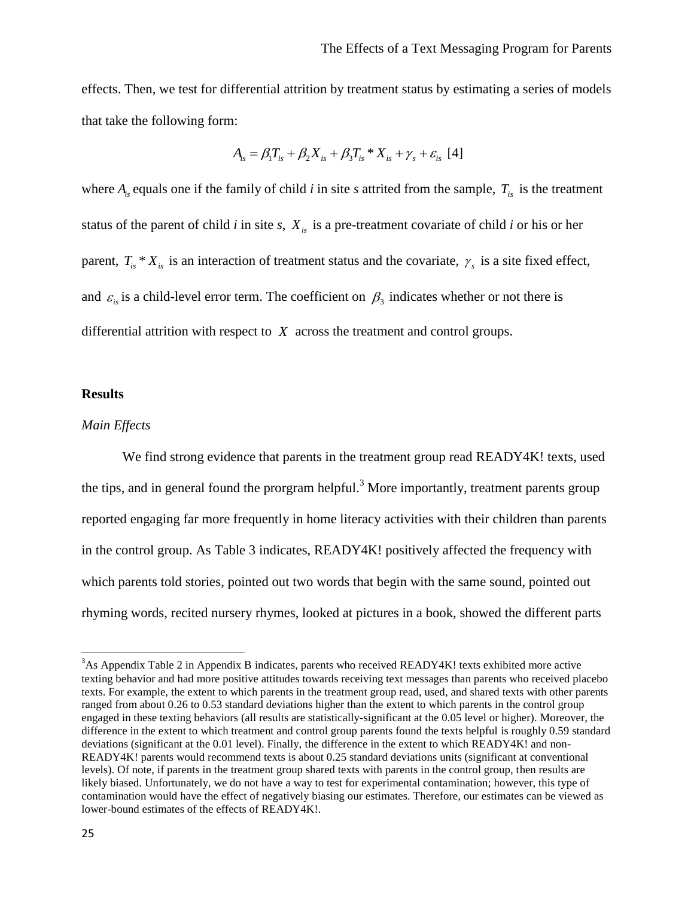effects. Then, we test for differential attrition by treatment status by estimating a series of models that take the following form:

$$A_{is} = \beta_1 T_{is} + \beta_2 X_{is} + \beta_3 T_{is} * X_{is} + \gamma_s + \varepsilon_{is} \; [4]$$

where $A_{is}$ equals one if the family of child *i* in site *s* attrited from the sample, $T_{is}$ is the treatment status of the parent of child *i* in site *s*, $X_{is}$ is a pre-treatment covariate of child *i* or his or her parent, $T_{is} * X_{is}$ is an interaction of treatment status and the covariate, $\gamma_s$ is a site fixed effect, and $\varepsilon_{is}$ is a child-level error term. The coefficient on $\beta_3$ indicates whether or not there is differential attrition with respect to $X$ across the treatment and control groups.

## Results

### *Main Effects*

We find strong evidence that parents in the treatment group read READY4K! texts, used the tips, and in general found the prorgram helpful.[3] More importantly, treatment parents group reported engaging far more frequently in home literacy activities with their children than parents in the control group. As Table 3 indicates, READY4K! positively affected the frequency with which parents told stories, pointed out two words that begin with the same sound, pointed out rhyming words, recited nursery rhymes, looked at pictures in a book, showed the different parts

[3]As Appendix Table 2 in Appendix B indicates, parents who received READY4K! texts exhibited more active texting behavior and had more positive attitudes towards receiving text messages than parents who received placebo texts. For example, the extent to which parents in the treatment group read, used, and shared texts with other parents ranged from about 0.26 to 0.53 standard deviations higher than the extent to which parents in the control group engaged in these texting behaviors (all results are statistically-significant at the 0.05 level or higher). Moreover, the difference in the extent to which treatment and control group parents found the texts helpful is roughly 0.59 standard deviations (significant at the 0.01 level). Finally, the difference in the extent to which READY4K! and non-READY4K! parents would recommend texts is about 0.25 standard deviations units (significant at conventional levels). Of note, if parents in the treatment group shared texts with parents in the control group, then results are likely biased. Unfortunately, we do not have a way to test for experimental contamination; however, this type of contamination would have the effect of negatively biasing our estimates. Therefore, our estimates can be viewed as lower-bound estimates of the effects of READY4K!.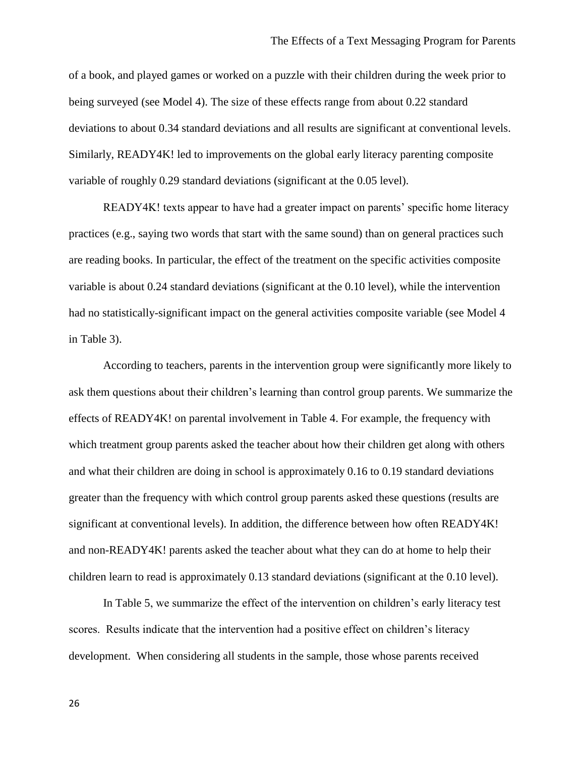of a book, and played games or worked on a puzzle with their children during the week prior to being surveyed (see Model 4). The size of these effects range from about 0.22 standard deviations to about 0.34 standard deviations and all results are significant at conventional levels. Similarly, READY4K! led to improvements on the global early literacy parenting composite variable of roughly 0.29 standard deviations (significant at the 0.05 level).

READY4K! texts appear to have had a greater impact on parents' specific home literacy practices (e.g., saying two words that start with the same sound) than on general practices such are reading books. In particular, the effect of the treatment on the specific activities composite variable is about 0.24 standard deviations (significant at the 0.10 level), while the intervention had no statistically-significant impact on the general activities composite variable (see Model 4 in Table 3).

According to teachers, parents in the intervention group were significantly more likely to ask them questions about their children's learning than control group parents. We summarize the effects of READY4K! on parental involvement in Table 4. For example, the frequency with which treatment group parents asked the teacher about how their children get along with others and what their children are doing in school is approximately 0.16 to 0.19 standard deviations greater than the frequency with which control group parents asked these questions (results are significant at conventional levels). In addition, the difference between how often READY4K! and non-READY4K! parents asked the teacher about what they can do at home to help their children learn to read is approximately 0.13 standard deviations (significant at the 0.10 level).

In Table 5, we summarize the effect of the intervention on children's early literacy test scores. Results indicate that the intervention had a positive effect on children's literacy development. When considering all students in the sample, those whose parents received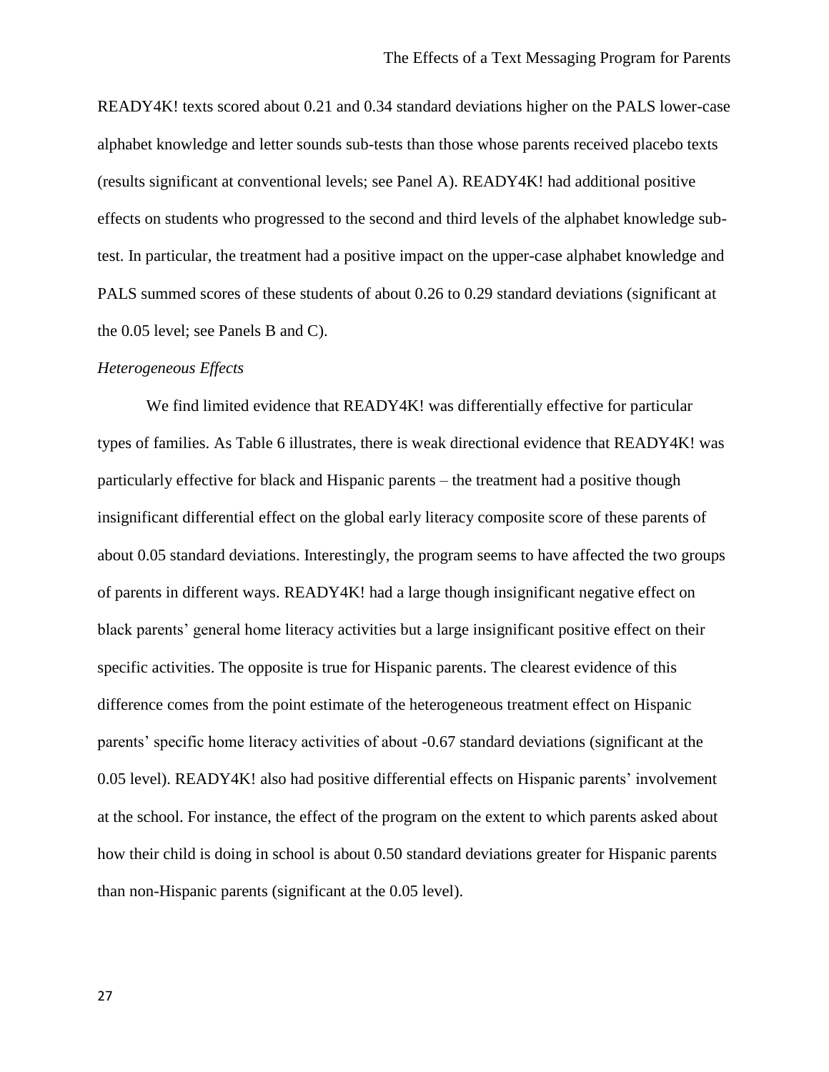READY4K! texts scored about 0.21 and 0.34 standard deviations higher on the PALS lower-case alphabet knowledge and letter sounds sub-tests than those whose parents received placebo texts (results significant at conventional levels; see Panel A). READY4K! had additional positive effects on students who progressed to the second and third levels of the alphabet knowledge sub-test. In particular, the treatment had a positive impact on the upper-case alphabet knowledge and PALS summed scores of these students of about 0.26 to 0.29 standard deviations (significant at the 0.05 level; see Panels B and C).

*Heterogeneous Effects*

We find limited evidence that READY4K! was differentially effective for particular types of families. As Table 6 illustrates, there is weak directional evidence that READY4K! was particularly effective for black and Hispanic parents – the treatment had a positive though insignificant differential effect on the global early literacy composite score of these parents of about 0.05 standard deviations. Interestingly, the program seems to have affected the two groups of parents in different ways. READY4K! had a large though insignificant negative effect on black parents' general home literacy activities but a large insignificant positive effect on their specific activities. The opposite is true for Hispanic parents. The clearest evidence of this difference comes from the point estimate of the heterogeneous treatment effect on Hispanic parents' specific home literacy activities of about -0.67 standard deviations (significant at the 0.05 level). READY4K! also had positive differential effects on Hispanic parents' involvement at the school. For instance, the effect of the program on the extent to which parents asked about how their child is doing in school is about 0.50 standard deviations greater for Hispanic parents than non-Hispanic parents (significant at the 0.05 level).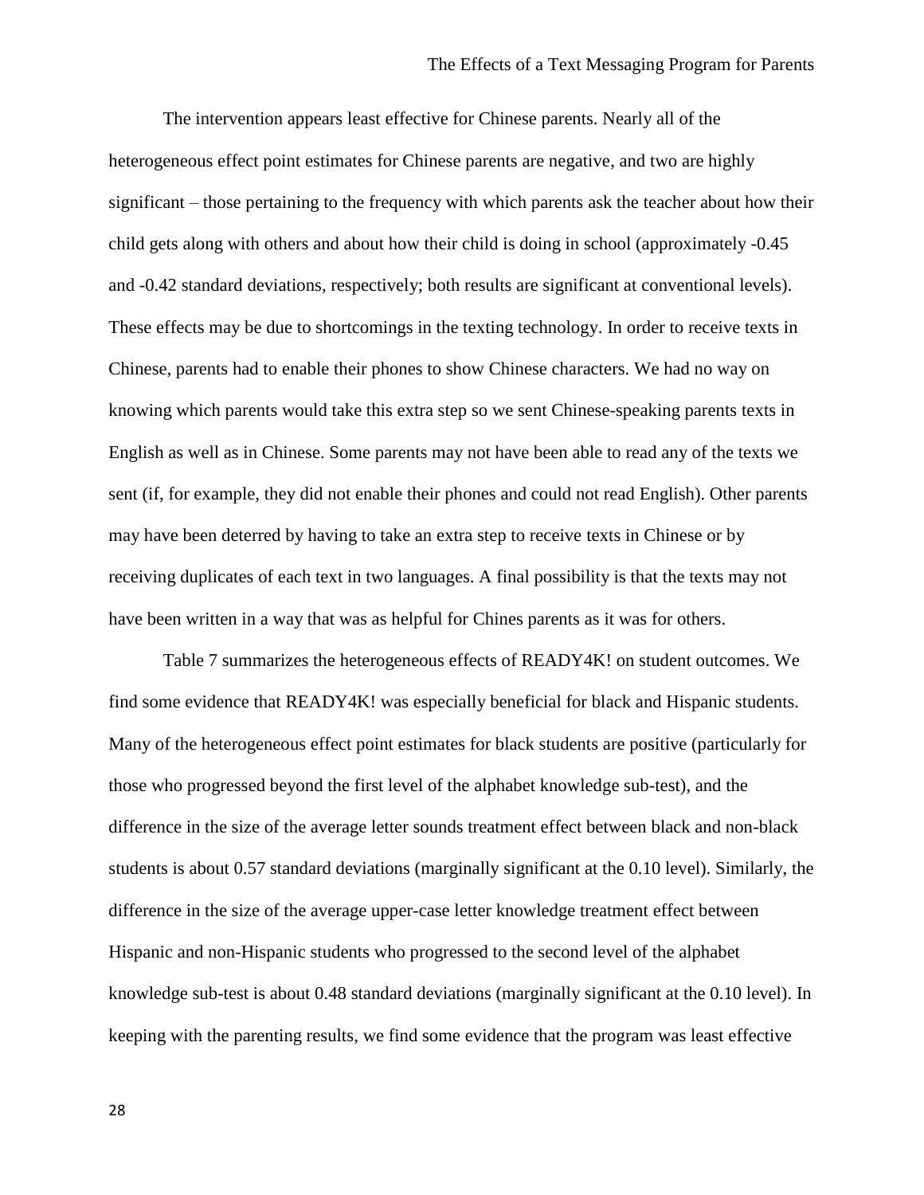The intervention appears least effective for Chinese parents. Nearly all of the heterogeneous effect point estimates for Chinese parents are negative, and two are highly significant – those pertaining to the frequency with which parents ask the teacher about how their child gets along with others and about how their child is doing in school (approximately -0.45 and -0.42 standard deviations, respectively; both results are significant at conventional levels). These effects may be due to shortcomings in the texting technology. In order to receive texts in Chinese, parents had to enable their phones to show Chinese characters. We had no way on knowing which parents would take this extra step so we sent Chinese-speaking parents texts in English as well as in Chinese. Some parents may not have been able to read any of the texts we sent (if, for example, they did not enable their phones and could not read English). Other parents may have been deterred by having to take an extra step to receive texts in Chinese or by receiving duplicates of each text in two languages. A final possibility is that the texts may not have been written in a way that was as helpful for Chines parents as it was for others.

Table 7 summarizes the heterogeneous effects of READY4K! on student outcomes. We find some evidence that READY4K! was especially beneficial for black and Hispanic students. Many of the heterogeneous effect point estimates for black students are positive (particularly for those who progressed beyond the first level of the alphabet knowledge sub-test), and the difference in the size of the average letter sounds treatment effect between black and non-black students is about 0.57 standard deviations (marginally significant at the 0.10 level). Similarly, the difference in the size of the average upper-case letter knowledge treatment effect between Hispanic and non-Hispanic students who progressed to the second level of the alphabet knowledge sub-test is about 0.48 standard deviations (marginally significant at the 0.10 level). In keeping with the parenting results, we find some evidence that the program was least effective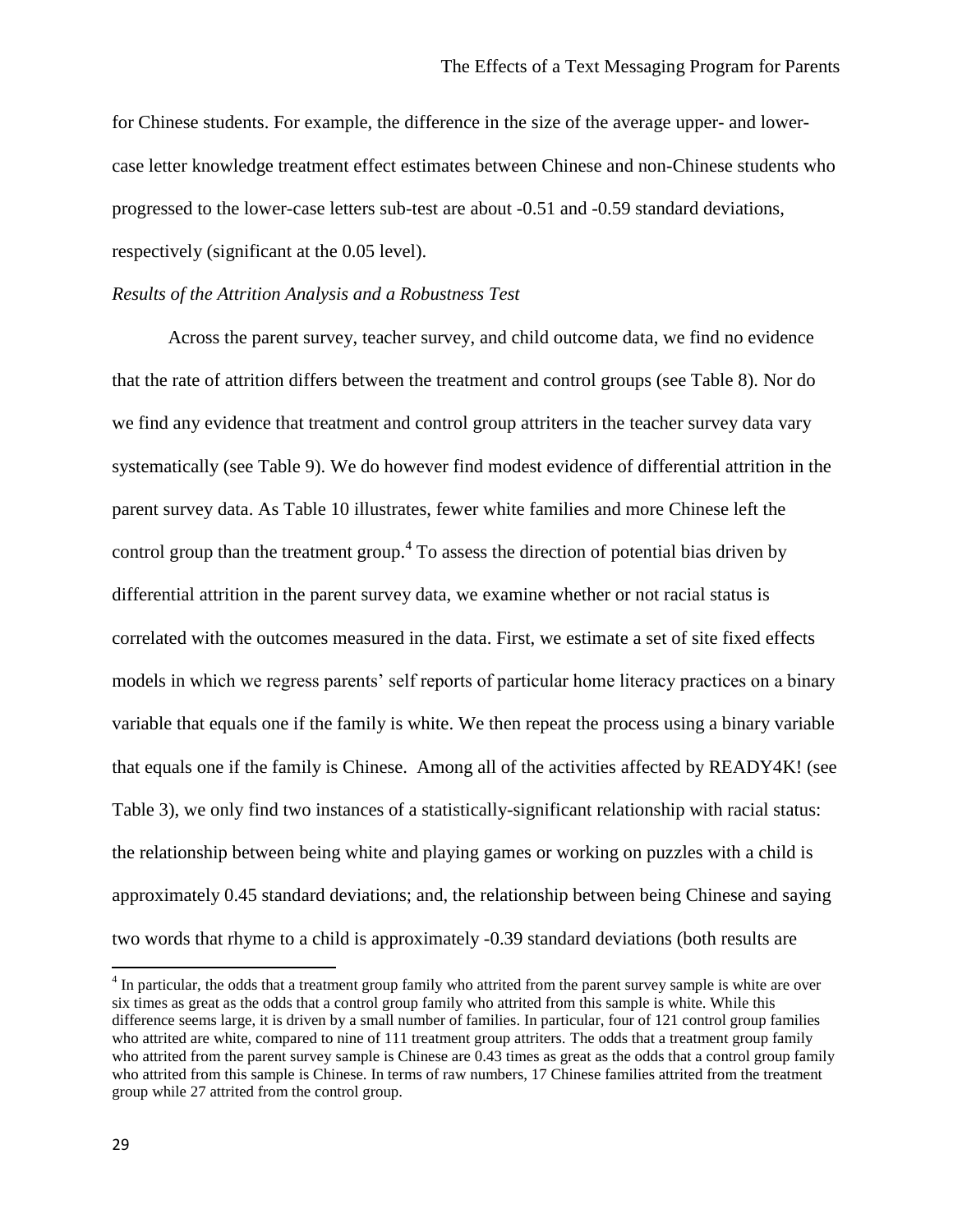for Chinese students. For example, the difference in the size of the average upper- and lower-case letter knowledge treatment effect estimates between Chinese and non-Chinese students who progressed to the lower-case letters sub-test are about -0.51 and -0.59 standard deviations, respectively (significant at the 0.05 level).

*Results of the Attrition Analysis and a Robustness Test*

Across the parent survey, teacher survey, and child outcome data, we find no evidence that the rate of attrition differs between the treatment and control groups (see Table 8). Nor do we find any evidence that treatment and control group attriters in the teacher survey data vary systematically (see Table 9). We do however find modest evidence of differential attrition in the parent survey data. As Table 10 illustrates, fewer white families and more Chinese left the control group than the treatment group.[4] To assess the direction of potential bias driven by differential attrition in the parent survey data, we examine whether or not racial status is correlated with the outcomes measured in the data. First, we estimate a set of site fixed effects models in which we regress parents' self reports of particular home literacy practices on a binary variable that equals one if the family is white. We then repeat the process using a binary variable that equals one if the family is Chinese. Among all of the activities affected by READY4K! (see Table 3), we only find two instances of a statistically-significant relationship with racial status: the relationship between being white and playing games or working on puzzles with a child is approximately 0.45 standard deviations; and, the relationship between being Chinese and saying two words that rhyme to a child is approximately -0.39 standard deviations (both results are

[4] In particular, the odds that a treatment group family who attrited from the parent survey sample is white are over six times as great as the odds that a control group family who attrited from this sample is white. While this difference seems large, it is driven by a small number of families. In particular, four of 121 control group families who attrited are white, compared to nine of 111 treatment group attriters. The odds that a treatment group family who attrited from the parent survey sample is Chinese are 0.43 times as great as the odds that a control group family who attrited from this sample is Chinese. In terms of raw numbers, 17 Chinese families attrited from the treatment group while 27 attrited from the control group.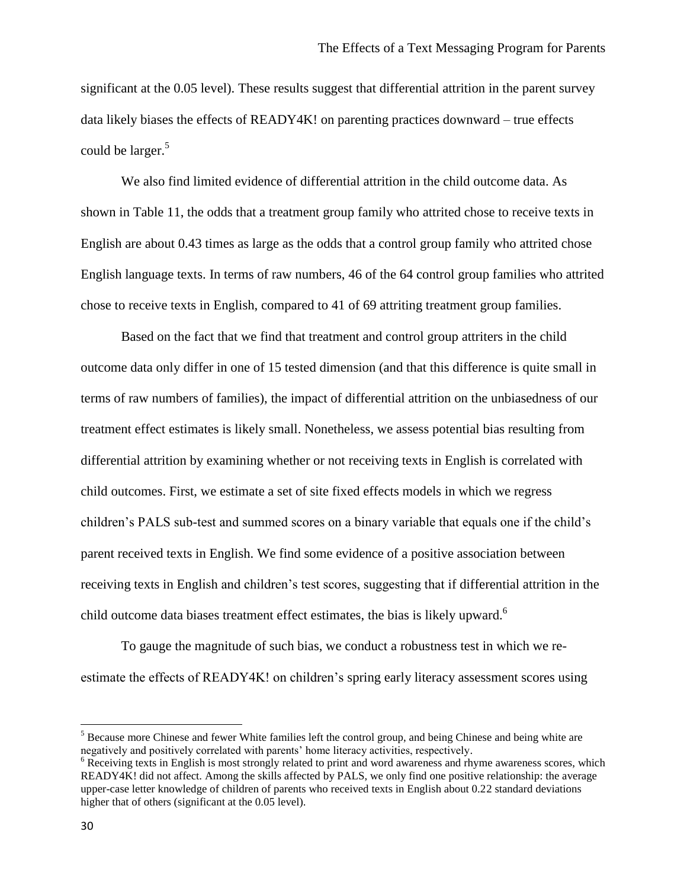significant at the 0.05 level). These results suggest that differential attrition in the parent survey data likely biases the effects of READY4K! on parenting practices downward – true effects could be larger.[5]

We also find limited evidence of differential attrition in the child outcome data. As shown in Table 11, the odds that a treatment group family who attrited chose to receive texts in English are about 0.43 times as large as the odds that a control group family who attrited chose English language texts. In terms of raw numbers, 46 of the 64 control group families who attrited chose to receive texts in English, compared to 41 of 69 attriting treatment group families.

Based on the fact that we find that treatment and control group attriters in the child outcome data only differ in one of 15 tested dimension (and that this difference is quite small in terms of raw numbers of families), the impact of differential attrition on the unbiasedness of our treatment effect estimates is likely small. Nonetheless, we assess potential bias resulting from differential attrition by examining whether or not receiving texts in English is correlated with child outcomes. First, we estimate a set of site fixed effects models in which we regress children's PALS sub-test and summed scores on a binary variable that equals one if the child's parent received texts in English. We find some evidence of a positive association between receiving texts in English and children's test scores, suggesting that if differential attrition in the child outcome data biases treatment effect estimates, the bias is likely upward.[6]

To gauge the magnitude of such bias, we conduct a robustness test in which we re-estimate the effects of READY4K! on children's spring early literacy assessment scores using

---

[5] Because more Chinese and fewer White families left the control group, and being Chinese and being white are negatively and positively correlated with parents' home literacy activities, respectively.

[6] Receiving texts in English is most strongly related to print and word awareness and rhyme awareness scores, which READY4K! did not affect. Among the skills affected by PALS, we only find one positive relationship: the average upper-case letter knowledge of children of parents who received texts in English about 0.22 standard deviations higher that of others (significant at the 0.05 level).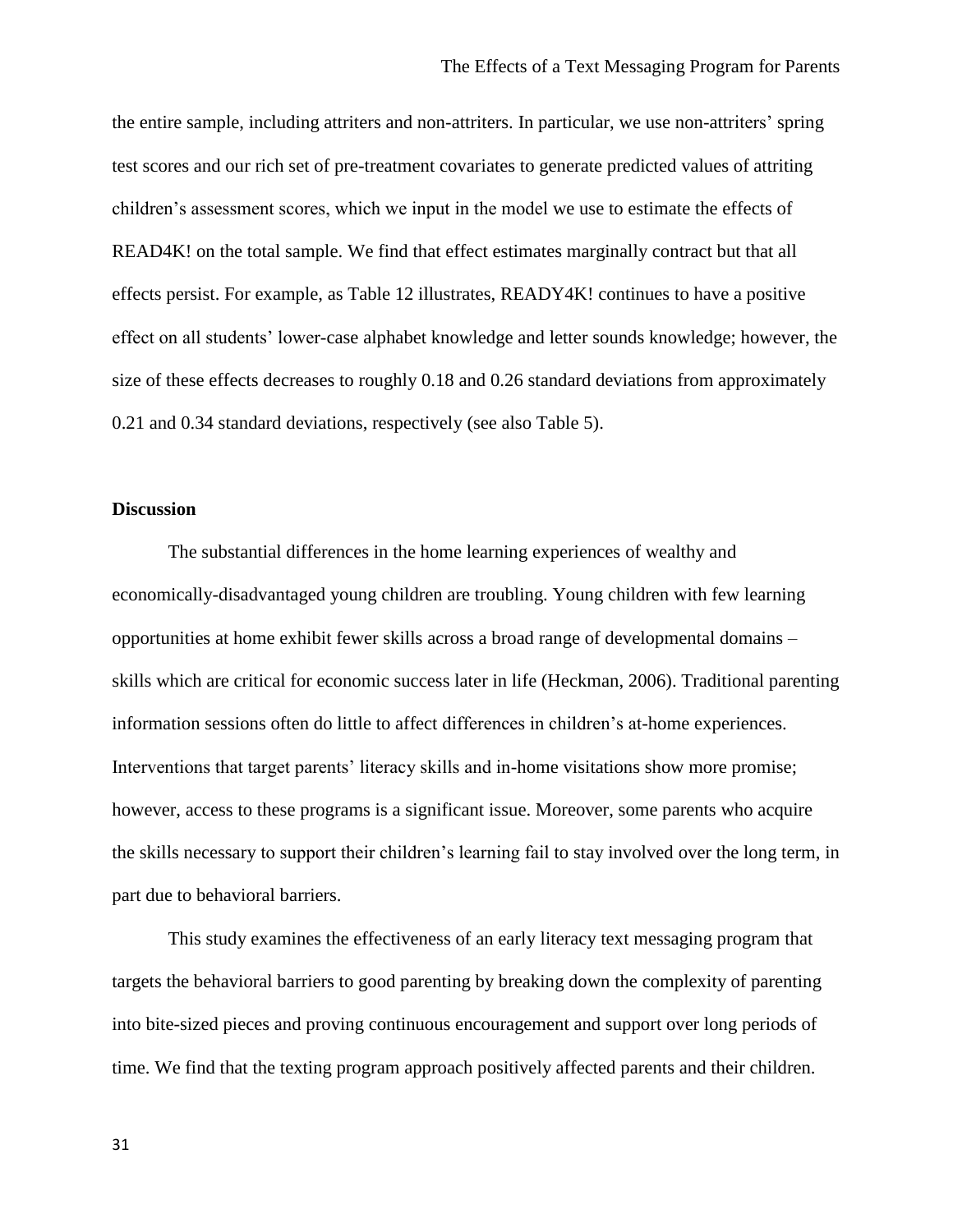the entire sample, including attriters and non-attriters. In particular, we use non-attriters' spring test scores and our rich set of pre-treatment covariates to generate predicted values of attriting children's assessment scores, which we input in the model we use to estimate the effects of READ4K! on the total sample. We find that effect estimates marginally contract but that all effects persist. For example, as Table 12 illustrates, READY4K! continues to have a positive effect on all students' lower-case alphabet knowledge and letter sounds knowledge; however, the size of these effects decreases to roughly 0.18 and 0.26 standard deviations from approximately 0.21 and 0.34 standard deviations, respectively (see also Table 5).

**Discussion**

The substantial differences in the home learning experiences of wealthy and economically-disadvantaged young children are troubling. Young children with few learning opportunities at home exhibit fewer skills across a broad range of developmental domains – skills which are critical for economic success later in life (Heckman, 2006). Traditional parenting information sessions often do little to affect differences in children's at-home experiences. Interventions that target parents' literacy skills and in-home visitations show more promise; however, access to these programs is a significant issue. Moreover, some parents who acquire the skills necessary to support their children's learning fail to stay involved over the long term, in part due to behavioral barriers.

This study examines the effectiveness of an early literacy text messaging program that targets the behavioral barriers to good parenting by breaking down the complexity of parenting into bite-sized pieces and proving continuous encouragement and support over long periods of time. We find that the texting program approach positively affected parents and their children.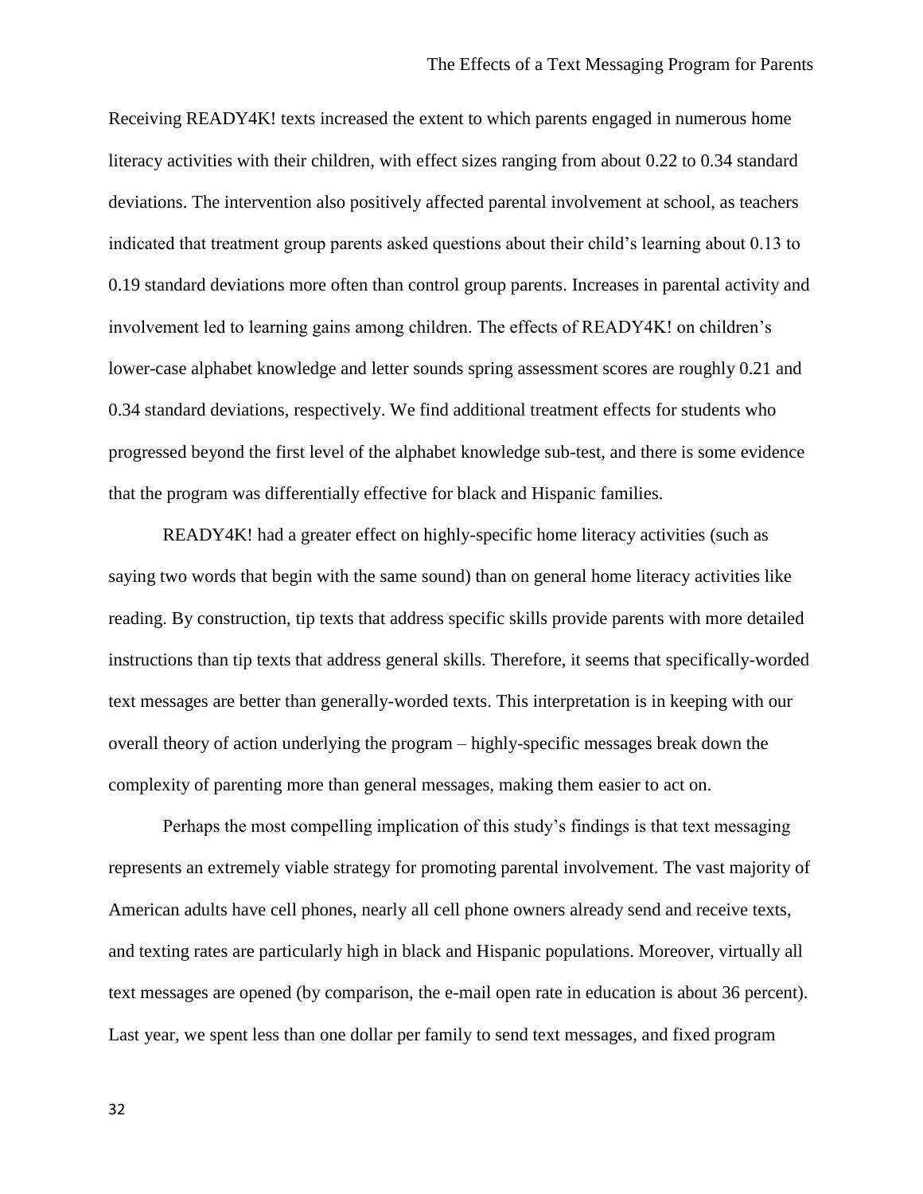Receiving READY4K! texts increased the extent to which parents engaged in numerous home literacy activities with their children, with effect sizes ranging from about 0.22 to 0.34 standard deviations. The intervention also positively affected parental involvement at school, as teachers indicated that treatment group parents asked questions about their child's learning about 0.13 to 0.19 standard deviations more often than control group parents. Increases in parental activity and involvement led to learning gains among children. The effects of READY4K! on children's lower-case alphabet knowledge and letter sounds spring assessment scores are roughly 0.21 and 0.34 standard deviations, respectively. We find additional treatment effects for students who progressed beyond the first level of the alphabet knowledge sub-test, and there is some evidence that the program was differentially effective for black and Hispanic families.

READY4K! had a greater effect on highly-specific home literacy activities (such as saying two words that begin with the same sound) than on general home literacy activities like reading. By construction, tip texts that address specific skills provide parents with more detailed instructions than tip texts that address general skills. Therefore, it seems that specifically-worded text messages are better than generally-worded texts. This interpretation is in keeping with our overall theory of action underlying the program – highly-specific messages break down the complexity of parenting more than general messages, making them easier to act on.

Perhaps the most compelling implication of this study's findings is that text messaging represents an extremely viable strategy for promoting parental involvement. The vast majority of American adults have cell phones, nearly all cell phone owners already send and receive texts, and texting rates are particularly high in black and Hispanic populations. Moreover, virtually all text messages are opened (by comparison, the e-mail open rate in education is about 36 percent). Last year, we spent less than one dollar per family to send text messages, and fixed program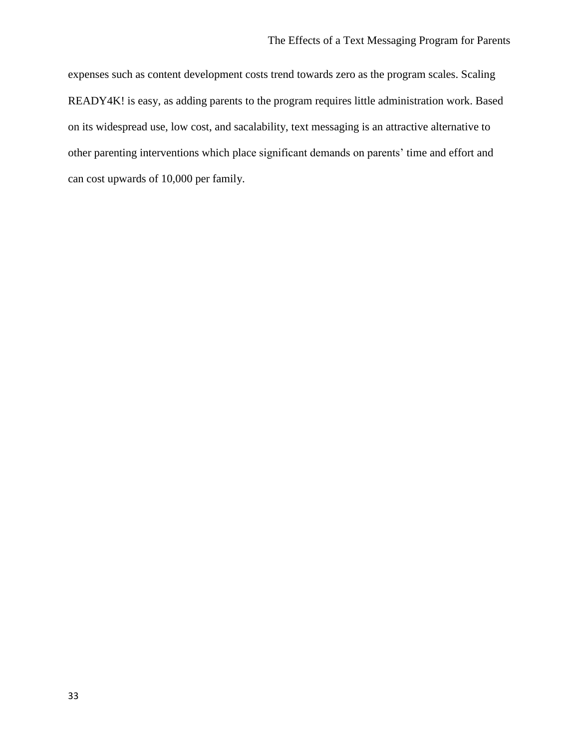expenses such as content development costs trend towards zero as the program scales. Scaling READY4K! is easy, as adding parents to the program requires little administration work. Based on its widespread use, low cost, and sacalability, text messaging is an attractive alternative to other parenting interventions which place significant demands on parents' time and effort and can cost upwards of 10,000 per family.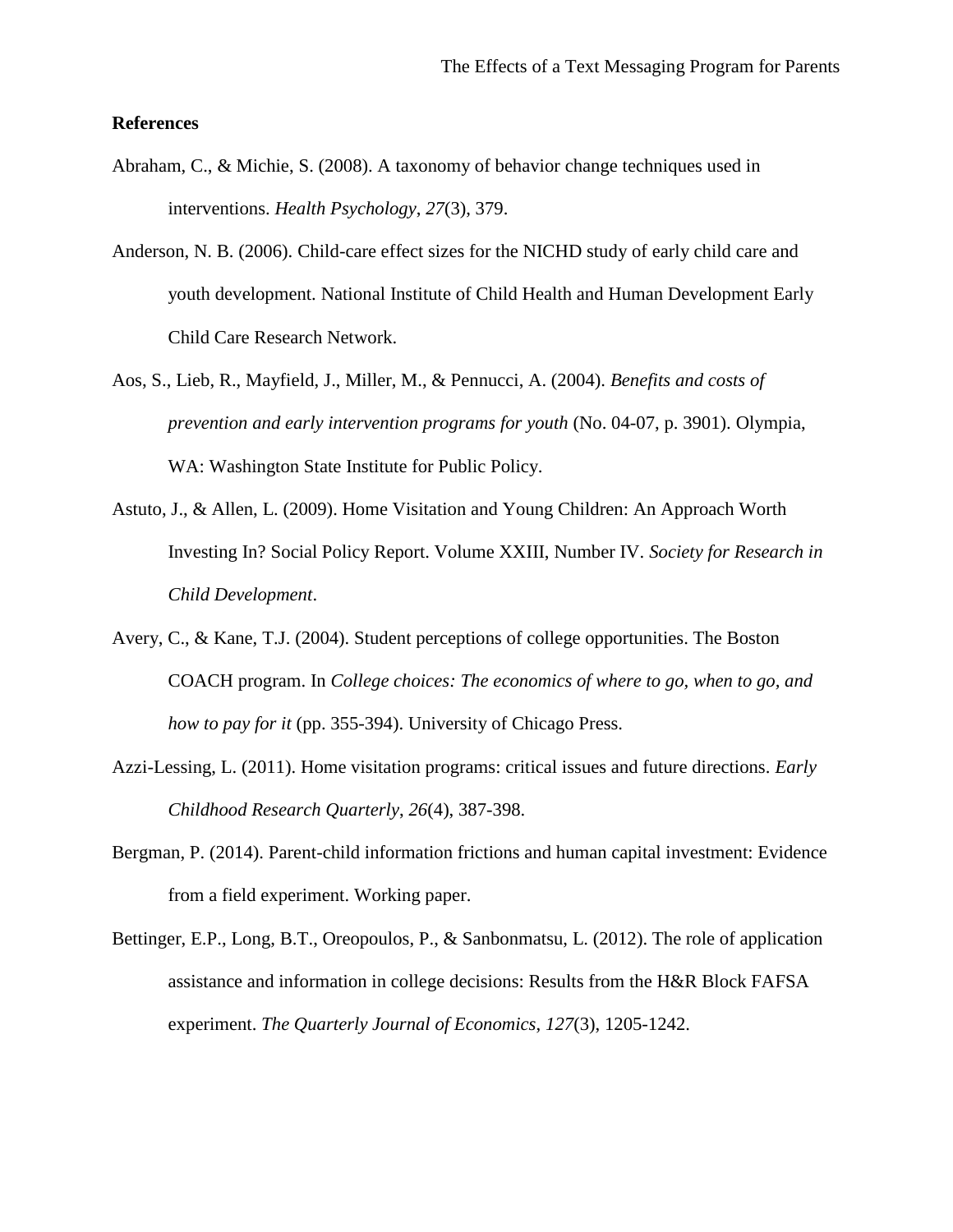**References**

Abraham, C., & Michie, S. (2008). A taxonomy of behavior change techniques used in interventions. *Health Psychology*, *27*(3), 379.

Anderson, N. B. (2006). Child-care effect sizes for the NICHD study of early child care and youth development. National Institute of Child Health and Human Development Early Child Care Research Network.

Aos, S., Lieb, R., Mayfield, J., Miller, M., & Pennucci, A. (2004). *Benefits and costs of prevention and early intervention programs for youth* (No. 04-07, p. 3901). Olympia, WA: Washington State Institute for Public Policy.

Astuto, J., & Allen, L. (2009). Home Visitation and Young Children: An Approach Worth Investing In? Social Policy Report. Volume XXIII, Number IV. *Society for Research in Child Development*.

Avery, C., & Kane, T.J. (2004). Student perceptions of college opportunities. The Boston COACH program. In *College choices: The economics of where to go, when to go, and how to pay for it* (pp. 355-394). University of Chicago Press.

Azzi-Lessing, L. (2011). Home visitation programs: critical issues and future directions. *Early Childhood Research Quarterly*, *26*(4), 387-398.

Bergman, P. (2014). Parent-child information frictions and human capital investment: Evidence from a field experiment. Working paper.

Bettinger, E.P., Long, B.T., Oreopoulos, P., & Sanbonmatsu, L. (2012). The role of application assistance and information in college decisions: Results from the H&R Block FAFSA experiment. *The Quarterly Journal of Economics*, *127*(3), 1205-1242.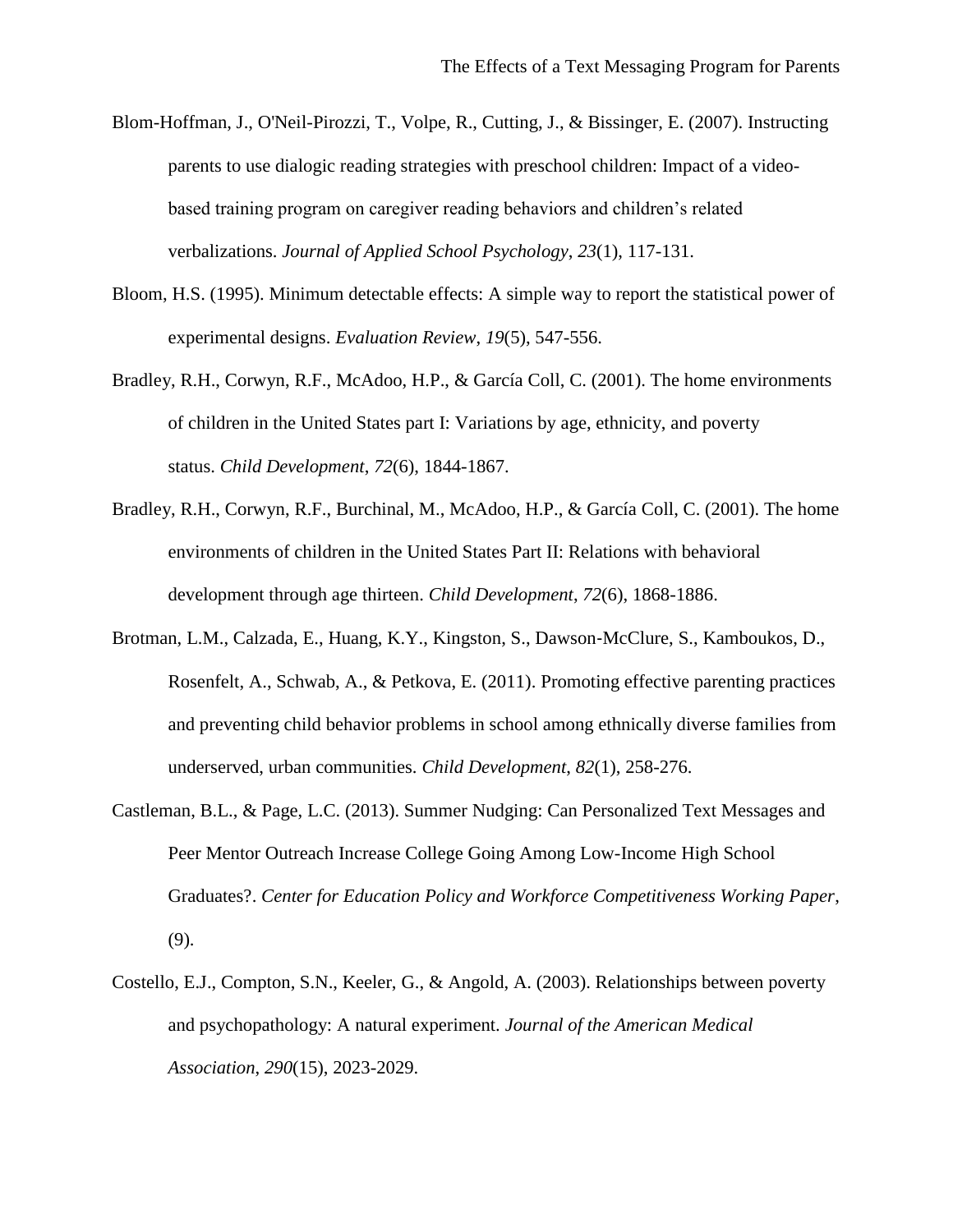Blom-Hoffman, J., O'Neil-Pirozzi, T., Volpe, R., Cutting, J., & Bissinger, E. (2007). Instructing parents to use dialogic reading strategies with preschool children: Impact of a video-based training program on caregiver reading behaviors and children's related verbalizations. *Journal of Applied School Psychology*, *23*(1), 117-131.

Bloom, H.S. (1995). Minimum detectable effects: A simple way to report the statistical power of experimental designs. *Evaluation Review*, *19*(5), 547-556.

Bradley, R.H., Corwyn, R.F., McAdoo, H.P., & García Coll, C. (2001). The home environments of children in the United States part I: Variations by age, ethnicity, and poverty status. *Child Development*, *72*(6), 1844-1867.

Bradley, R.H., Corwyn, R.F., Burchinal, M., McAdoo, H.P., & García Coll, C. (2001). The home environments of children in the United States Part II: Relations with behavioral development through age thirteen. *Child Development*, *72*(6), 1868-1886.

Brotman, L.M., Calzada, E., Huang, K.Y., Kingston, S., Dawson-McClure, S., Kamboukos, D., Rosenfelt, A., Schwab, A., & Petkova, E. (2011). Promoting effective parenting practices and preventing child behavior problems in school among ethnically diverse families from underserved, urban communities. *Child Development*, *82*(1), 258-276.

Castleman, B.L., & Page, L.C. (2013). Summer Nudging: Can Personalized Text Messages and Peer Mentor Outreach Increase College Going Among Low-Income High School Graduates?. *Center for Education Policy and Workforce Competitiveness Working Paper*, (9).

Costello, E.J., Compton, S.N., Keeler, G., & Angold, A. (2003). Relationships between poverty and psychopathology: A natural experiment. *Journal of the American Medical Association*, *290*(15), 2023-2029.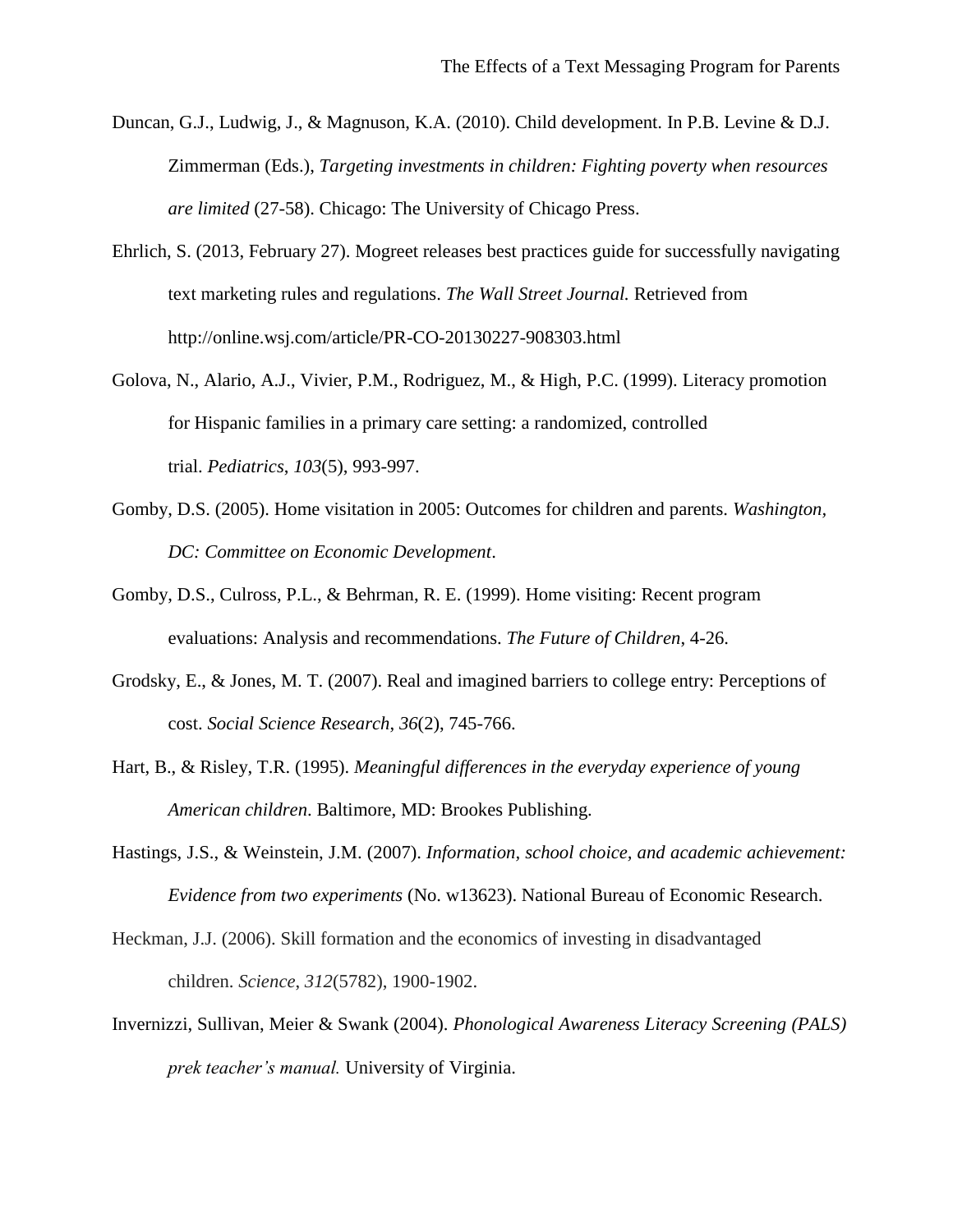Duncan, G.J., Ludwig, J., & Magnuson, K.A. (2010). Child development. In P.B. Levine & D.J. Zimmerman (Eds.), *Targeting investments in children: Fighting poverty when resources are limited* (27-58). Chicago: The University of Chicago Press.

Ehrlich, S. (2013, February 27). Mogreet releases best practices guide for successfully navigating text marketing rules and regulations. *The Wall Street Journal.* Retrieved from http://online.wsj.com/article/PR-CO-20130227-908303.html

Golova, N., Alario, A.J., Vivier, P.M., Rodriguez, M., & High, P.C. (1999). Literacy promotion for Hispanic families in a primary care setting: a randomized, controlled trial. *Pediatrics*, *103*(5), 993-997.

Gomby, D.S. (2005). Home visitation in 2005: Outcomes for children and parents. *Washington, DC: Committee on Economic Development*.

Gomby, D.S., Culross, P.L., & Behrman, R. E. (1999). Home visiting: Recent program evaluations: Analysis and recommendations. *The Future of Children*, 4-26.

Grodsky, E., & Jones, M. T. (2007). Real and imagined barriers to college entry: Perceptions of cost. *Social Science Research*, *36*(2), 745-766.

Hart, B., & Risley, T.R. (1995). *Meaningful differences in the everyday experience of young American children*. Baltimore, MD: Brookes Publishing.

Hastings, J.S., & Weinstein, J.M. (2007). *Information, school choice, and academic achievement: Evidence from two experiments* (No. w13623). National Bureau of Economic Research.

Heckman, J.J. (2006). Skill formation and the economics of investing in disadvantaged children. *Science*, *312*(5782), 1900-1902.

Invernizzi, Sullivan, Meier & Swank (2004). *Phonological Awareness Literacy Screening (PALS) prek teacher's manual.* University of Virginia.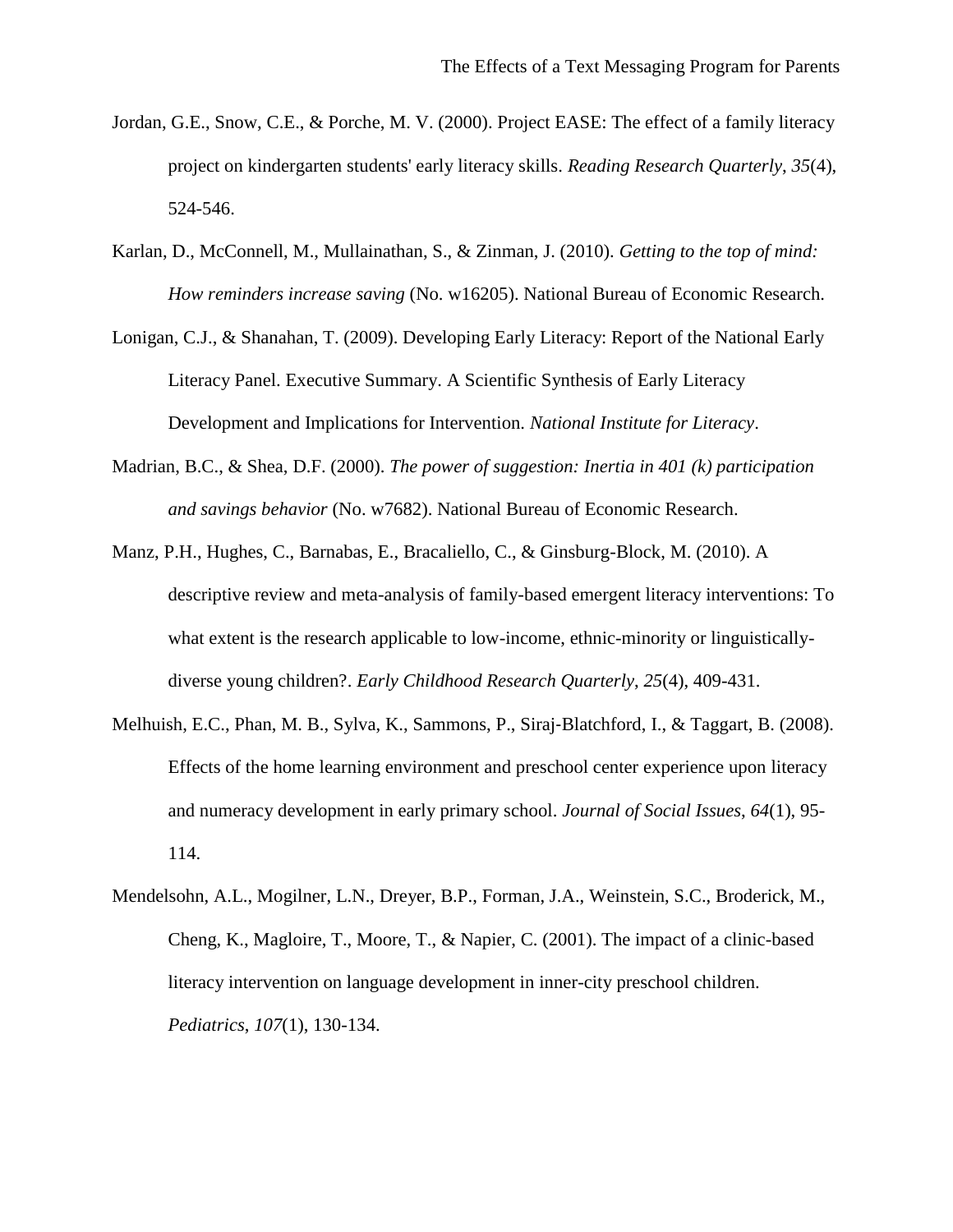Jordan, G.E., Snow, C.E., & Porche, M. V. (2000). Project EASE: The effect of a family literacy project on kindergarten students' early literacy skills. *Reading Research Quarterly*, *35*(4), 524-546.

Karlan, D., McConnell, M., Mullainathan, S., & Zinman, J. (2010). *Getting to the top of mind: How reminders increase saving* (No. w16205). National Bureau of Economic Research.

Lonigan, C.J., & Shanahan, T. (2009). Developing Early Literacy: Report of the National Early Literacy Panel. Executive Summary. A Scientific Synthesis of Early Literacy Development and Implications for Intervention. *National Institute for Literacy*.

Madrian, B.C., & Shea, D.F. (2000). *The power of suggestion: Inertia in 401 (k) participation and savings behavior* (No. w7682). National Bureau of Economic Research.

Manz, P.H., Hughes, C., Barnabas, E., Bracaliello, C., & Ginsburg-Block, M. (2010). A descriptive review and meta-analysis of family-based emergent literacy interventions: To what extent is the research applicable to low-income, ethnic-minority or linguistically-diverse young children?. *Early Childhood Research Quarterly*, *25*(4), 409-431.

Melhuish, E.C., Phan, M. B., Sylva, K., Sammons, P., Siraj-Blatchford, I., & Taggart, B. (2008). Effects of the home learning environment and preschool center experience upon literacy and numeracy development in early primary school. *Journal of Social Issues*, *64*(1), 95-114.

Mendelsohn, A.L., Mogilner, L.N., Dreyer, B.P., Forman, J.A., Weinstein, S.C., Broderick, M., Cheng, K., Magloire, T., Moore, T., & Napier, C. (2001). The impact of a clinic-based literacy intervention on language development in inner-city preschool children. *Pediatrics*, *107*(1), 130-134.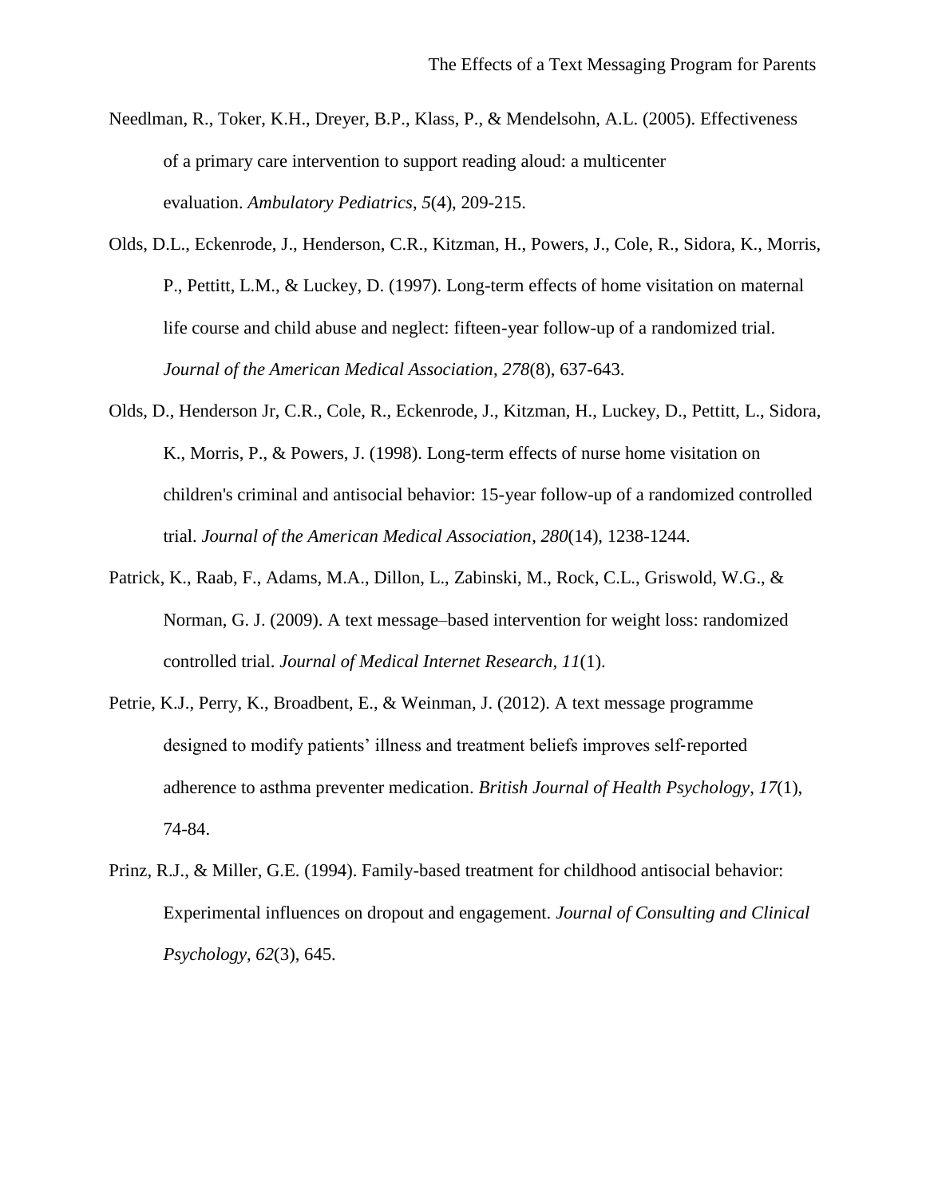Needlman, R., Toker, K.H., Dreyer, B.P., Klass, P., & Mendelsohn, A.L. (2005). Effectiveness of a primary care intervention to support reading aloud: a multicenter evaluation. *Ambulatory Pediatrics*, *5*(4), 209-215.

Olds, D.L., Eckenrode, J., Henderson, C.R., Kitzman, H., Powers, J., Cole, R., Sidora, K., Morris, P., Pettitt, L.M., & Luckey, D. (1997). Long-term effects of home visitation on maternal life course and child abuse and neglect: fifteen-year follow-up of a randomized trial. *Journal of the American Medical Association*, *278*(8), 637-643.

Olds, D., Henderson Jr, C.R., Cole, R., Eckenrode, J., Kitzman, H., Luckey, D., Pettitt, L., Sidora, K., Morris, P., & Powers, J. (1998). Long-term effects of nurse home visitation on children's criminal and antisocial behavior: 15-year follow-up of a randomized controlled trial. *Journal of the American Medical Association*, *280*(14), 1238-1244.

Patrick, K., Raab, F., Adams, M.A., Dillon, L., Zabinski, M., Rock, C.L., Griswold, W.G., & Norman, G. J. (2009). A text message–based intervention for weight loss: randomized controlled trial. *Journal of Medical Internet Research*, *11*(1).

Petrie, K.J., Perry, K., Broadbent, E., & Weinman, J. (2012). A text message programme designed to modify patients' illness and treatment beliefs improves self-reported adherence to asthma preventer medication. *British Journal of Health Psychology*, *17*(1), 74-84.

Prinz, R.J., & Miller, G.E. (1994). Family-based treatment for childhood antisocial behavior: Experimental influences on dropout and engagement. *Journal of Consulting and Clinical Psychology*, *62*(3), 645.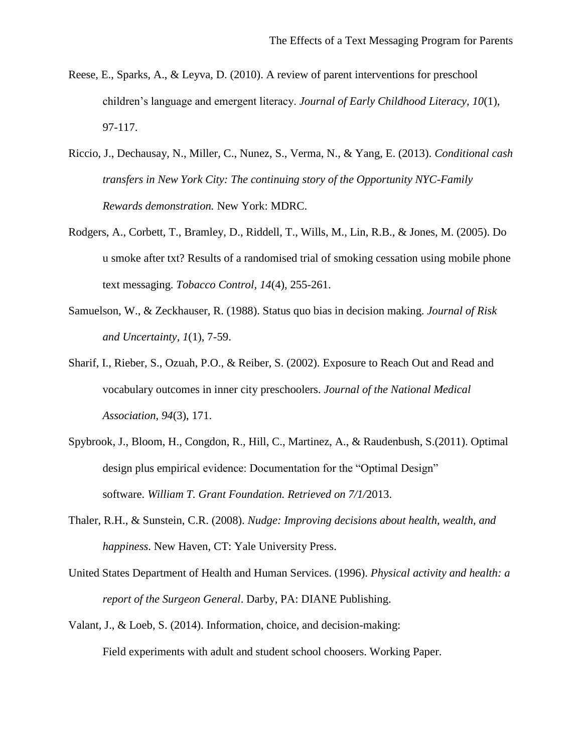Reese, E., Sparks, A., & Leyva, D. (2010). A review of parent interventions for preschool children's language and emergent literacy. *Journal of Early Childhood Literacy*, *10*(1), 97-117.

Riccio, J., Dechausay, N., Miller, C., Nunez, S., Verma, N., & Yang, E. (2013). *Conditional cash transfers in New York City: The continuing story of the Opportunity NYC-Family Rewards demonstration.* New York: MDRC.

Rodgers, A., Corbett, T., Bramley, D., Riddell, T., Wills, M., Lin, R.B., & Jones, M. (2005). Do u smoke after txt? Results of a randomised trial of smoking cessation using mobile phone text messaging. *Tobacco Control*, *14*(4), 255-261.

Samuelson, W., & Zeckhauser, R. (1988). Status quo bias in decision making. *Journal of Risk and Uncertainty*, *1*(1), 7-59.

Sharif, I., Rieber, S., Ozuah, P.O., & Reiber, S. (2002). Exposure to Reach Out and Read and vocabulary outcomes in inner city preschoolers. *Journal of the National Medical Association*, *94*(3), 171.

Spybrook, J., Bloom, H., Congdon, R., Hill, C., Martinez, A., & Raudenbush, S.(2011). Optimal design plus empirical evidence: Documentation for the "Optimal Design" software. *William T. Grant Foundation. Retrieved on 7/1/*2013.

Thaler, R.H., & Sunstein, C.R. (2008). *Nudge: Improving decisions about health, wealth, and happiness*. New Haven, CT: Yale University Press.

United States Department of Health and Human Services. (1996). *Physical activity and health: a report of the Surgeon General*. Darby, PA: DIANE Publishing.

Valant, J., & Loeb, S. (2014). Information, choice, and decision-making: Field experiments with adult and student school choosers. Working Paper.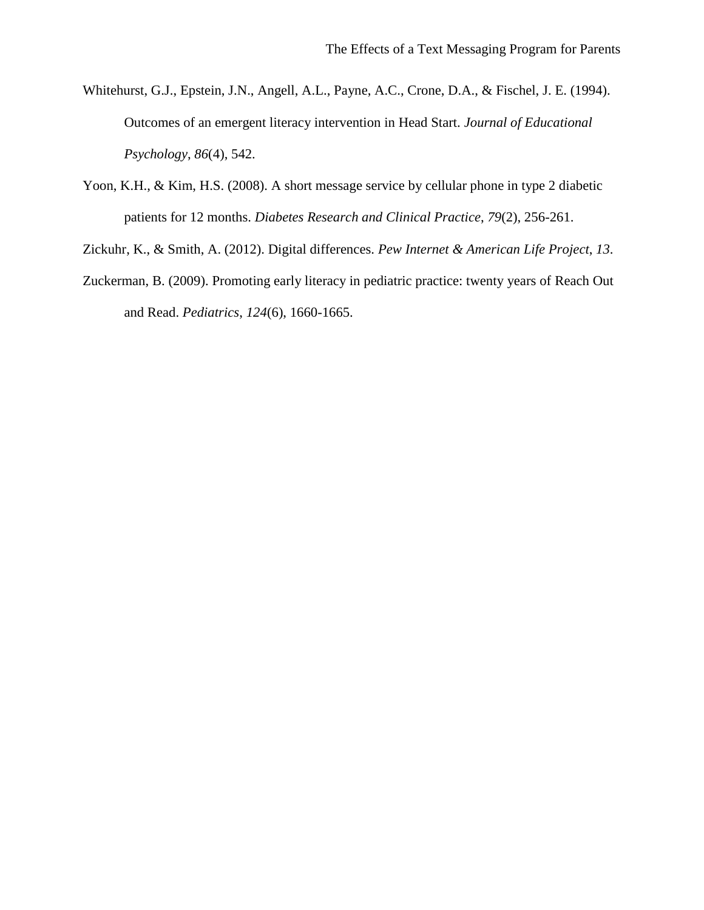Whitehurst, G.J., Epstein, J.N., Angell, A.L., Payne, A.C., Crone, D.A., & Fischel, J. E. (1994). Outcomes of an emergent literacy intervention in Head Start. *Journal of Educational Psychology*, *86*(4), 542.

Yoon, K.H., & Kim, H.S. (2008). A short message service by cellular phone in type 2 diabetic patients for 12 months. *Diabetes Research and Clinical Practice*, *79*(2), 256-261.

Zickuhr, K., & Smith, A. (2012). Digital differences. *Pew Internet & American Life Project*, *13*.

Zuckerman, B. (2009). Promoting early literacy in pediatric practice: twenty years of Reach Out and Read. *Pediatrics*, *124*(6), 1660-1665.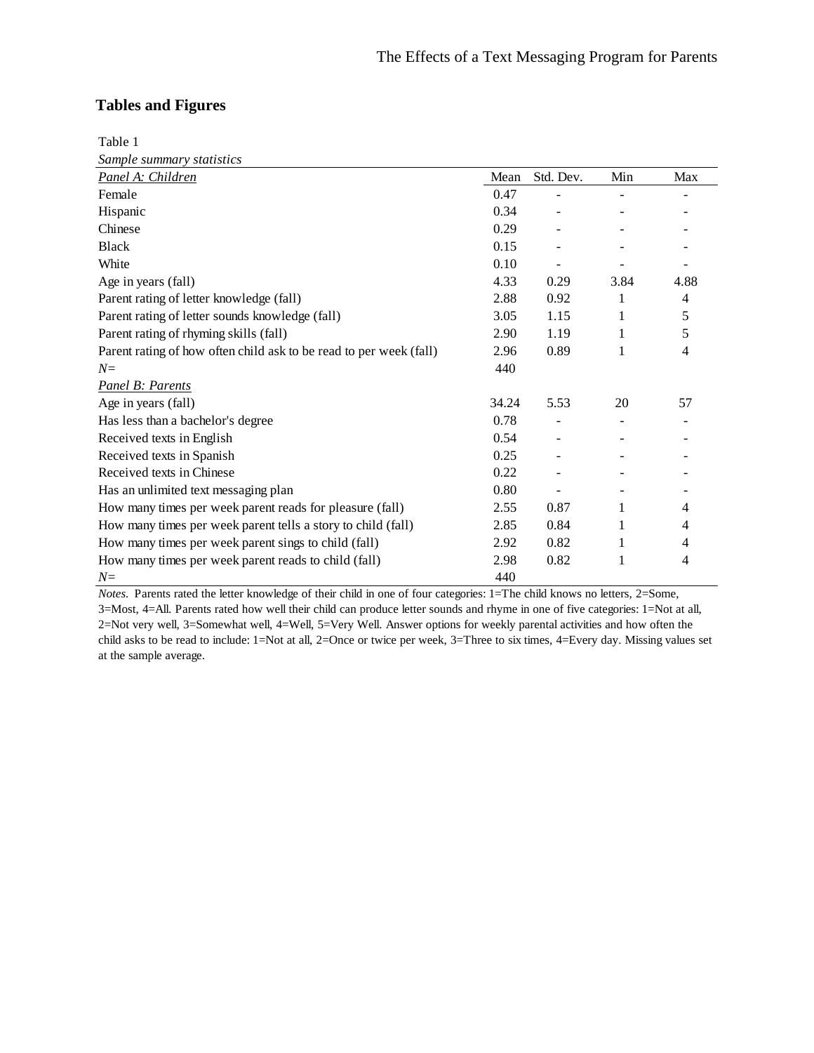## Tables and Figures

Table 1

*Sample summary statistics*

| *Panel A: Children* | Mean | Std. Dev. | Min | Max |
|---|---|---|---|---|
| Female | 0.47 | - | - | - |
| Hispanic | 0.34 | - | - | - |
| Chinese | 0.29 | - | - | - |
| Black | 0.15 | - | - | - |
| White | 0.10 | - | - | - |
| Age in years (fall) | 4.33 | 0.29 | 3.84 | 4.88 |
| Parent rating of letter knowledge (fall) | 2.88 | 0.92 | 1 | 4 |
| Parent rating of letter sounds knowledge (fall) | 3.05 | 1.15 | 1 | 5 |
| Parent rating of rhyming skills (fall) | 2.90 | 1.19 | 1 | 5 |
| Parent rating of how often child ask to be read to per week (fall) | 2.96 | 0.89 | 1 | 4 |
| *N=* | 440 | | | |
| *Panel B: Parents* | | | | |
| Age in years (fall) | 34.24 | 5.53 | 20 | 57 |
| Has less than a bachelor's degree | 0.78 | - | - | - |
| Received texts in English | 0.54 | - | - | - |
| Received texts in Spanish | 0.25 | - | - | - |
| Received texts in Chinese | 0.22 | - | - | - |
| Has an unlimited text messaging plan | 0.80 | - | - | - |
| How many times per week parent reads for pleasure (fall) | 2.55 | 0.87 | 1 | 4 |
| How many times per week parent tells a story to child (fall) | 2.85 | 0.84 | 1 | 4 |
| How many times per week parent sings to child (fall) | 2.92 | 0.82 | 1 | 4 |
| How many times per week parent reads to child (fall) | 2.98 | 0.82 | 1 | 4 |
| *N=* | 440 | | | |

*Notes.* Parents rated the letter knowledge of their child in one of four categories: 1=The child knows no letters, 2=Some, 3=Most, 4=All. Parents rated how well their child can produce letter sounds and rhyme in one of five categories: 1=Not at all, 2=Not very well, 3=Somewhat well, 4=Well, 5=Very Well. Answer options for weekly parental activities and how often the child asks to be read to include: 1=Not at all, 2=Once or twice per week, 3=Three to six times, 4=Every day. Missing values set at the sample average.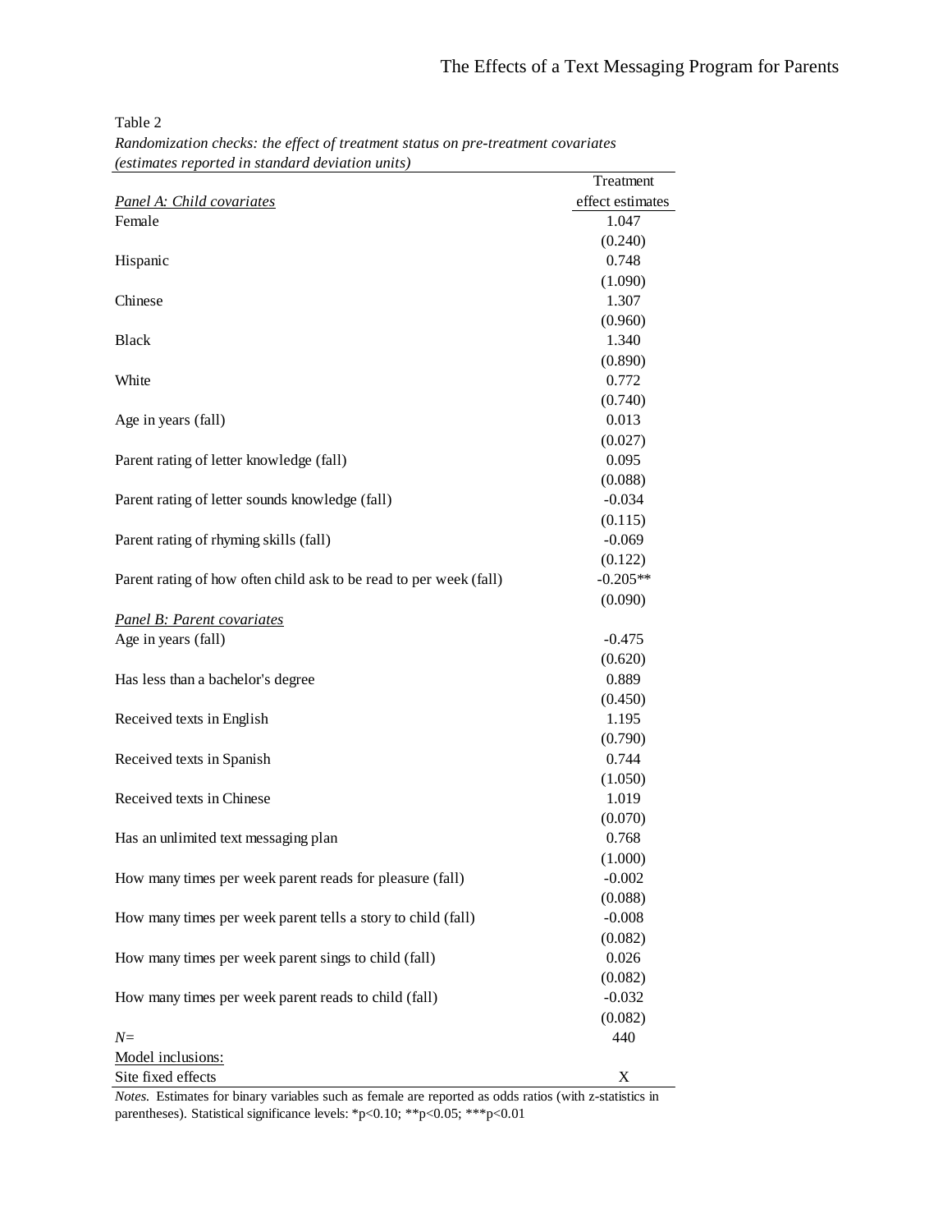Table 2

*Randomization checks: the effect of treatment status on pre-treatment covariates (estimates reported in standard deviation units)*

| | Treatment effect estimates |
|---|---|
| *Panel A: Child covariates* | |
| Female | 1.047 |
| | (0.240) |
| Hispanic | 0.748 |
| | (1.090) |
| Chinese | 1.307 |
| | (0.960) |
| Black | 1.340 |
| | (0.890) |
| White | 0.772 |
| | (0.740) |
| Age in years (fall) | 0.013 |
| | (0.027) |
| Parent rating of letter knowledge (fall) | 0.095 |
| | (0.088) |
| Parent rating of letter sounds knowledge (fall) | -0.034 |
| | (0.115) |
| Parent rating of rhyming skills (fall) | -0.069 |
| | (0.122) |
| Parent rating of how often child ask to be read to per week (fall) | -0.205** |
| | (0.090) |
| *Panel B: Parent covariates* | |
| Age in years (fall) | -0.475 |
| | (0.620) |
| Has less than a bachelor's degree | 0.889 |
| | (0.450) |
| Received texts in English | 1.195 |
| | (0.790) |
| Received texts in Spanish | 0.744 |
| | (1.050) |
| Received texts in Chinese | 1.019 |
| | (0.070) |
| Has an unlimited text messaging plan | 0.768 |
| | (1.000) |
| How many times per week parent reads for pleasure (fall) | -0.002 |
| | (0.088) |
| How many times per week parent tells a story to child (fall) | -0.008 |
| | (0.082) |
| How many times per week parent sings to child (fall) | 0.026 |
| | (0.082) |
| How many times per week parent reads to child (fall) | -0.032 |
| | (0.082) |
| *N*= | 440 |
| Model inclusions: | |
| Site fixed effects | X |

*Notes.* Estimates for binary variables such as female are reported as odds ratios (with z-statistics in parentheses). Statistical significance levels: *p<0.10; **p<0.05; ***p<0.01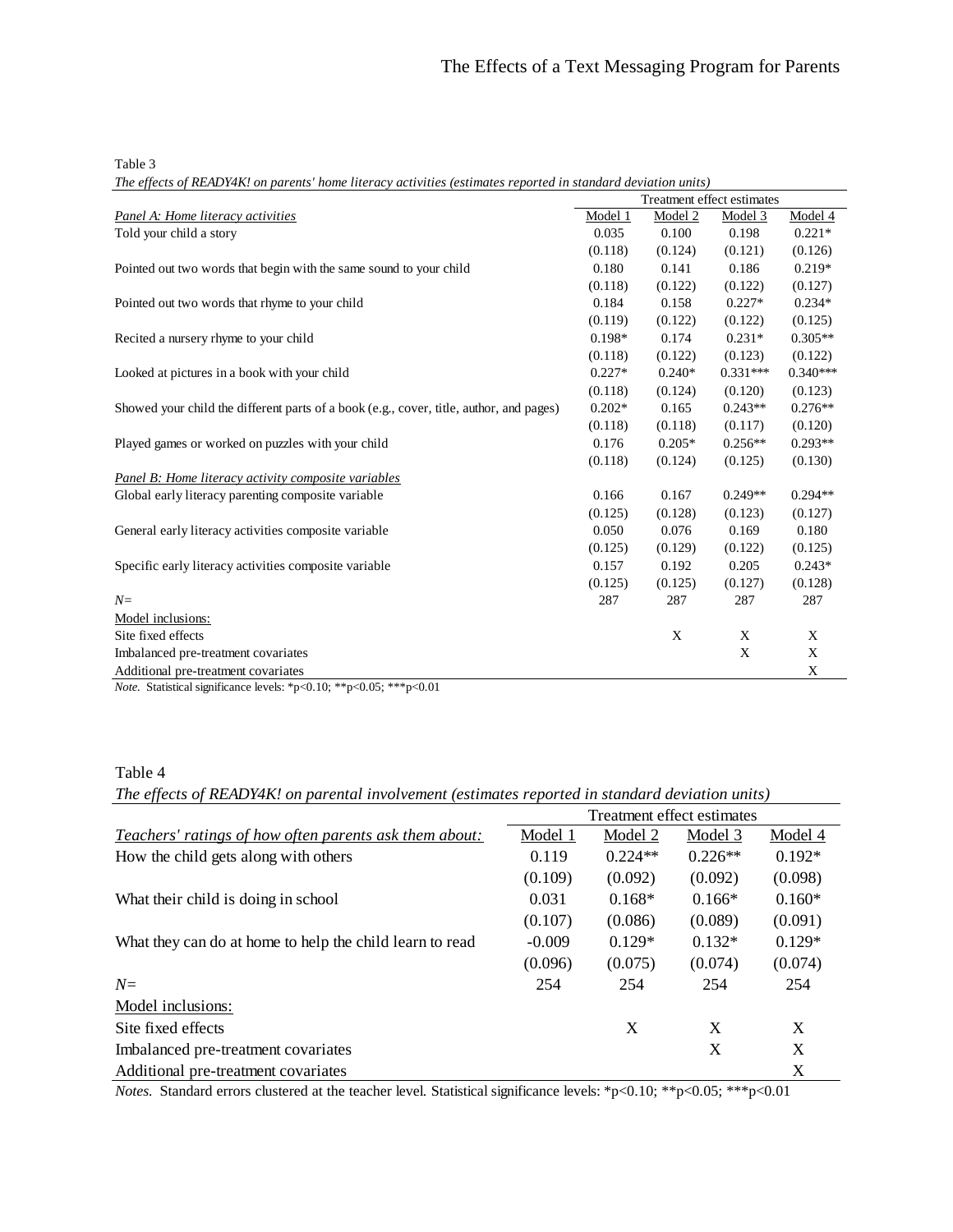Table 3

*The effects of READY4K! on parents' home literacy activities (estimates reported in standard deviation units)*

| | Treatment effect estimates | | | |
|---|---|---|---|---|
| *Panel A: Home literacy activities* | Model 1 | Model 2 | Model 3 | Model 4 |
| Told your child a story | 0.035 | 0.100 | 0.198 | 0.221* |
| | (0.118) | (0.124) | (0.121) | (0.126) |
| Pointed out two words that begin with the same sound to your child | 0.180 | 0.141 | 0.186 | 0.219* |
| | (0.118) | (0.122) | (0.122) | (0.127) |
| Pointed out two words that rhyme to your child | 0.184 | 0.158 | 0.227* | 0.234* |
| | (0.119) | (0.122) | (0.122) | (0.125) |
| Recited a nursery rhyme to your child | 0.198* | 0.174 | 0.231* | 0.305** |
| | (0.118) | (0.122) | (0.123) | (0.122) |
| Looked at pictures in a book with your child | 0.227* | 0.240* | 0.331*** | 0.340*** |
| | (0.118) | (0.124) | (0.120) | (0.123) |
| Showed your child the different parts of a book (e.g., cover, title, author, and pages) | 0.202* | 0.165 | 0.243** | 0.276** |
| | (0.118) | (0.118) | (0.117) | (0.120) |
| Played games or worked on puzzles with your child | 0.176 | 0.205* | 0.256** | 0.293** |
| | (0.118) | (0.124) | (0.125) | (0.130) |
| *Panel B: Home literacy activity composite variables* | | | | |
| Global early literacy parenting composite variable | 0.166 | 0.167 | 0.249** | 0.294** |
| | (0.125) | (0.128) | (0.123) | (0.127) |
| General early literacy activities composite variable | 0.050 | 0.076 | 0.169 | 0.180 |
| | (0.125) | (0.129) | (0.122) | (0.125) |
| Specific early literacy activities composite variable | 0.157 | 0.192 | 0.205 | 0.243* |
| | (0.125) | (0.125) | (0.127) | (0.128) |
| *N*= | 287 | 287 | 287 | 287 |
| Model inclusions: | | | | |
| Site fixed effects | | X | X | X |
| Imbalanced pre-treatment covariates | | | X | X |
| Additional pre-treatment covariates | | | | X |

*Note.* Statistical significance levels: *p<0.10; **p<0.05; ***p<0.01

Table 4

*The effects of READY4K! on parental involvement (estimates reported in standard deviation units)*

| | Treatment effect estimates | | | |
|---|---|---|---|---|
| *Teachers' ratings of how often parents ask them about:* | Model 1 | Model 2 | Model 3 | Model 4 |
| How the child gets along with others | 0.119 | 0.224** | 0.226** | 0.192* |
| | (0.109) | (0.092) | (0.092) | (0.098) |
| What their child is doing in school | 0.031 | 0.168* | 0.166* | 0.160* |
| | (0.107) | (0.086) | (0.089) | (0.091) |
| What they can do at home to help the child learn to read | -0.009 | 0.129* | 0.132* | 0.129* |
| | (0.096) | (0.075) | (0.074) | (0.074) |
| *N*= | 254 | 254 | 254 | 254 |
| Model inclusions: | | | | |
| Site fixed effects | | X | X | X |
| Imbalanced pre-treatment covariates | | | X | X |
| Additional pre-treatment covariates | | | | X |

*Notes.* Standard errors clustered at the teacher level. Statistical significance levels: *p<0.10; **p<0.05; ***p<0.01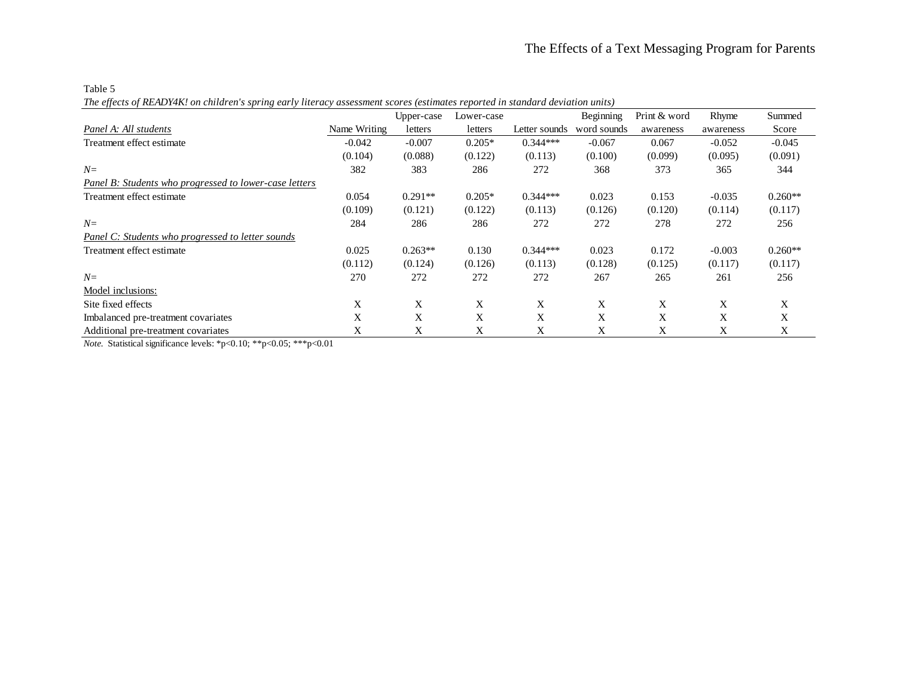Table 5

*The effects of READY4K! on children's spring early literacy assessment scores (estimates reported in standard deviation units)*

| | Name Writing | Upper-case letters | Lower-case letters | Letter sounds | Beginning word sounds | Print & word awareness | Rhyme awareness | Summed Score |
|---|---|---|---|---|---|---|---|---|
| *Panel A: All students* | | | | | | | | |
| Treatment effect estimate | -0.042 | -0.007 | 0.205* | 0.344*** | -0.067 | 0.067 | -0.052 | -0.045 |
| | (0.104) | (0.088) | (0.122) | (0.113) | (0.100) | (0.099) | (0.095) | (0.091) |
| *N=* | 382 | 383 | 286 | 272 | 368 | 373 | 365 | 344 |
| *Panel B: Students who progressed to lower-case letters* | | | | | | | | |
| Treatment effect estimate | 0.054 | 0.291** | 0.205* | 0.344*** | 0.023 | 0.153 | -0.035 | 0.260** |
| | (0.109) | (0.121) | (0.122) | (0.113) | (0.126) | (0.120) | (0.114) | (0.117) |
| *N=* | 284 | 286 | 286 | 272 | 272 | 278 | 272 | 256 |
| *Panel C: Students who progressed to letter sounds* | | | | | | | | |
| Treatment effect estimate | 0.025 | 0.263** | 0.130 | 0.344*** | 0.023 | 0.172 | -0.003 | 0.260** |
| | (0.112) | (0.124) | (0.126) | (0.113) | (0.128) | (0.125) | (0.117) | (0.117) |
| *N=* | 270 | 272 | 272 | 272 | 267 | 265 | 261 | 256 |
| Model inclusions: | | | | | | | | |
| Site fixed effects | X | X | X | X | X | X | X | X |
| Imbalanced pre-treatment covariates | X | X | X | X | X | X | X | X |
| Additional pre-treatment covariates | X | X | X | X | X | X | X | X |

*Note.* Statistical significance levels: *p<0.10; **p<0.05; ***p<0.01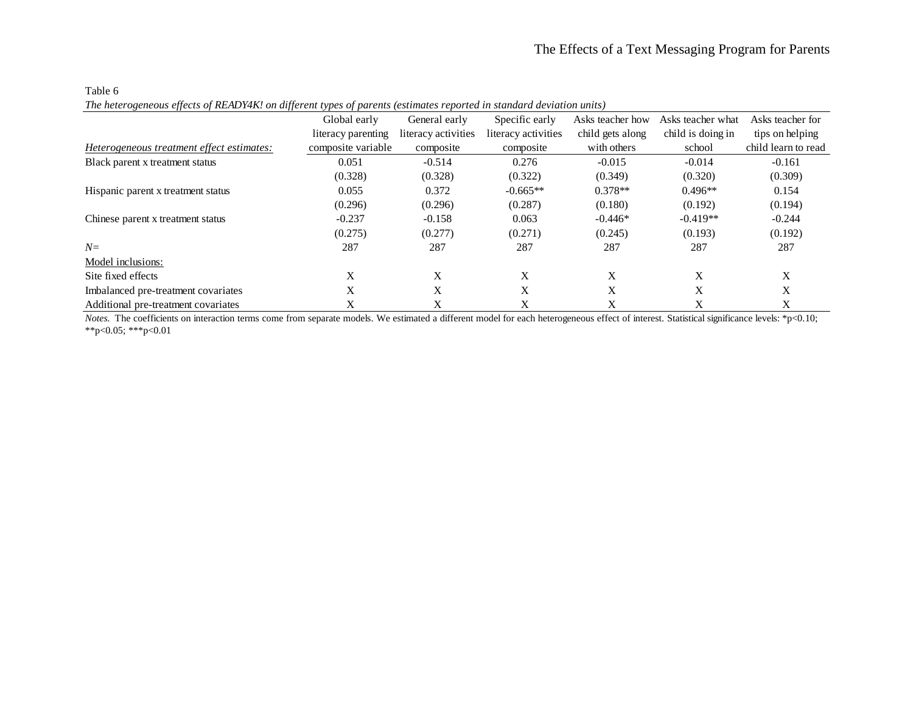Table 6

*The heterogeneous effects of READY4K! on different types of parents (estimates reported in standard deviation units)*

| *Heterogeneous treatment effect estimates:* | Global early literacy parenting composite variable | General early literacy activities composite | Specific early literacy activities composite | Asks teacher how child gets along with others | Asks teacher what child is doing in school | Asks teacher for tips on helping child learn to read |
|---|---|---|---|---|---|---|
| Black parent x treatment status | 0.051 | -0.514 | 0.276 | -0.015 | -0.014 | -0.161 |
| | (0.328) | (0.328) | (0.322) | (0.349) | (0.320) | (0.309) |
| Hispanic parent x treatment status | 0.055 | 0.372 | -0.665** | 0.378** | 0.496** | 0.154 |
| | (0.296) | (0.296) | (0.287) | (0.180) | (0.192) | (0.194) |
| Chinese parent x treatment status | -0.237 | -0.158 | 0.063 | -0.446* | -0.419** | -0.244 |
| | (0.275) | (0.277) | (0.271) | (0.245) | (0.193) | (0.192) |
| *N*= | 287 | 287 | 287 | 287 | 287 | 287 |
| Model inclusions: | | | | | | |
| Site fixed effects | X | X | X | X | X | X |
| Imbalanced pre-treatment covariates | X | X | X | X | X | X |
| Additional pre-treatment covariates | X | X | X | X | X | X |

*Notes.* The coefficients on interaction terms come from separate models. We estimated a different model for each heterogeneous effect of interest. Statistical significance levels: *p<0.10; **p<0.05; ***p<0.01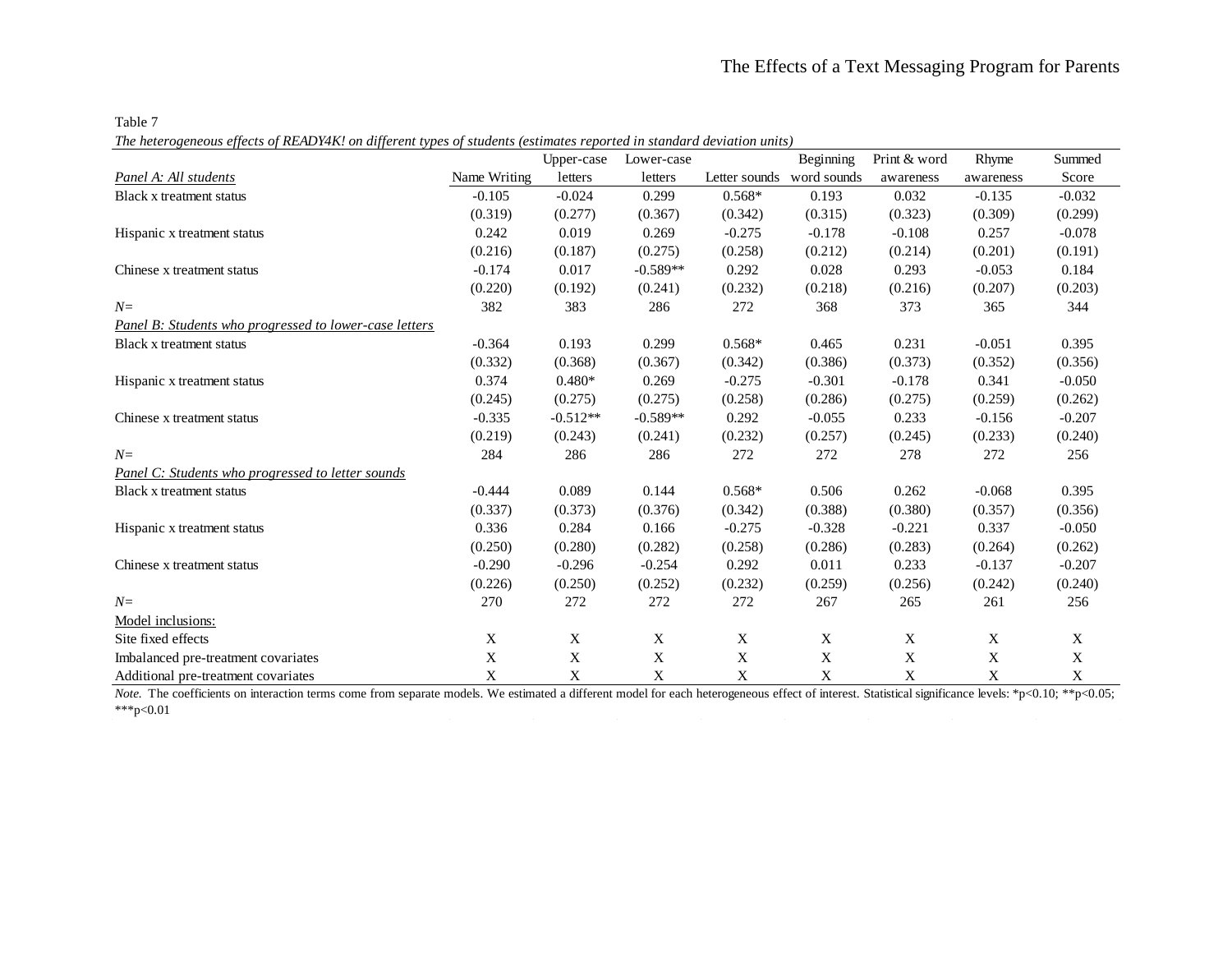Table 7

*The heterogeneous effects of READY4K! on different types of students (estimates reported in standard deviation units)*

| *Panel A: All students* | Name Writing | Upper-case letters | Lower-case letters | Letter sounds | Beginning word sounds | Print & word awareness | Rhyme awareness | Summed Score |
|---|---|---|---|---|---|---|---|---|
| Black x treatment status | -0.105 | -0.024 | 0.299 | 0.568* | 0.193 | 0.032 | -0.135 | -0.032 |
| | (0.319) | (0.277) | (0.367) | (0.342) | (0.315) | (0.323) | (0.309) | (0.299) |
| Hispanic x treatment status | 0.242 | 0.019 | 0.269 | -0.275 | -0.178 | -0.108 | 0.257 | -0.078 |
| | (0.216) | (0.187) | (0.275) | (0.258) | (0.212) | (0.214) | (0.201) | (0.191) |
| Chinese x treatment status | -0.174 | 0.017 | -0.589** | 0.292 | 0.028 | 0.293 | -0.053 | 0.184 |
| | (0.220) | (0.192) | (0.241) | (0.232) | (0.218) | (0.216) | (0.207) | (0.203) |
| *N=* | 382 | 383 | 286 | 272 | 368 | 373 | 365 | 344 |
| *Panel B: Students who progressed to lower-case letters* | | | | | | | | |
| Black x treatment status | -0.364 | 0.193 | 0.299 | 0.568* | 0.465 | 0.231 | -0.051 | 0.395 |
| | (0.332) | (0.368) | (0.367) | (0.342) | (0.386) | (0.373) | (0.352) | (0.356) |
| Hispanic x treatment status | 0.374 | 0.480* | 0.269 | -0.275 | -0.301 | -0.178 | 0.341 | -0.050 |
| | (0.245) | (0.275) | (0.275) | (0.258) | (0.286) | (0.275) | (0.259) | (0.262) |
| Chinese x treatment status | -0.335 | -0.512** | -0.589** | 0.292 | -0.055 | 0.233 | -0.156 | -0.207 |
| | (0.219) | (0.243) | (0.241) | (0.232) | (0.257) | (0.245) | (0.233) | (0.240) |
| *N=* | 284 | 286 | 286 | 272 | 272 | 278 | 272 | 256 |
| *Panel C: Students who progressed to letter sounds* | | | | | | | | |
| Black x treatment status | -0.444 | 0.089 | 0.144 | 0.568* | 0.506 | 0.262 | -0.068 | 0.395 |
| | (0.337) | (0.373) | (0.376) | (0.342) | (0.388) | (0.380) | (0.357) | (0.356) |
| Hispanic x treatment status | 0.336 | 0.284 | 0.166 | -0.275 | -0.328 | -0.221 | 0.337 | -0.050 |
| | (0.250) | (0.280) | (0.282) | (0.258) | (0.286) | (0.283) | (0.264) | (0.262) |
| Chinese x treatment status | -0.290 | -0.296 | -0.254 | 0.292 | 0.011 | 0.233 | -0.137 | -0.207 |
| | (0.226) | (0.250) | (0.252) | (0.232) | (0.259) | (0.256) | (0.242) | (0.240) |
| *N=* | 270 | 272 | 272 | 272 | 267 | 265 | 261 | 256 |
| Model inclusions: | | | | | | | | |
| Site fixed effects | X | X | X | X | X | X | X | X |
| Imbalanced pre-treatment covariates | X | X | X | X | X | X | X | X |
| Additional pre-treatment covariates | X | X | X | X | X | X | X | X |

*Note.* The coefficients on interaction terms come from separate models. We estimated a different model for each heterogeneous effect of interest. Statistical significance levels: *p<0.10; **p<0.05; ***p<0.01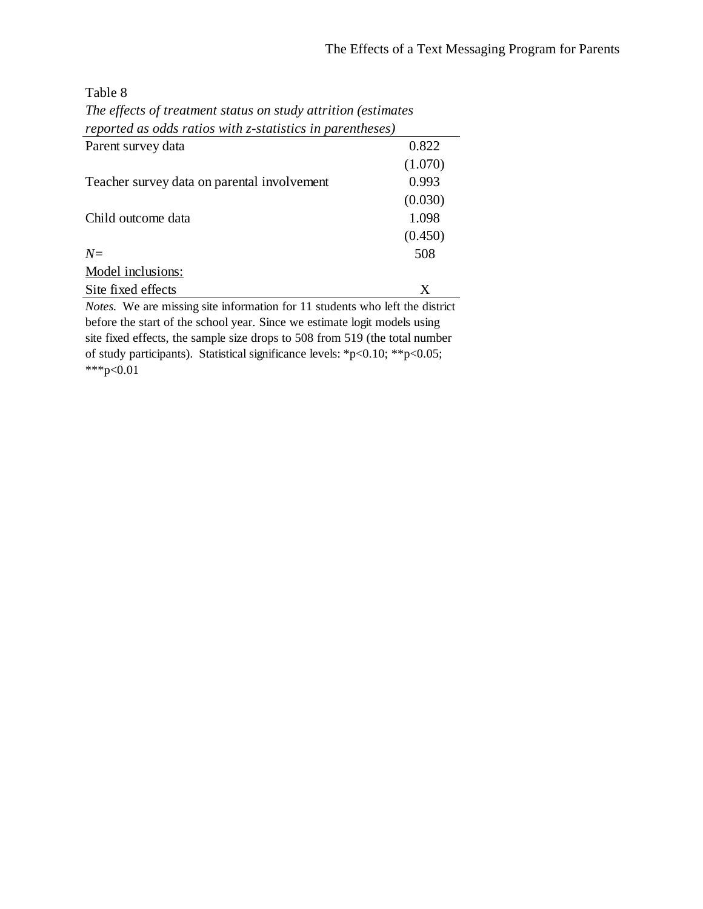Table 8

*The effects of treatment status on study attrition (estimates reported as odds ratios with z-statistics in parentheses)*

| | |
|---|---|
| Parent survey data | 0.822 |
| | (1.070) |
| Teacher survey data on parental involvement | 0.993 |
| | (0.030) |
| Child outcome data | 1.098 |
| | (0.450) |
| *N*= | 508 |
| Model inclusions: | |
| Site fixed effects | X |

*Notes.* We are missing site information for 11 students who left the district before the start of the school year. Since we estimate logit models using site fixed effects, the sample size drops to 508 from 519 (the total number of study participants). Statistical significance levels: *p<0.10; **p<0.05; ***p<0.01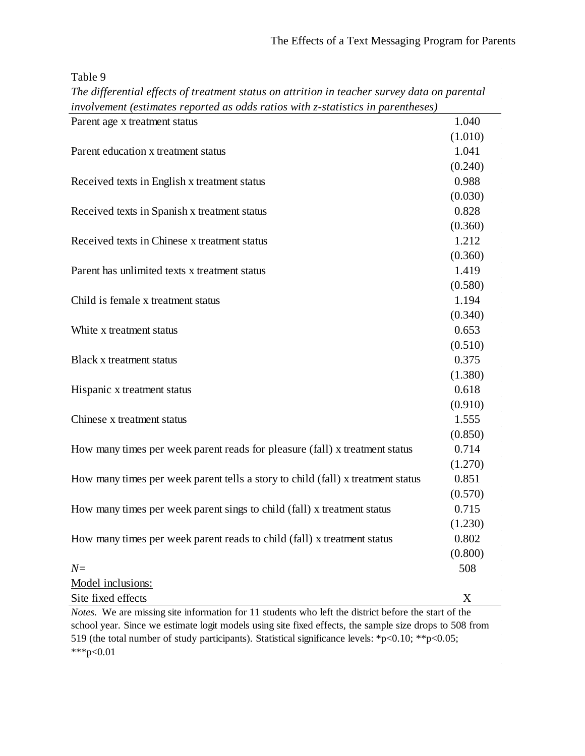Table 9

*The differential effects of treatment status on attrition in teacher survey data on parental involvement (estimates reported as odds ratios with z-statistics in parentheses)*

| | |
|---|---|
| Parent age x treatment status | 1.040 |
| | (1.010) |
| Parent education x treatment status | 1.041 |
| | (0.240) |
| Received texts in English x treatment status | 0.988 |
| | (0.030) |
| Received texts in Spanish x treatment status | 0.828 |
| | (0.360) |
| Received texts in Chinese x treatment status | 1.212 |
| | (0.360) |
| Parent has unlimited texts x treatment status | 1.419 |
| | (0.580) |
| Child is female x treatment status | 1.194 |
| | (0.340) |
| White x treatment status | 0.653 |
| | (0.510) |
| Black x treatment status | 0.375 |
| | (1.380) |
| Hispanic x treatment status | 0.618 |
| | (0.910) |
| Chinese x treatment status | 1.555 |
| | (0.850) |
| How many times per week parent reads for pleasure (fall) x treatment status | 0.714 |
| | (1.270) |
| How many times per week parent tells a story to child (fall) x treatment status | 0.851 |
| | (0.570) |
| How many times per week parent sings to child (fall) x treatment status | 0.715 |
| | (1.230) |
| How many times per week parent reads to child (fall) x treatment status | 0.802 |
| | (0.800) |
| *N*= | 508 |
| Model inclusions: | |
| Site fixed effects | X |

*Notes.* We are missing site information for 11 students who left the district before the start of the school year. Since we estimate logit models using site fixed effects, the sample size drops to 508 from 519 (the total number of study participants). Statistical significance levels: *p<0.10; **p<0.05; ***p<0.01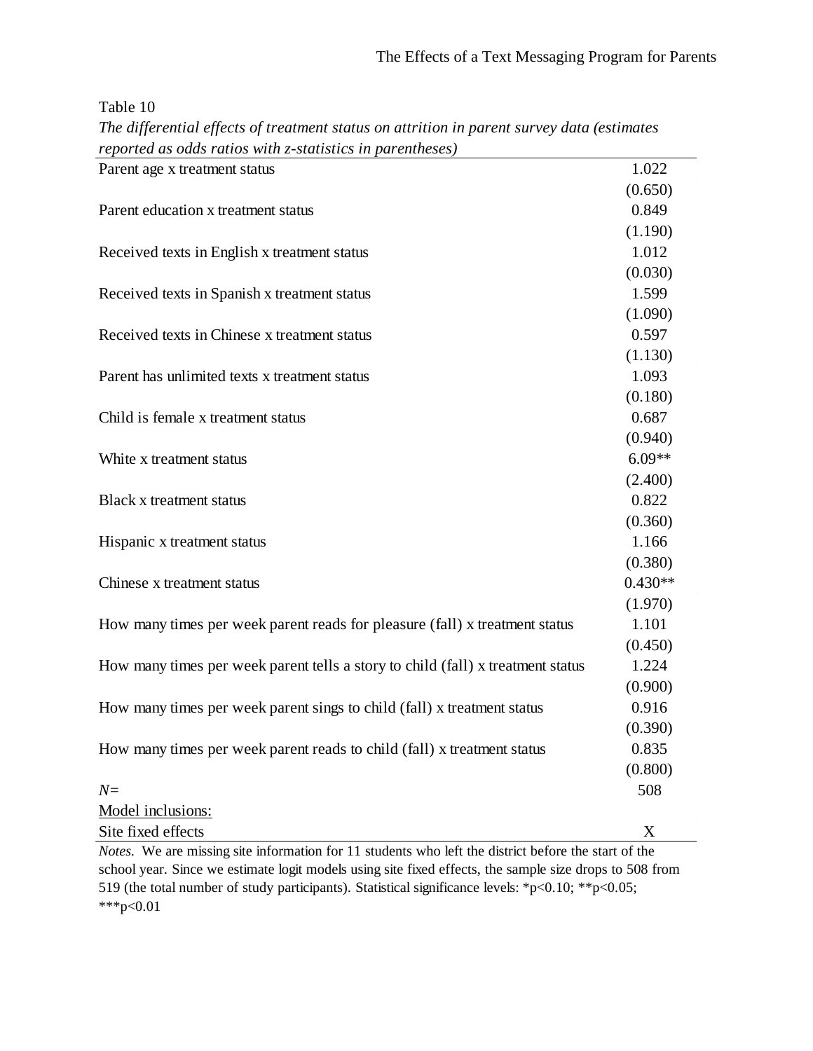Table 10

*The differential effects of treatment status on attrition in parent survey data (estimates reported as odds ratios with z-statistics in parentheses)*

| | |
|---|---|
| Parent age x treatment status | 1.022 |
| | (0.650) |
| Parent education x treatment status | 0.849 |
| | (1.190) |
| Received texts in English x treatment status | 1.012 |
| | (0.030) |
| Received texts in Spanish x treatment status | 1.599 |
| | (1.090) |
| Received texts in Chinese x treatment status | 0.597 |
| | (1.130) |
| Parent has unlimited texts x treatment status | 1.093 |
| | (0.180) |
| Child is female x treatment status | 0.687 |
| | (0.940) |
| White x treatment status | 6.09** |
| | (2.400) |
| Black x treatment status | 0.822 |
| | (0.360) |
| Hispanic x treatment status | 1.166 |
| | (0.380) |
| Chinese x treatment status | 0.430** |
| | (1.970) |
| How many times per week parent reads for pleasure (fall) x treatment status | 1.101 |
| | (0.450) |
| How many times per week parent tells a story to child (fall) x treatment status | 1.224 |
| | (0.900) |
| How many times per week parent sings to child (fall) x treatment status | 0.916 |
| | (0.390) |
| How many times per week parent reads to child (fall) x treatment status | 0.835 |
| | (0.800) |
| *N*= | 508 |
| Model inclusions: | |
| Site fixed effects | X |

*Notes.* We are missing site information for 11 students who left the district before the start of the school year. Since we estimate logit models using site fixed effects, the sample size drops to 508 from 519 (the total number of study participants). Statistical significance levels: *p<0.10; **p<0.05; ***p<0.01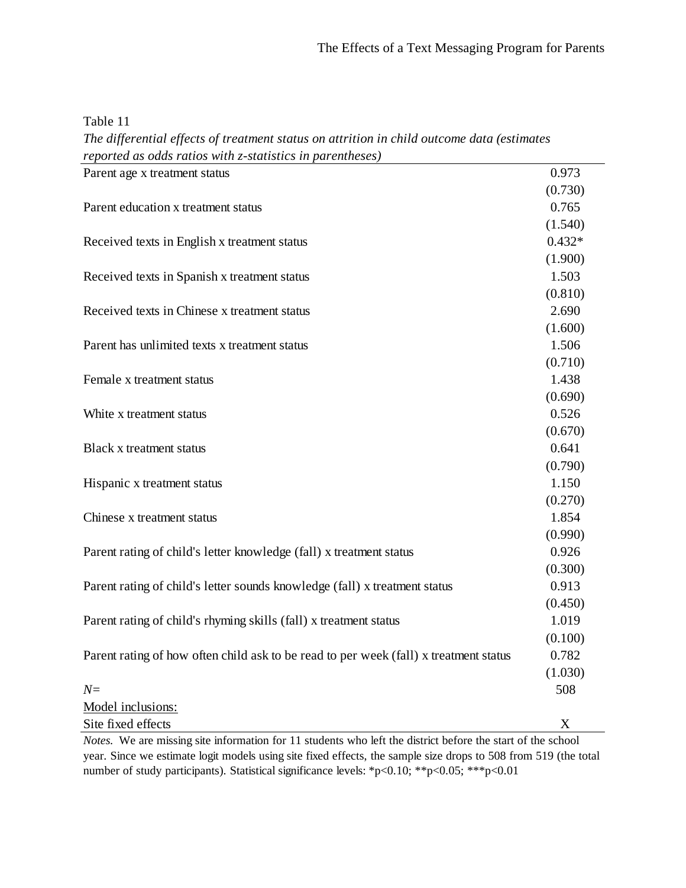Table 11

*The differential effects of treatment status on attrition in child outcome data (estimates reported as odds ratios with z-statistics in parentheses)*

| | |
|---|---|
| Parent age x treatment status | 0.973 |
| | (0.730) |
| Parent education x treatment status | 0.765 |
| | (1.540) |
| Received texts in English x treatment status | 0.432* |
| | (1.900) |
| Received texts in Spanish x treatment status | 1.503 |
| | (0.810) |
| Received texts in Chinese x treatment status | 2.690 |
| | (1.600) |
| Parent has unlimited texts x treatment status | 1.506 |
| | (0.710) |
| Female x treatment status | 1.438 |
| | (0.690) |
| White x treatment status | 0.526 |
| | (0.670) |
| Black x treatment status | 0.641 |
| | (0.790) |
| Hispanic x treatment status | 1.150 |
| | (0.270) |
| Chinese x treatment status | 1.854 |
| | (0.990) |
| Parent rating of child's letter knowledge (fall) x treatment status | 0.926 |
| | (0.300) |
| Parent rating of child's letter sounds knowledge (fall) x treatment status | 0.913 |
| | (0.450) |
| Parent rating of child's rhyming skills (fall) x treatment status | 1.019 |
| | (0.100) |
| Parent rating of how often child ask to be read to per week (fall) x treatment status | 0.782 |
| | (1.030) |
| *N*= | 508 |
| Model inclusions: | |
| Site fixed effects | X |

*Notes.* We are missing site information for 11 students who left the district before the start of the school year. Since we estimate logit models using site fixed effects, the sample size drops to 508 from 519 (the total number of study participants). Statistical significance levels: *p<0.10; **p<0.05; ***p<0.01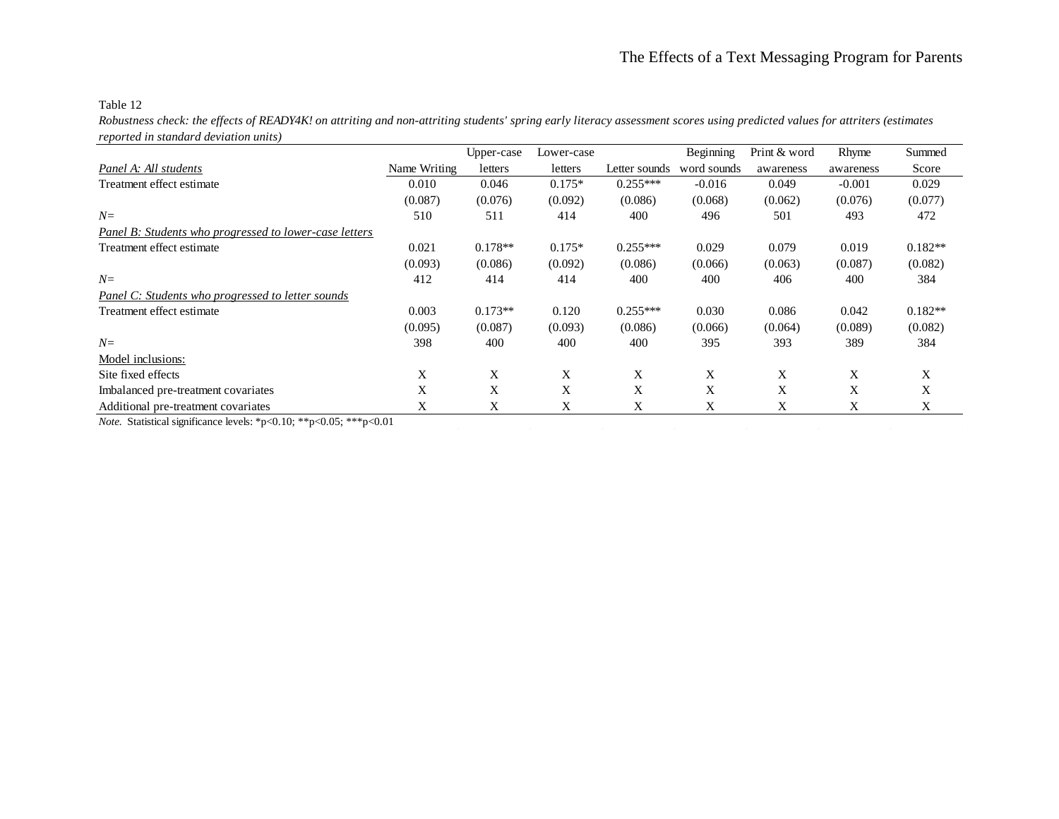Table 12

*Robustness check: the effects of READY4K! on attriting and non-attriting students' spring early literacy assessment scores using predicted values for attriters (estimates reported in standard deviation units)*

| | Name Writing | Upper-case letters | Lower-case letters | Letter sounds | Beginning word sounds | Print & word awareness | Rhyme awareness | Summed Score |
|---|---|---|---|---|---|---|---|---|
| *Panel A: All students* | | | | | | | | |
| Treatment effect estimate | 0.010 | 0.046 | 0.175* | 0.255*** | -0.016 | 0.049 | -0.001 | 0.029 |
| | (0.087) | (0.076) | (0.092) | (0.086) | (0.068) | (0.062) | (0.076) | (0.077) |
| *N*= | 510 | 511 | 414 | 400 | 496 | 501 | 493 | 472 |
| *Panel B: Students who progressed to lower-case letters* | | | | | | | | |
| Treatment effect estimate | 0.021 | 0.178** | 0.175* | 0.255*** | 0.029 | 0.079 | 0.019 | 0.182** |
| | (0.093) | (0.086) | (0.092) | (0.086) | (0.066) | (0.063) | (0.087) | (0.082) |
| *N*= | 412 | 414 | 414 | 400 | 400 | 406 | 400 | 384 |
| *Panel C: Students who progressed to letter sounds* | | | | | | | | |
| Treatment effect estimate | 0.003 | 0.173** | 0.120 | 0.255*** | 0.030 | 0.086 | 0.042 | 0.182** |
| | (0.095) | (0.087) | (0.093) | (0.086) | (0.066) | (0.064) | (0.089) | (0.082) |
| *N*= | 398 | 400 | 400 | 400 | 395 | 393 | 389 | 384 |
| Model inclusions: | | | | | | | | |
| Site fixed effects | X | X | X | X | X | X | X | X |
| Imbalanced pre-treatment covariates | X | X | X | X | X | X | X | X |
| Additional pre-treatment covariates | X | X | X | X | X | X | X | X |

*Note.* Statistical significance levels: *p<0.10; **p<0.05; ***p<0.01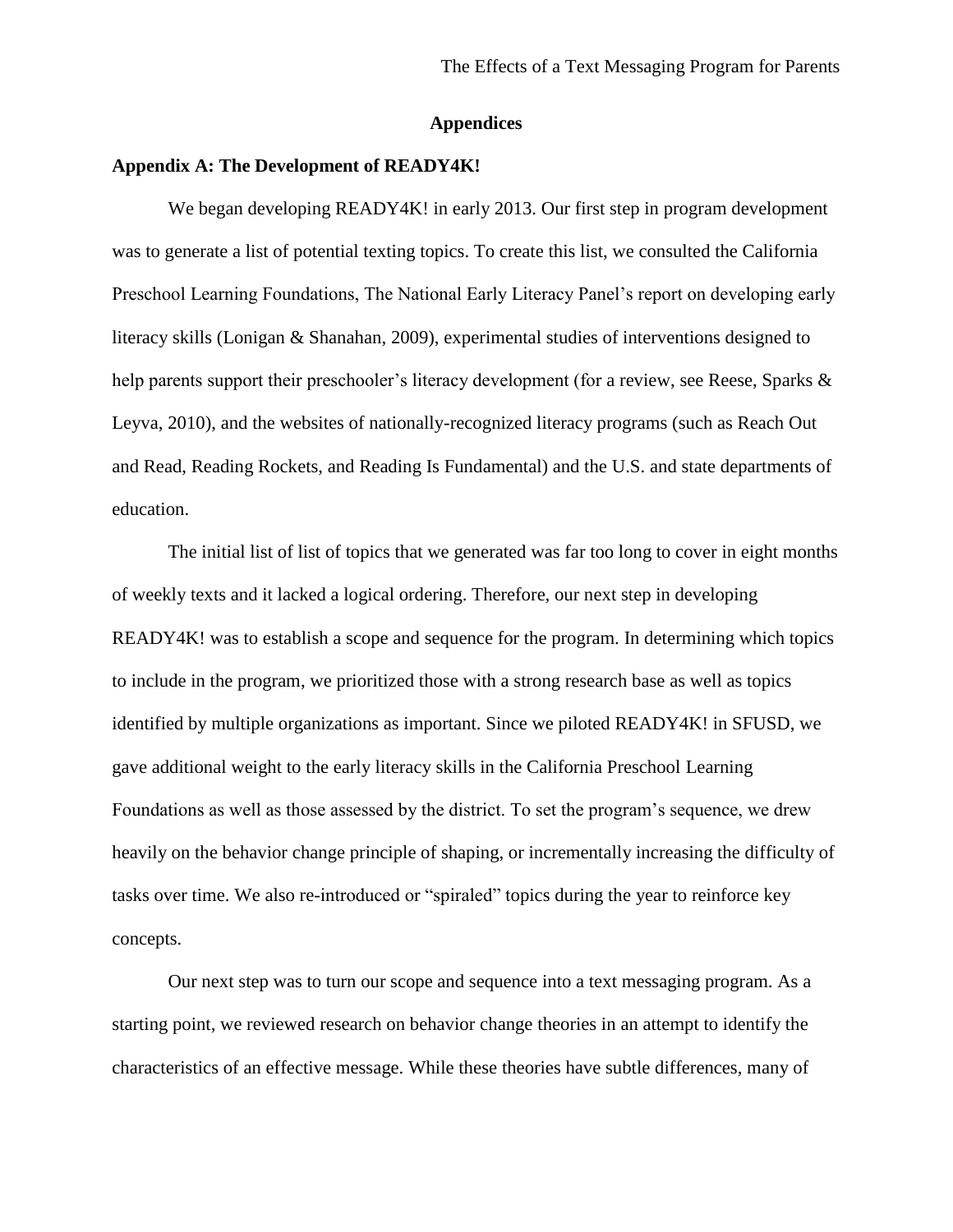## Appendices

### Appendix A: The Development of READY4K!

We began developing READY4K! in early 2013. Our first step in program development was to generate a list of potential texting topics. To create this list, we consulted the California Preschool Learning Foundations, The National Early Literacy Panel's report on developing early literacy skills (Lonigan & Shanahan, 2009), experimental studies of interventions designed to help parents support their preschooler's literacy development (for a review, see Reese, Sparks & Leyva, 2010), and the websites of nationally-recognized literacy programs (such as Reach Out and Read, Reading Rockets, and Reading Is Fundamental) and the U.S. and state departments of education.

The initial list of list of topics that we generated was far too long to cover in eight months of weekly texts and it lacked a logical ordering. Therefore, our next step in developing READY4K! was to establish a scope and sequence for the program. In determining which topics to include in the program, we prioritized those with a strong research base as well as topics identified by multiple organizations as important. Since we piloted READY4K! in SFUSD, we gave additional weight to the early literacy skills in the California Preschool Learning Foundations as well as those assessed by the district. To set the program's sequence, we drew heavily on the behavior change principle of shaping, or incrementally increasing the difficulty of tasks over time. We also re-introduced or "spiraled" topics during the year to reinforce key concepts.

Our next step was to turn our scope and sequence into a text messaging program. As a starting point, we reviewed research on behavior change theories in an attempt to identify the characteristics of an effective message. While these theories have subtle differences, many of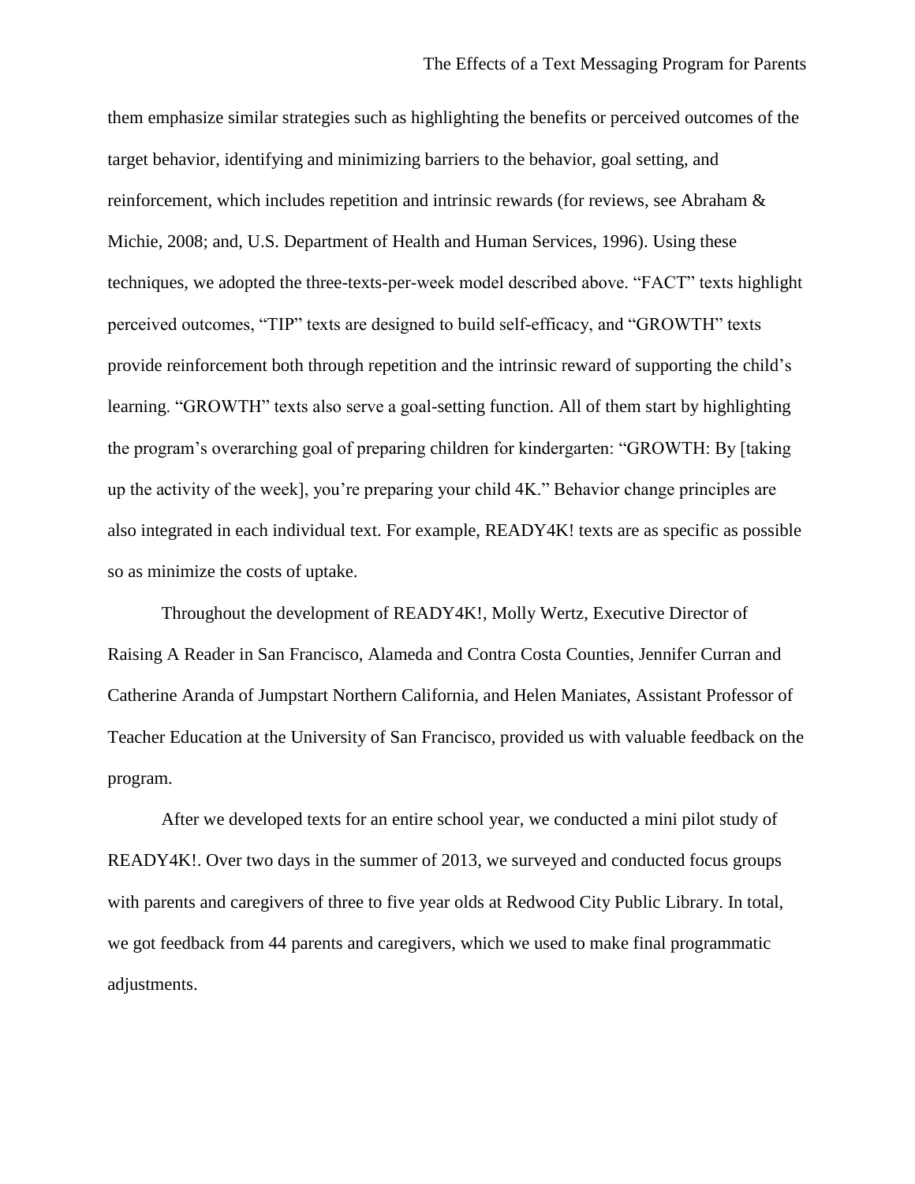them emphasize similar strategies such as highlighting the benefits or perceived outcomes of the target behavior, identifying and minimizing barriers to the behavior, goal setting, and reinforcement, which includes repetition and intrinsic rewards (for reviews, see Abraham & Michie, 2008; and, U.S. Department of Health and Human Services, 1996). Using these techniques, we adopted the three-texts-per-week model described above. "FACT" texts highlight perceived outcomes, "TIP" texts are designed to build self-efficacy, and "GROWTH" texts provide reinforcement both through repetition and the intrinsic reward of supporting the child's learning. "GROWTH" texts also serve a goal-setting function. All of them start by highlighting the program's overarching goal of preparing children for kindergarten: "GROWTH: By [taking up the activity of the week], you're preparing your child 4K." Behavior change principles are also integrated in each individual text. For example, READY4K! texts are as specific as possible so as minimize the costs of uptake.

Throughout the development of READY4K!, Molly Wertz, Executive Director of Raising A Reader in San Francisco, Alameda and Contra Costa Counties, Jennifer Curran and Catherine Aranda of Jumpstart Northern California, and Helen Maniates, Assistant Professor of Teacher Education at the University of San Francisco, provided us with valuable feedback on the program.

After we developed texts for an entire school year, we conducted a mini pilot study of READY4K!. Over two days in the summer of 2013, we surveyed and conducted focus groups with parents and caregivers of three to five year olds at Redwood City Public Library. In total, we got feedback from 44 parents and caregivers, which we used to make final programmatic adjustments.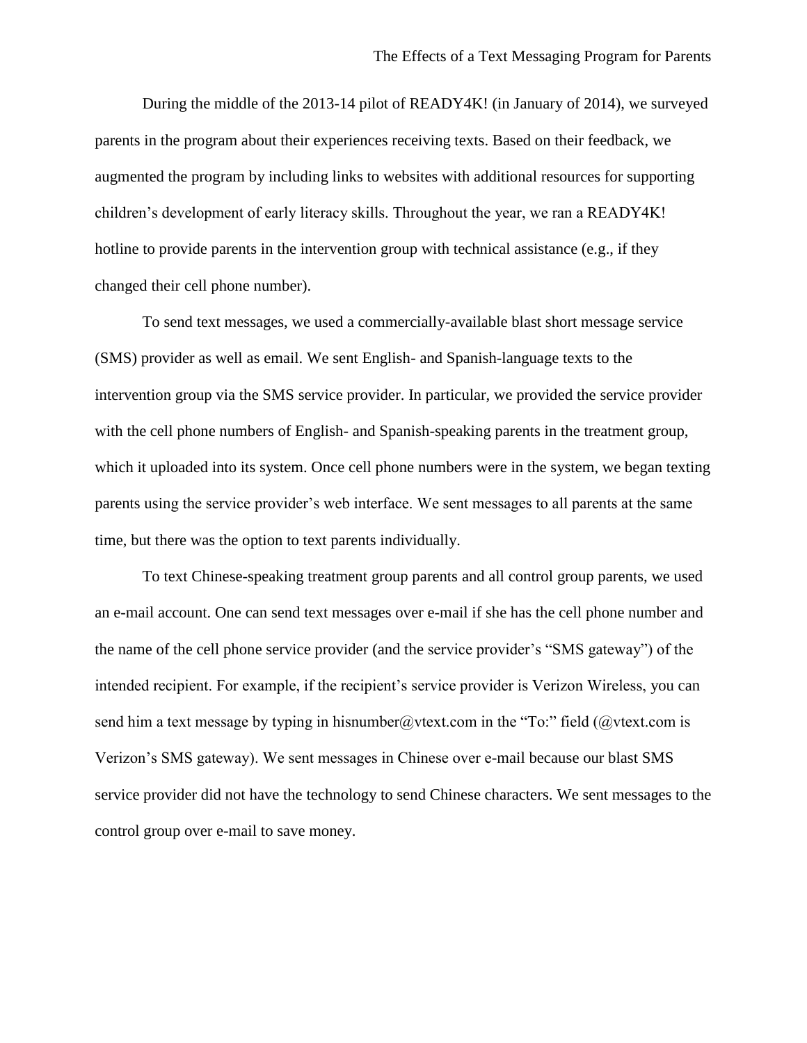During the middle of the 2013-14 pilot of READY4K! (in January of 2014), we surveyed parents in the program about their experiences receiving texts. Based on their feedback, we augmented the program by including links to websites with additional resources for supporting children's development of early literacy skills. Throughout the year, we ran a READY4K! hotline to provide parents in the intervention group with technical assistance (e.g., if they changed their cell phone number).

To send text messages, we used a commercially-available blast short message service (SMS) provider as well as email. We sent English- and Spanish-language texts to the intervention group via the SMS service provider. In particular, we provided the service provider with the cell phone numbers of English- and Spanish-speaking parents in the treatment group, which it uploaded into its system. Once cell phone numbers were in the system, we began texting parents using the service provider's web interface. We sent messages to all parents at the same time, but there was the option to text parents individually.

To text Chinese-speaking treatment group parents and all control group parents, we used an e-mail account. One can send text messages over e-mail if she has the cell phone number and the name of the cell phone service provider (and the service provider's "SMS gateway") of the intended recipient. For example, if the recipient's service provider is Verizon Wireless, you can send him a text message by typing in hisnumber@vtext.com in the "To:" field (@vtext.com is Verizon's SMS gateway). We sent messages in Chinese over e-mail because our blast SMS service provider did not have the technology to send Chinese characters. We sent messages to the control group over e-mail to save money.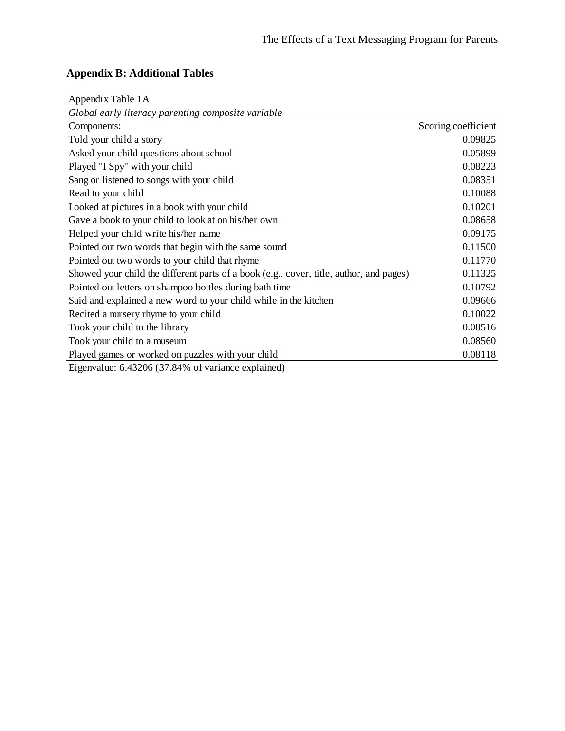## Appendix B: Additional Tables

Appendix Table 1A

*Global early literacy parenting composite variable*

| Components: | Scoring coefficient |
|---|---|
| Told your child a story | 0.09825 |
| Asked your child questions about school | 0.05899 |
| Played "I Spy" with your child | 0.08223 |
| Sang or listened to songs with your child | 0.08351 |
| Read to your child | 0.10088 |
| Looked at pictures in a book with your child | 0.10201 |
| Gave a book to your child to look at on his/her own | 0.08658 |
| Helped your child write his/her name | 0.09175 |
| Pointed out two words that begin with the same sound | 0.11500 |
| Pointed out two words to your child that rhyme | 0.11770 |
| Showed your child the different parts of a book (e.g., cover, title, author, and pages) | 0.11325 |
| Pointed out letters on shampoo bottles during bath time | 0.10792 |
| Said and explained a new word to your child while in the kitchen | 0.09666 |
| Recited a nursery rhyme to your child | 0.10022 |
| Took your child to the library | 0.08516 |
| Took your child to a museum | 0.08560 |
| Played games or worked on puzzles with your child | 0.08118 |

Eigenvalue: 6.43206 (37.84% of variance explained)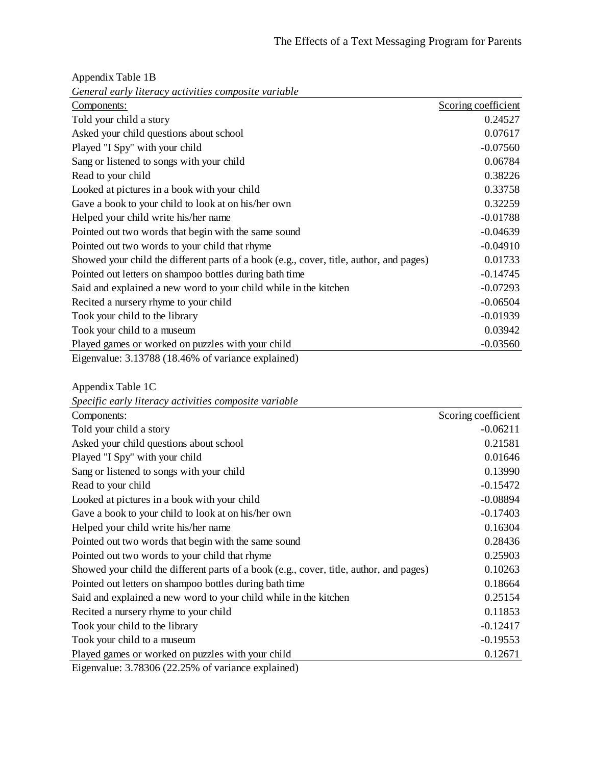Appendix Table 1B

*General early literacy activities composite variable*

| Components: | Scoring coefficient |
|---|---|
| Told your child a story | 0.24527 |
| Asked your child questions about school | 0.07617 |
| Played "I Spy" with your child | -0.07560 |
| Sang or listened to songs with your child | 0.06784 |
| Read to your child | 0.38226 |
| Looked at pictures in a book with your child | 0.33758 |
| Gave a book to your child to look at on his/her own | 0.32259 |
| Helped your child write his/her name | -0.01788 |
| Pointed out two words that begin with the same sound | -0.04639 |
| Pointed out two words to your child that rhyme | -0.04910 |
| Showed your child the different parts of a book (e.g., cover, title, author, and pages) | 0.01733 |
| Pointed out letters on shampoo bottles during bath time | -0.14745 |
| Said and explained a new word to your child while in the kitchen | -0.07293 |
| Recited a nursery rhyme to your child | -0.06504 |
| Took your child to the library | -0.01939 |
| Took your child to a museum | 0.03942 |
| Played games or worked on puzzles with your child | -0.03560 |

Eigenvalue: 3.13788 (18.46% of variance explained)

Appendix Table 1C

*Specific early literacy activities composite variable*

| Components: | Scoring coefficient |
|---|---|
| Told your child a story | -0.06211 |
| Asked your child questions about school | 0.21581 |
| Played "I Spy" with your child | 0.01646 |
| Sang or listened to songs with your child | 0.13990 |
| Read to your child | -0.15472 |
| Looked at pictures in a book with your child | -0.08894 |
| Gave a book to your child to look at on his/her own | -0.17403 |
| Helped your child write his/her name | 0.16304 |
| Pointed out two words that begin with the same sound | 0.28436 |
| Pointed out two words to your child that rhyme | 0.25903 |
| Showed your child the different parts of a book (e.g., cover, title, author, and pages) | 0.10263 |
| Pointed out letters on shampoo bottles during bath time | 0.18664 |
| Said and explained a new word to your child while in the kitchen | 0.25154 |
| Recited a nursery rhyme to your child | 0.11853 |
| Took your child to the library | -0.12417 |
| Took your child to a museum | -0.19553 |
| Played games or worked on puzzles with your child | 0.12671 |

Eigenvalue: 3.78306 (22.25% of variance explained)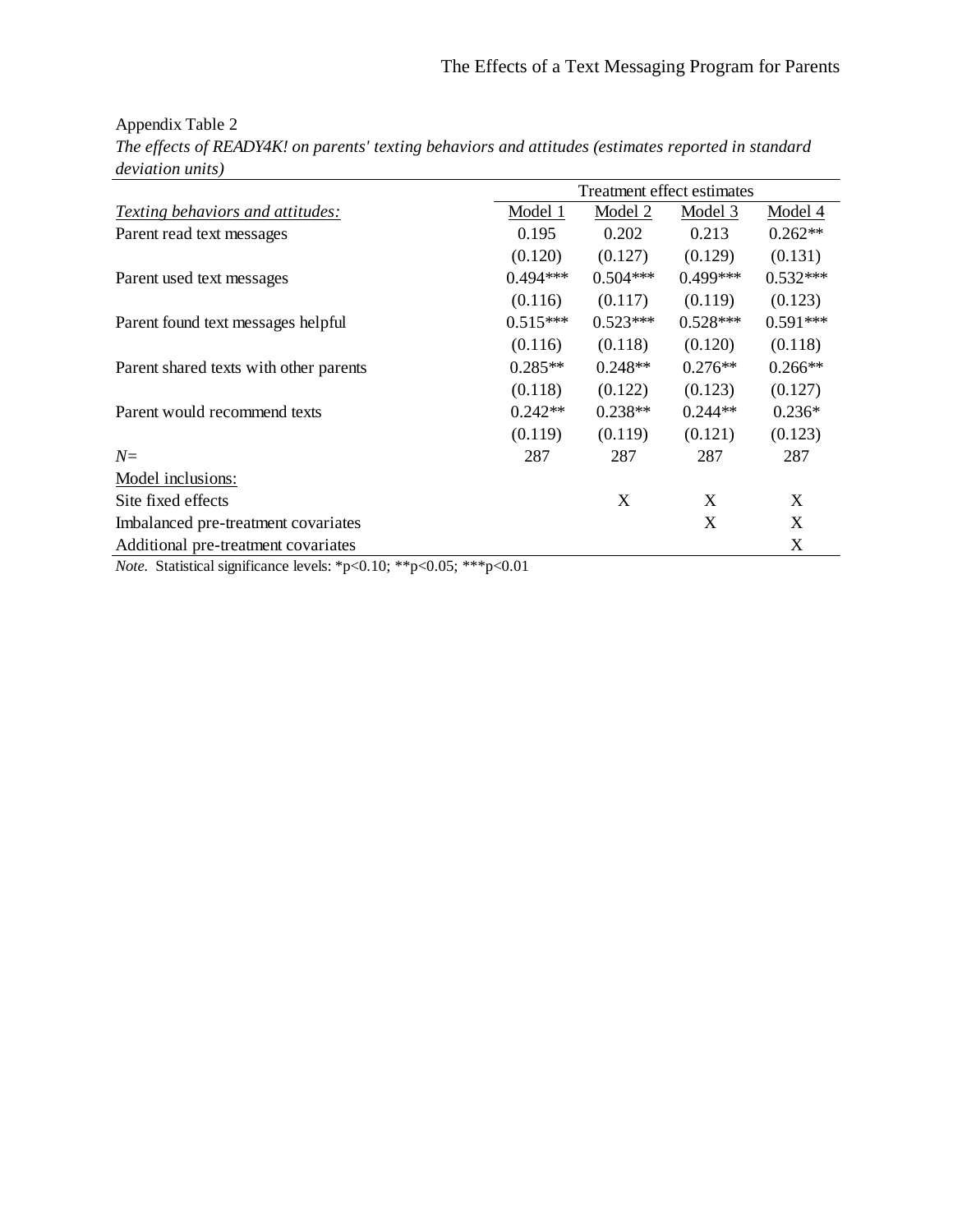Appendix Table 2

*The effects of READY4K! on parents' texting behaviors and attitudes (estimates reported in standard deviation units)*

| | Treatment effect estimates | | | |
|---|---|---|---|---|
| *Texting behaviors and attitudes:* | Model 1 | Model 2 | Model 3 | Model 4 |
| Parent read text messages | 0.195 | 0.202 | 0.213 | 0.262** |
| | (0.120) | (0.127) | (0.129) | (0.131) |
| Parent used text messages | 0.494*** | 0.504*** | 0.499*** | 0.532*** |
| | (0.116) | (0.117) | (0.119) | (0.123) |
| Parent found text messages helpful | 0.515*** | 0.523*** | 0.528*** | 0.591*** |
| | (0.116) | (0.118) | (0.120) | (0.118) |
| Parent shared texts with other parents | 0.285** | 0.248** | 0.276** | 0.266** |
| | (0.118) | (0.122) | (0.123) | (0.127) |
| Parent would recommend texts | 0.242** | 0.238** | 0.244** | 0.236* |
| | (0.119) | (0.119) | (0.121) | (0.123) |
| *N*= | 287 | 287 | 287 | 287 |
| Model inclusions: | | | | |
| Site fixed effects | | X | X | X |
| Imbalanced pre-treatment covariates | | | X | X |
| Additional pre-treatment covariates | | | | X |

*Note.* Statistical significance levels: *p<0.10; **p<0.05; ***p<0.01